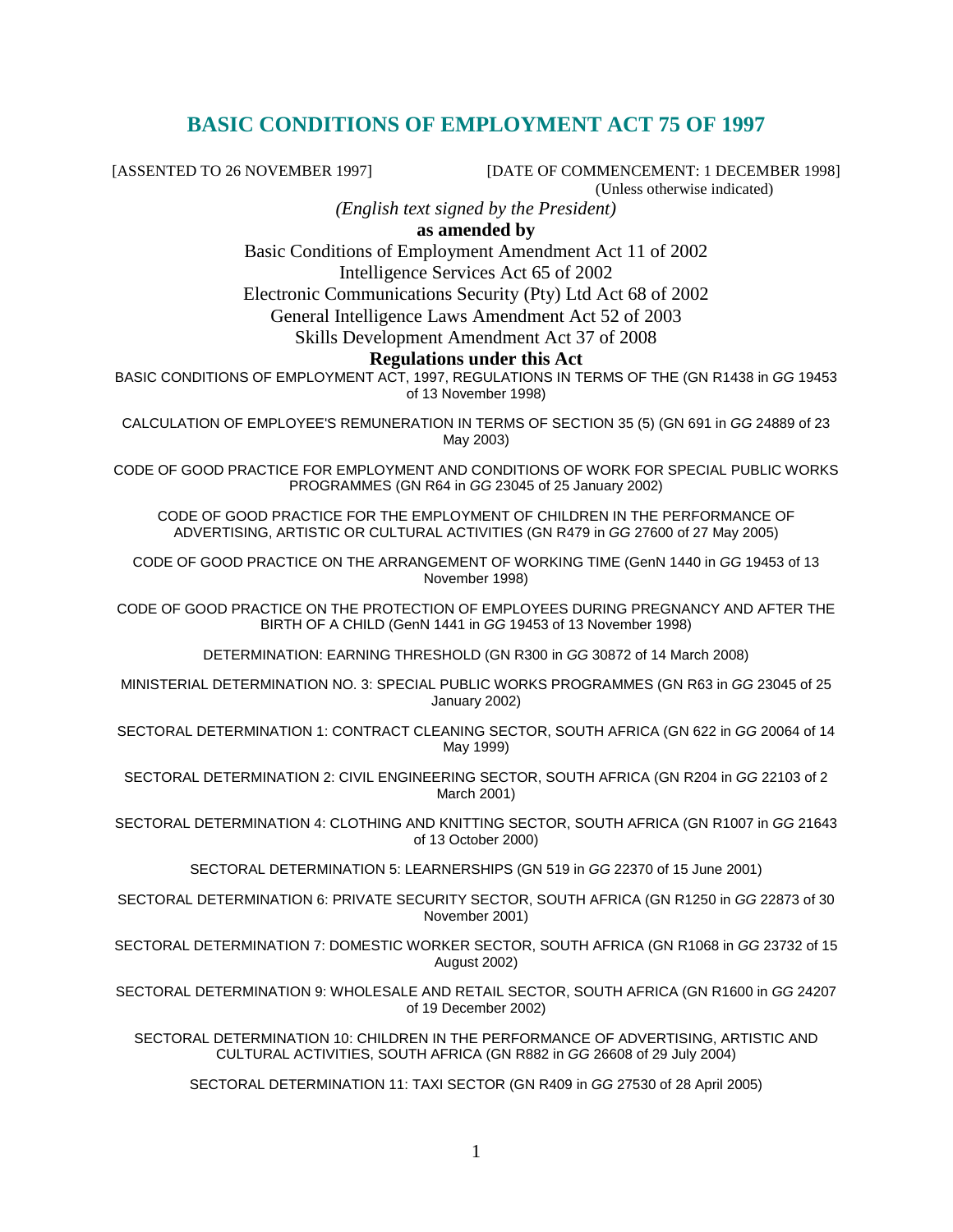# BASIC CONDITIONS OF EMPLOYMENT ACT 75 OF 1997

[ASSENTED TO 26 NOVEMBER 1997] [DATE OF COMMENCEMENT: 1 DECEMBER 1998]
(Unless otherwise indicated)

*(English text signed by the President)*

**as amended by**

Basic Conditions of Employment Amendment Act 11 of 2002
Intelligence Services Act 65 of 2002
Electronic Communications Security (Pty) Ltd Act 68 of 2002
General Intelligence Laws Amendment Act 52 of 2003
Skills Development Amendment Act 37 of 2008

**Regulations under this Act**

BASIC CONDITIONS OF EMPLOYMENT ACT, 1997, REGULATIONS IN TERMS OF THE (GN R1438 in *GG* 19453 of 13 November 1998)

CALCULATION OF EMPLOYEE'S REMUNERATION IN TERMS OF SECTION 35 (5) (GN 691 in *GG* 24889 of 23 May 2003)

CODE OF GOOD PRACTICE FOR EMPLOYMENT AND CONDITIONS OF WORK FOR SPECIAL PUBLIC WORKS PROGRAMMES (GN R64 in *GG* 23045 of 25 January 2002)

CODE OF GOOD PRACTICE FOR THE EMPLOYMENT OF CHILDREN IN THE PERFORMANCE OF ADVERTISING, ARTISTIC OR CULTURAL ACTIVITIES (GN R479 in *GG* 27600 of 27 May 2005)

CODE OF GOOD PRACTICE ON THE ARRANGEMENT OF WORKING TIME (GenN 1440 in *GG* 19453 of 13 November 1998)

CODE OF GOOD PRACTICE ON THE PROTECTION OF EMPLOYEES DURING PREGNANCY AND AFTER THE BIRTH OF A CHILD (GenN 1441 in *GG* 19453 of 13 November 1998)

DETERMINATION: EARNING THRESHOLD (GN R300 in *GG* 30872 of 14 March 2008)

MINISTERIAL DETERMINATION NO. 3: SPECIAL PUBLIC WORKS PROGRAMMES (GN R63 in *GG* 23045 of 25 January 2002)

SECTORAL DETERMINATION 1: CONTRACT CLEANING SECTOR, SOUTH AFRICA (GN 622 in *GG* 20064 of 14 May 1999)

SECTORAL DETERMINATION 2: CIVIL ENGINEERING SECTOR, SOUTH AFRICA (GN R204 in *GG* 22103 of 2 March 2001)

SECTORAL DETERMINATION 4: CLOTHING AND KNITTING SECTOR, SOUTH AFRICA (GN R1007 in *GG* 21643 of 13 October 2000)

SECTORAL DETERMINATION 5: LEARNERSHIPS (GN 519 in *GG* 22370 of 15 June 2001)

SECTORAL DETERMINATION 6: PRIVATE SECURITY SECTOR, SOUTH AFRICA (GN R1250 in *GG* 22873 of 30 November 2001)

SECTORAL DETERMINATION 7: DOMESTIC WORKER SECTOR, SOUTH AFRICA (GN R1068 in *GG* 23732 of 15 August 2002)

SECTORAL DETERMINATION 9: WHOLESALE AND RETAIL SECTOR, SOUTH AFRICA (GN R1600 in *GG* 24207 of 19 December 2002)

SECTORAL DETERMINATION 10: CHILDREN IN THE PERFORMANCE OF ADVERTISING, ARTISTIC AND CULTURAL ACTIVITIES, SOUTH AFRICA (GN R882 in *GG* 26608 of 29 July 2004)

SECTORAL DETERMINATION 11: TAXI SECTOR (GN R409 in *GG* 27530 of 28 April 2005)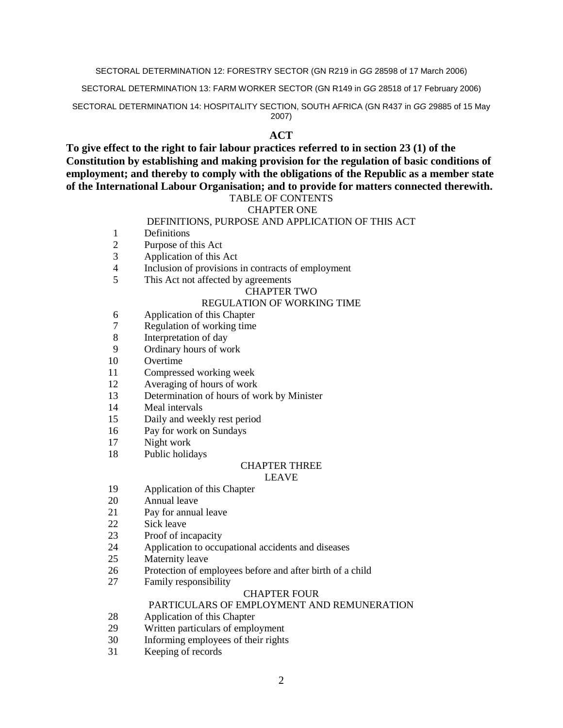SECTORAL DETERMINATION 12: FORESTRY SECTOR (GN R219 in *GG* 28598 of 17 March 2006)

SECTORAL DETERMINATION 13: FARM WORKER SECTOR (GN R149 in *GG* 28518 of 17 February 2006)

SECTORAL DETERMINATION 14: HOSPITALITY SECTION, SOUTH AFRICA (GN R437 in *GG* 29885 of 15 May 2007)

# ACT

**To give effect to the right to fair labour practices referred to in section 23 (1) of the Constitution by establishing and making provision for the regulation of basic conditions of employment; and thereby to comply with the obligations of the Republic as a member state of the International Labour Organisation; and to provide for matters connected therewith.**

## TABLE OF CONTENTS

### CHAPTER ONE

### DEFINITIONS, PURPOSE AND APPLICATION OF THIS ACT

1 Definitions
2 Purpose of this Act
3 Application of this Act
4 Inclusion of provisions in contracts of employment
5 This Act not affected by agreements

### CHAPTER TWO

### REGULATION OF WORKING TIME

6 Application of this Chapter
7 Regulation of working time
8 Interpretation of day
9 Ordinary hours of work
10 Overtime
11 Compressed working week
12 Averaging of hours of work
13 Determination of hours of work by Minister
14 Meal intervals
15 Daily and weekly rest period
16 Pay for work on Sundays
17 Night work
18 Public holidays

### CHAPTER THREE

### LEAVE

19 Application of this Chapter
20 Annual leave
21 Pay for annual leave
22 Sick leave
23 Proof of incapacity
24 Application to occupational accidents and diseases
25 Maternity leave
26 Protection of employees before and after birth of a child
27 Family responsibility

### CHAPTER FOUR

### PARTICULARS OF EMPLOYMENT AND REMUNERATION

28 Application of this Chapter
29 Written particulars of employment
30 Informing employees of their rights
31 Keeping of records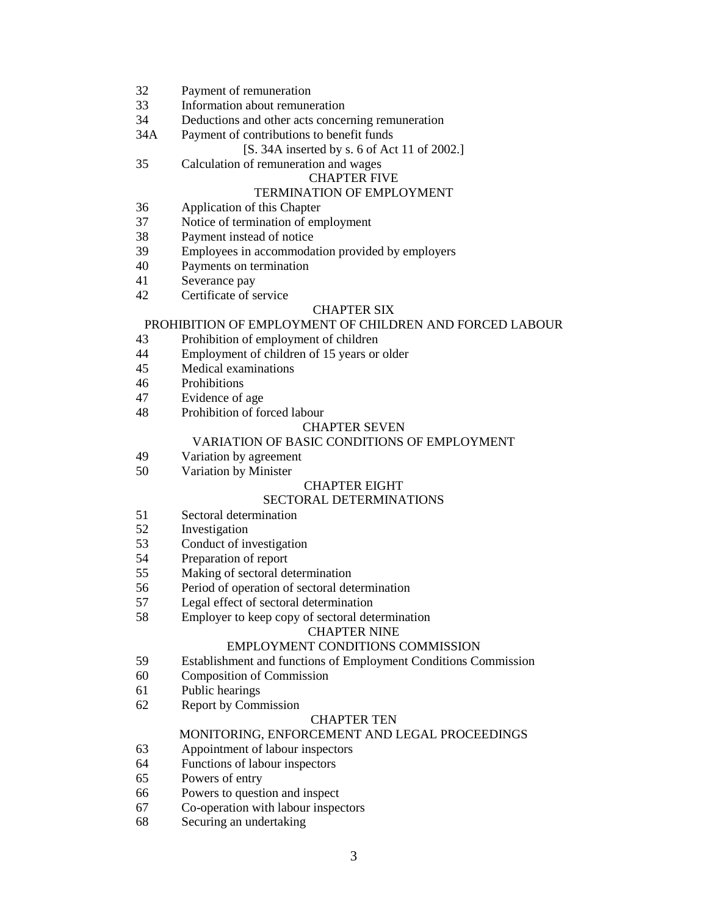32 Payment of remuneration
33 Information about remuneration
34 Deductions and other acts concerning remuneration
34A Payment of contributions to benefit funds

[S. 34A inserted by s. 6 of Act 11 of 2002.]

35 Calculation of remuneration and wages

## CHAPTER FIVE
## TERMINATION OF EMPLOYMENT

36 Application of this Chapter
37 Notice of termination of employment
38 Payment instead of notice
39 Employees in accommodation provided by employers
40 Payments on termination
41 Severance pay
42 Certificate of service

## CHAPTER SIX
## PROHIBITION OF EMPLOYMENT OF CHILDREN AND FORCED LABOUR

43 Prohibition of employment of children
44 Employment of children of 15 years or older
45 Medical examinations
46 Prohibitions
47 Evidence of age
48 Prohibition of forced labour

## CHAPTER SEVEN
## VARIATION OF BASIC CONDITIONS OF EMPLOYMENT

49 Variation by agreement
50 Variation by Minister

## CHAPTER EIGHT
## SECTORAL DETERMINATIONS

51 Sectoral determination
52 Investigation
53 Conduct of investigation
54 Preparation of report
55 Making of sectoral determination
56 Period of operation of sectoral determination
57 Legal effect of sectoral determination
58 Employer to keep copy of sectoral determination

## CHAPTER NINE
## EMPLOYMENT CONDITIONS COMMISSION

59 Establishment and functions of Employment Conditions Commission
60 Composition of Commission
61 Public hearings
62 Report by Commission

## CHAPTER TEN
## MONITORING, ENFORCEMENT AND LEGAL PROCEEDINGS

63 Appointment of labour inspectors
64 Functions of labour inspectors
65 Powers of entry
66 Powers to question and inspect
67 Co-operation with labour inspectors
68 Securing an undertaking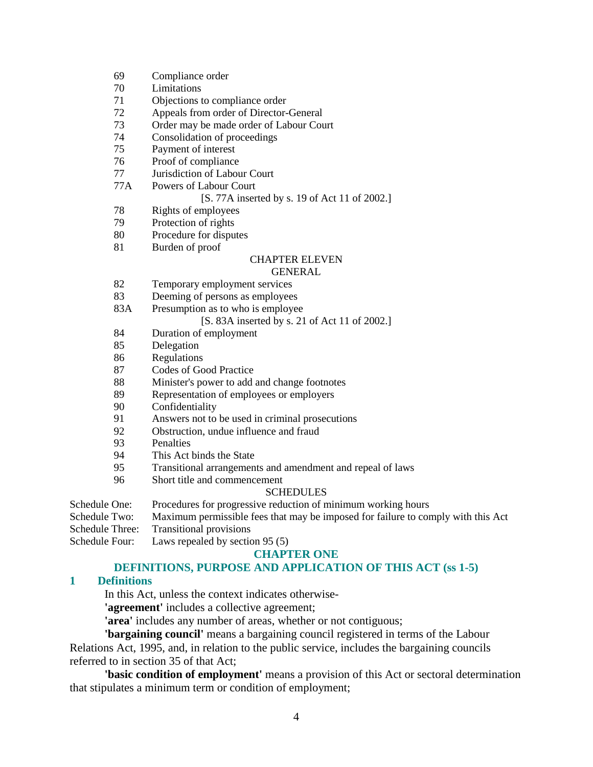69 Compliance order
70 Limitations
71 Objections to compliance order
72 Appeals from order of Director-General
73 Order may be made order of Labour Court
74 Consolidation of proceedings
75 Payment of interest
76 Proof of compliance
77 Jurisdiction of Labour Court
77A Powers of Labour Court
[S. 77A inserted by s. 19 of Act 11 of 2002.]
78 Rights of employees
79 Protection of rights
80 Procedure for disputes
81 Burden of proof

CHAPTER ELEVEN
GENERAL

82 Temporary employment services
83 Deeming of persons as employees
83A Presumption as to who is employee
[S. 83A inserted by s. 21 of Act 11 of 2002.]
84 Duration of employment
85 Delegation
86 Regulations
87 Codes of Good Practice
88 Minister's power to add and change footnotes
89 Representation of employees or employers
90 Confidentiality
91 Answers not to be used in criminal prosecutions
92 Obstruction, undue influence and fraud
93 Penalties
94 This Act binds the State
95 Transitional arrangements and amendment and repeal of laws
96 Short title and commencement

SCHEDULES

Schedule One: Procedures for progressive reduction of minimum working hours
Schedule Two: Maximum permissible fees that may be imposed for failure to comply with this Act
Schedule Three: Transitional provisions
Schedule Four: Laws repealed by section 95 (5)

## CHAPTER ONE

## DEFINITIONS, PURPOSE AND APPLICATION OF THIS ACT (ss 1-5)

### 1 Definitions

In this Act, unless the context indicates otherwise-

**'agreement'** includes a collective agreement;

**'area'** includes any number of areas, whether or not contiguous;

**'bargaining council'** means a bargaining council registered in terms of the Labour Relations Act, 1995, and, in relation to the public service, includes the bargaining councils referred to in section 35 of that Act;

**'basic condition of employment'** means a provision of this Act or sectoral determination that stipulates a minimum term or condition of employment;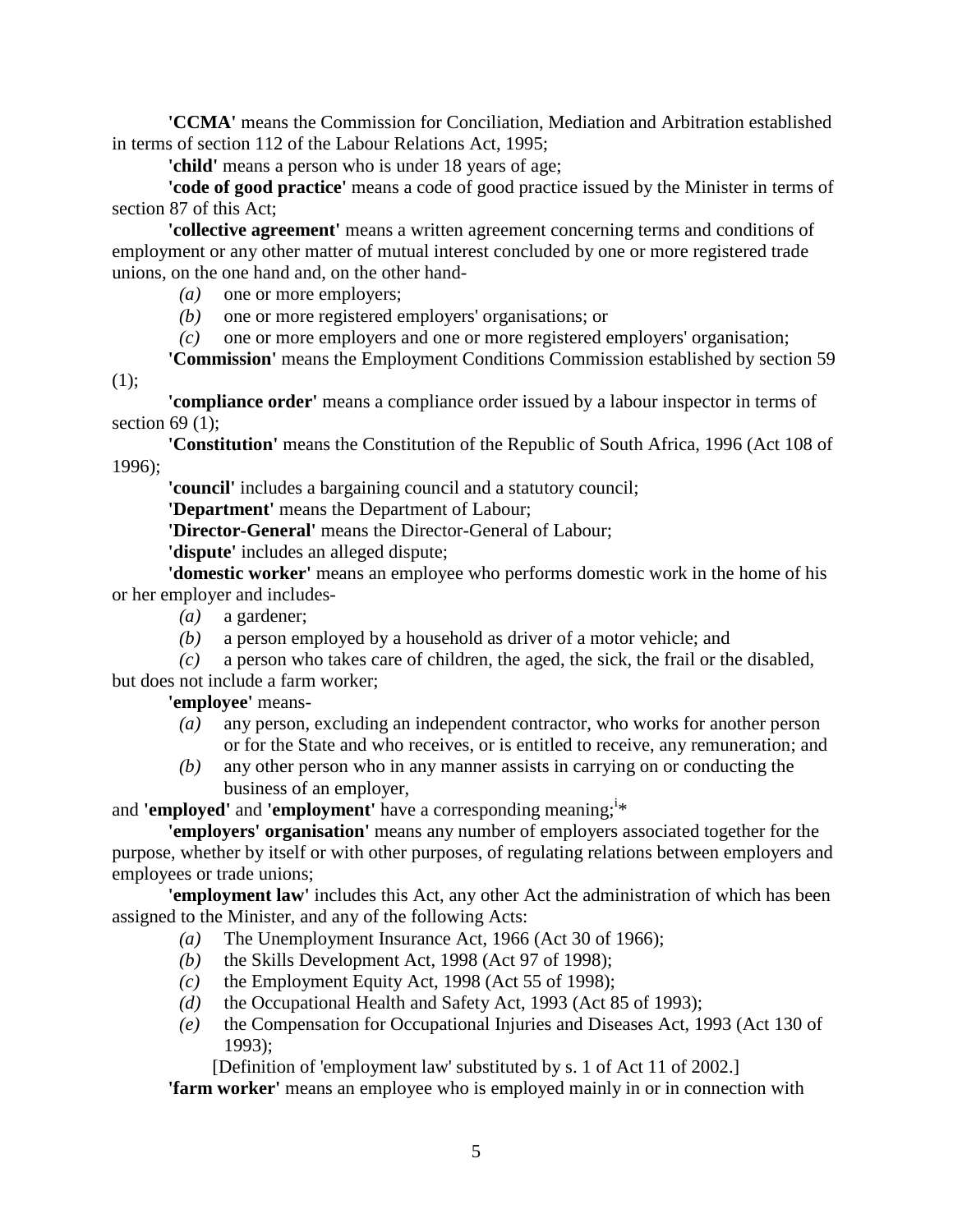**'CCMA'** means the Commission for Conciliation, Mediation and Arbitration established in terms of section 112 of the Labour Relations Act, 1995;

**'child'** means a person who is under 18 years of age;

**'code of good practice'** means a code of good practice issued by the Minister in terms of section 87 of this Act;

**'collective agreement'** means a written agreement concerning terms and conditions of employment or any other matter of mutual interest concluded by one or more registered trade unions, on the one hand and, on the other hand-

*(a)* one or more employers;

*(b)* one or more registered employers' organisations; or

*(c)* one or more employers and one or more registered employers' organisation;

**'Commission'** means the Employment Conditions Commission established by section 59 (1);

**'compliance order'** means a compliance order issued by a labour inspector in terms of section 69 (1);

**'Constitution'** means the Constitution of the Republic of South Africa, 1996 (Act 108 of 1996);

**'council'** includes a bargaining council and a statutory council;

**'Department'** means the Department of Labour;

**'Director-General'** means the Director-General of Labour;

**'dispute'** includes an alleged dispute;

**'domestic worker'** means an employee who performs domestic work in the home of his or her employer and includes-

*(a)* a gardener;

*(b)* a person employed by a household as driver of a motor vehicle; and

*(c)* a person who takes care of children, the aged, the sick, the frail or the disabled,

but does not include a farm worker;

**'employee'** means-

*(a)* any person, excluding an independent contractor, who works for another person or for the State and who receives, or is entitled to receive, any remuneration; and

*(b)* any other person who in any manner assists in carrying on or conducting the business of an employer,

and **'employed'** and **'employment'** have a corresponding meaning;[i]*

**'employers' organisation'** means any number of employers associated together for the purpose, whether by itself or with other purposes, of regulating relations between employers and employees or trade unions;

**'employment law'** includes this Act, any other Act the administration of which has been assigned to the Minister, and any of the following Acts:

*(a)* The Unemployment Insurance Act, 1966 (Act 30 of 1966);

*(b)* the Skills Development Act, 1998 (Act 97 of 1998);

*(c)* the Employment Equity Act, 1998 (Act 55 of 1998);

*(d)* the Occupational Health and Safety Act, 1993 (Act 85 of 1993);

*(e)* the Compensation for Occupational Injuries and Diseases Act, 1993 (Act 130 of 1993);

[Definition of 'employment law' substituted by s. 1 of Act 11 of 2002.]

**'farm worker'** means an employee who is employed mainly in or in connection with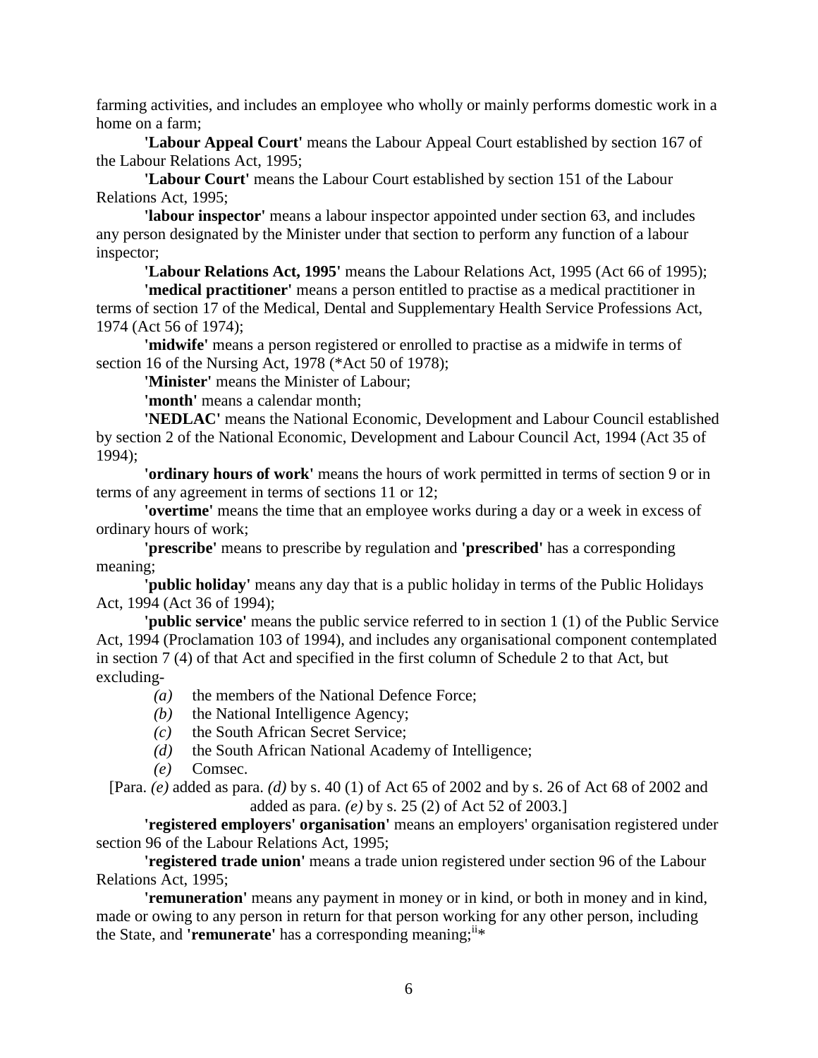farming activities, and includes an employee who wholly or mainly performs domestic work in a home on a farm;

**'Labour Appeal Court'** means the Labour Appeal Court established by section 167 of the Labour Relations Act, 1995;

**'Labour Court'** means the Labour Court established by section 151 of the Labour Relations Act, 1995;

**'labour inspector'** means a labour inspector appointed under section 63, and includes any person designated by the Minister under that section to perform any function of a labour inspector;

**'Labour Relations Act, 1995'** means the Labour Relations Act, 1995 (Act 66 of 1995);

**'medical practitioner'** means a person entitled to practise as a medical practitioner in terms of section 17 of the Medical, Dental and Supplementary Health Service Professions Act, 1974 (Act 56 of 1974);

**'midwife'** means a person registered or enrolled to practise as a midwife in terms of section 16 of the Nursing Act, 1978 (*Act 50 of 1978);

**'Minister'** means the Minister of Labour;

**'month'** means a calendar month;

**'NEDLAC'** means the National Economic, Development and Labour Council established by section 2 of the National Economic, Development and Labour Council Act, 1994 (Act 35 of 1994);

**'ordinary hours of work'** means the hours of work permitted in terms of section 9 or in terms of any agreement in terms of sections 11 or 12;

**'overtime'** means the time that an employee works during a day or a week in excess of ordinary hours of work;

**'prescribe'** means to prescribe by regulation and **'prescribed'** has a corresponding meaning;

**'public holiday'** means any day that is a public holiday in terms of the Public Holidays Act, 1994 (Act 36 of 1994);

**'public service'** means the public service referred to in section 1 (1) of the Public Service Act, 1994 (Proclamation 103 of 1994), and includes any organisational component contemplated in section 7 (4) of that Act and specified in the first column of Schedule 2 to that Act, but excluding-

*(a)* the members of the National Defence Force;

*(b)* the National Intelligence Agency;

*(c)* the South African Secret Service;

*(d)* the South African National Academy of Intelligence;

*(e)* Comsec.

[Para. *(e)* added as para. *(d)* by s. 40 (1) of Act 65 of 2002 and by s. 26 of Act 68 of 2002 and added as para. *(e)* by s. 25 (2) of Act 52 of 2003.]

**'registered employers' organisation'** means an employers' organisation registered under section 96 of the Labour Relations Act, 1995;

**'registered trade union'** means a trade union registered under section 96 of the Labour Relations Act, 1995;

**'remuneration'** means any payment in money or in kind, or both in money and in kind, made or owing to any person in return for that person working for any other person, including the State, and **'remunerate'** has a corresponding meaning;[ii]*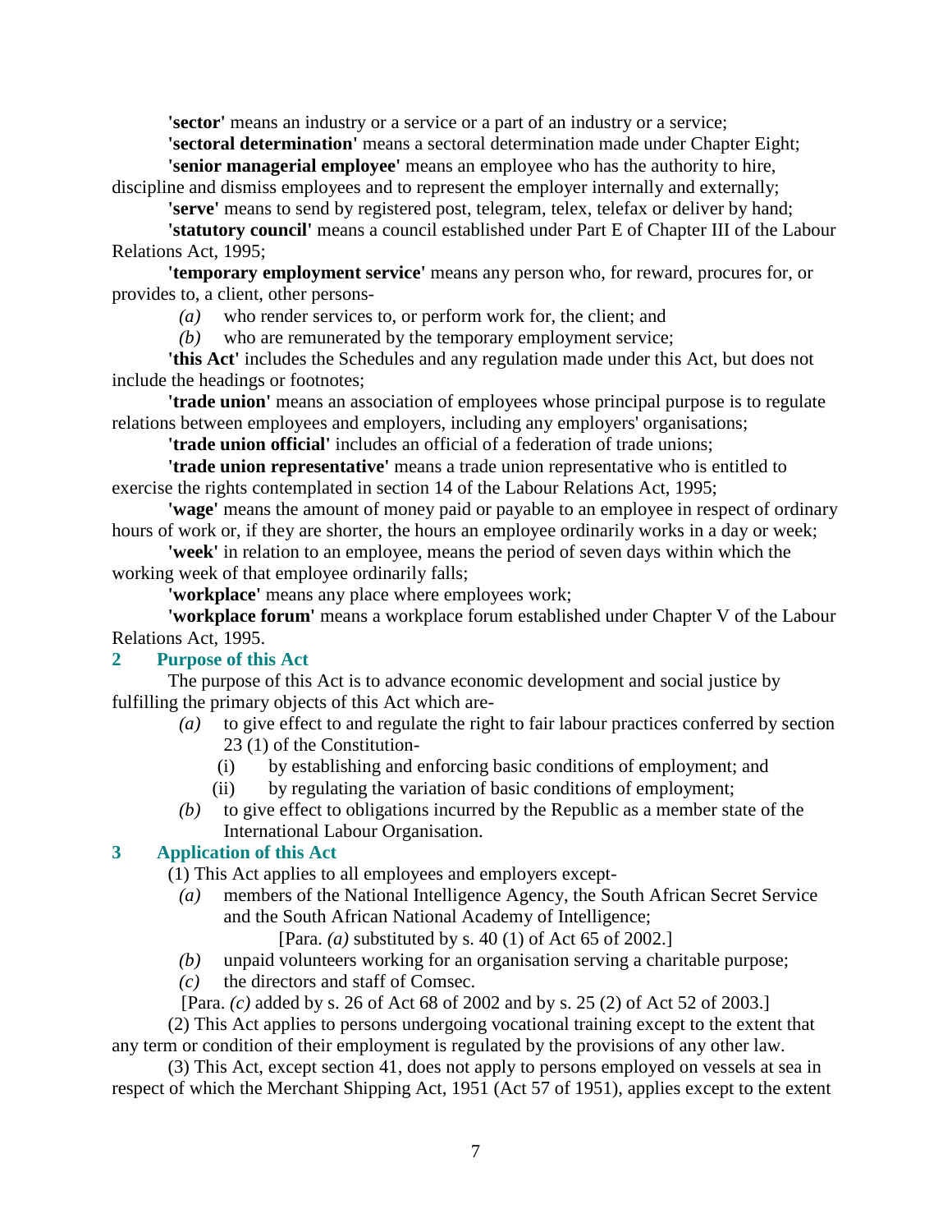**'sector'** means an industry or a service or a part of an industry or a service;

**'sectoral determination'** means a sectoral determination made under Chapter Eight;

**'senior managerial employee'** means an employee who has the authority to hire, discipline and dismiss employees and to represent the employer internally and externally;

**'serve'** means to send by registered post, telegram, telex, telefax or deliver by hand;

**'statutory council'** means a council established under Part E of Chapter III of the Labour Relations Act, 1995;

**'temporary employment service'** means any person who, for reward, procures for, or provides to, a client, other persons-

*(a)* who render services to, or perform work for, the client; and

*(b)* who are remunerated by the temporary employment service;

**'this Act'** includes the Schedules and any regulation made under this Act, but does not include the headings or footnotes;

**'trade union'** means an association of employees whose principal purpose is to regulate relations between employees and employers, including any employers' organisations;

**'trade union official'** includes an official of a federation of trade unions;

**'trade union representative'** means a trade union representative who is entitled to exercise the rights contemplated in section 14 of the Labour Relations Act, 1995;

**'wage'** means the amount of money paid or payable to an employee in respect of ordinary hours of work or, if they are shorter, the hours an employee ordinarily works in a day or week;

**'week'** in relation to an employee, means the period of seven days within which the working week of that employee ordinarily falls;

**'workplace'** means any place where employees work;

**'workplace forum'** means a workplace forum established under Chapter V of the Labour Relations Act, 1995.

### 2 Purpose of this Act

The purpose of this Act is to advance economic development and social justice by fulfilling the primary objects of this Act which are-

*(a)* to give effect to and regulate the right to fair labour practices conferred by section 23 (1) of the Constitution-

(i) by establishing and enforcing basic conditions of employment; and

(ii) by regulating the variation of basic conditions of employment;

*(b)* to give effect to obligations incurred by the Republic as a member state of the International Labour Organisation.

### 3 Application of this Act

(1) This Act applies to all employees and employers except-

*(a)* members of the National Intelligence Agency, the South African Secret Service and the South African National Academy of Intelligence;

[Para. *(a)* substituted by s. 40 (1) of Act 65 of 2002.]

*(b)* unpaid volunteers working for an organisation serving a charitable purpose;

*(c)* the directors and staff of Comsec.

[Para. *(c)* added by s. 26 of Act 68 of 2002 and by s. 25 (2) of Act 52 of 2003.]

(2) This Act applies to persons undergoing vocational training except to the extent that any term or condition of their employment is regulated by the provisions of any other law.

(3) This Act, except section 41, does not apply to persons employed on vessels at sea in respect of which the Merchant Shipping Act, 1951 (Act 57 of 1951), applies except to the extent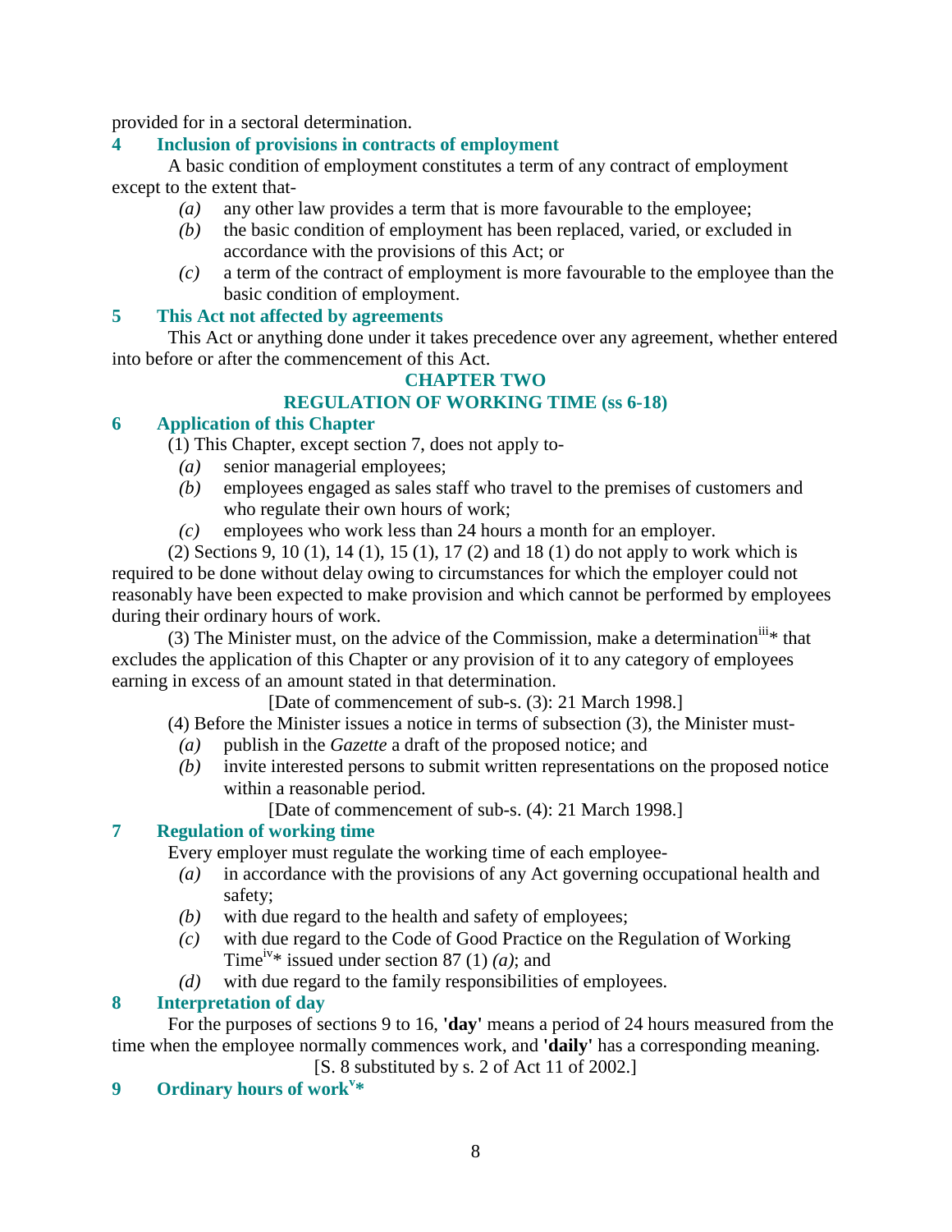provided for in a sectoral determination.

### 4 Inclusion of provisions in contracts of employment

A basic condition of employment constitutes a term of any contract of employment except to the extent that-

*(a)* any other law provides a term that is more favourable to the employee;

*(b)* the basic condition of employment has been replaced, varied, or excluded in accordance with the provisions of this Act; or

*(c)* a term of the contract of employment is more favourable to the employee than the basic condition of employment.

### 5 This Act not affected by agreements

This Act or anything done under it takes precedence over any agreement, whether entered into before or after the commencement of this Act.

## CHAPTER TWO
## REGULATION OF WORKING TIME (ss 6-18)

### 6 Application of this Chapter

(1) This Chapter, except section 7, does not apply to-

*(a)* senior managerial employees;

*(b)* employees engaged as sales staff who travel to the premises of customers and who regulate their own hours of work;

*(c)* employees who work less than 24 hours a month for an employer.

(2) Sections 9, 10 (1), 14 (1), 15 (1), 17 (2) and 18 (1) do not apply to work which is required to be done without delay owing to circumstances for which the employer could not reasonably have been expected to make provision and which cannot be performed by employees during their ordinary hours of work.

(3) The Minister must, on the advice of the Commission, make a determination[iii]* that excludes the application of this Chapter or any provision of it to any category of employees earning in excess of an amount stated in that determination.

[Date of commencement of sub-s. (3): 21 March 1998.]

(4) Before the Minister issues a notice in terms of subsection (3), the Minister must-

*(a)* publish in the *Gazette* a draft of the proposed notice; and

*(b)* invite interested persons to submit written representations on the proposed notice within a reasonable period.

[Date of commencement of sub-s. (4): 21 March 1998.]

### 7 Regulation of working time

Every employer must regulate the working time of each employee-

*(a)* in accordance with the provisions of any Act governing occupational health and safety;

*(b)* with due regard to the health and safety of employees;

*(c)* with due regard to the Code of Good Practice on the Regulation of Working Time[iv]* issued under section 87 (1) *(a)*; and

*(d)* with due regard to the family responsibilities of employees.

### 8 Interpretation of day

For the purposes of sections 9 to 16, **'day'** means a period of 24 hours measured from the time when the employee normally commences work, and **'daily'** has a corresponding meaning.

[S. 8 substituted by s. 2 of Act 11 of 2002.]

### 9 Ordinary hours of work[v]*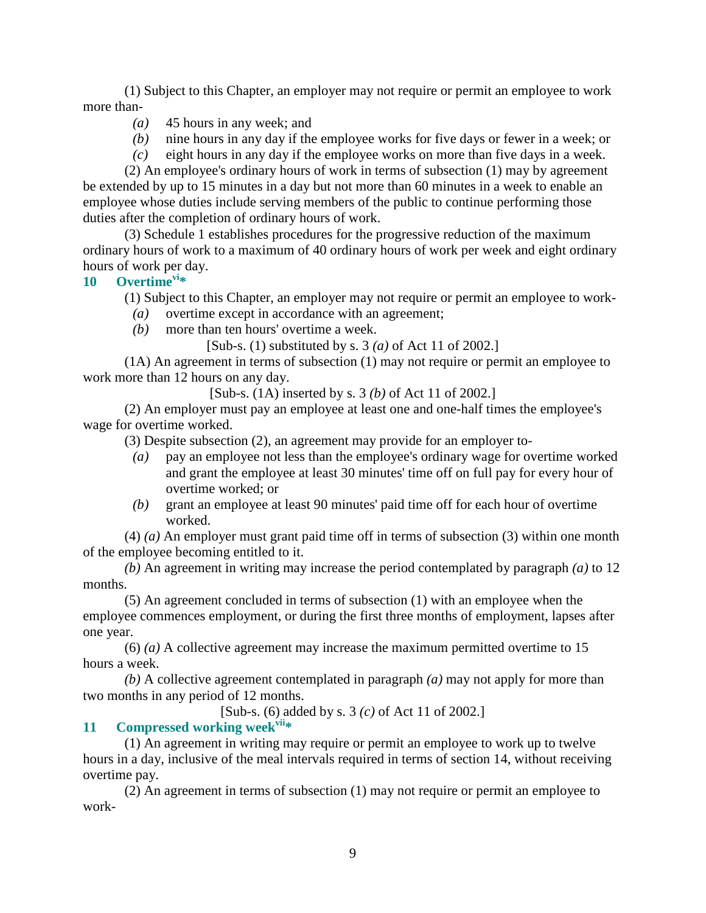(1) Subject to this Chapter, an employer may not require or permit an employee to work more than-

*(a)* 45 hours in any week; and

*(b)* nine hours in any day if the employee works for five days or fewer in a week; or

*(c)* eight hours in any day if the employee works on more than five days in a week.

(2) An employee's ordinary hours of work in terms of subsection (1) may by agreement be extended by up to 15 minutes in a day but not more than 60 minutes in a week to enable an employee whose duties include serving members of the public to continue performing those duties after the completion of ordinary hours of work.

(3) Schedule 1 establishes procedures for the progressive reduction of the maximum ordinary hours of work to a maximum of 40 ordinary hours of work per week and eight ordinary hours of work per day.

## 10 Overtime[vi]*

(1) Subject to this Chapter, an employer may not require or permit an employee to work-

*(a)* overtime except in accordance with an agreement;

*(b)* more than ten hours' overtime a week.

[Sub-s. (1) substituted by s. 3 *(a)* of Act 11 of 2002.]

(1A) An agreement in terms of subsection (1) may not require or permit an employee to work more than 12 hours on any day.

[Sub-s. (1A) inserted by s. 3 *(b)* of Act 11 of 2002.]

(2) An employer must pay an employee at least one and one-half times the employee's wage for overtime worked.

(3) Despite subsection (2), an agreement may provide for an employer to-

*(a)* pay an employee not less than the employee's ordinary wage for overtime worked and grant the employee at least 30 minutes' time off on full pay for every hour of overtime worked; or

*(b)* grant an employee at least 90 minutes' paid time off for each hour of overtime worked.

(4) *(a)* An employer must grant paid time off in terms of subsection (3) within one month of the employee becoming entitled to it.

*(b)* An agreement in writing may increase the period contemplated by paragraph *(a)* to 12 months.

(5) An agreement concluded in terms of subsection (1) with an employee when the employee commences employment, or during the first three months of employment, lapses after one year.

(6) *(a)* A collective agreement may increase the maximum permitted overtime to 15 hours a week.

*(b)* A collective agreement contemplated in paragraph *(a)* may not apply for more than two months in any period of 12 months.

[Sub-s. (6) added by s. 3 *(c)* of Act 11 of 2002.]

## 11 Compressed working week[vii]*

(1) An agreement in writing may require or permit an employee to work up to twelve hours in a day, inclusive of the meal intervals required in terms of section 14, without receiving overtime pay.

(2) An agreement in terms of subsection (1) may not require or permit an employee to work-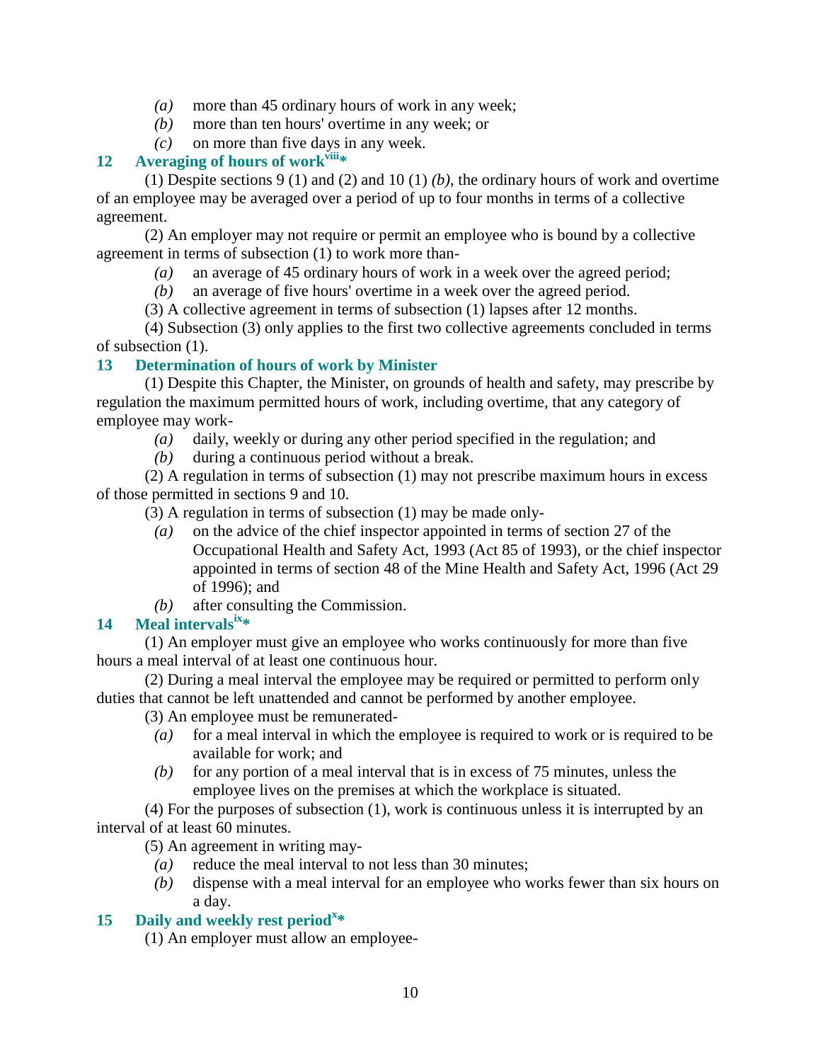*(a)* more than 45 ordinary hours of work in any week;

*(b)* more than ten hours' overtime in any week; or

*(c)* on more than five days in any week.

### 12 Averaging of hours of work[viii]*

(1) Despite sections 9 (1) and (2) and 10 (1) *(b)*, the ordinary hours of work and overtime of an employee may be averaged over a period of up to four months in terms of a collective agreement.

(2) An employer may not require or permit an employee who is bound by a collective agreement in terms of subsection (1) to work more than-

*(a)* an average of 45 ordinary hours of work in a week over the agreed period;

*(b)* an average of five hours' overtime in a week over the agreed period.

(3) A collective agreement in terms of subsection (1) lapses after 12 months.

(4) Subsection (3) only applies to the first two collective agreements concluded in terms of subsection (1).

### 13 Determination of hours of work by Minister

(1) Despite this Chapter, the Minister, on grounds of health and safety, may prescribe by regulation the maximum permitted hours of work, including overtime, that any category of employee may work-

*(a)* daily, weekly or during any other period specified in the regulation; and

*(b)* during a continuous period without a break.

(2) A regulation in terms of subsection (1) may not prescribe maximum hours in excess of those permitted in sections 9 and 10.

(3) A regulation in terms of subsection (1) may be made only-

*(a)* on the advice of the chief inspector appointed in terms of section 27 of the Occupational Health and Safety Act, 1993 (Act 85 of 1993), or the chief inspector appointed in terms of section 48 of the Mine Health and Safety Act, 1996 (Act 29 of 1996); and

*(b)* after consulting the Commission.

### 14 Meal intervals[ix]*

(1) An employer must give an employee who works continuously for more than five hours a meal interval of at least one continuous hour.

(2) During a meal interval the employee may be required or permitted to perform only duties that cannot be left unattended and cannot be performed by another employee.

(3) An employee must be remunerated-

*(a)* for a meal interval in which the employee is required to work or is required to be available for work; and

*(b)* for any portion of a meal interval that is in excess of 75 minutes, unless the employee lives on the premises at which the workplace is situated.

(4) For the purposes of subsection (1), work is continuous unless it is interrupted by an interval of at least 60 minutes.

(5) An agreement in writing may-

*(a)* reduce the meal interval to not less than 30 minutes;

*(b)* dispense with a meal interval for an employee who works fewer than six hours on a day.

### 15 Daily and weekly rest period[x]*

(1) An employer must allow an employee-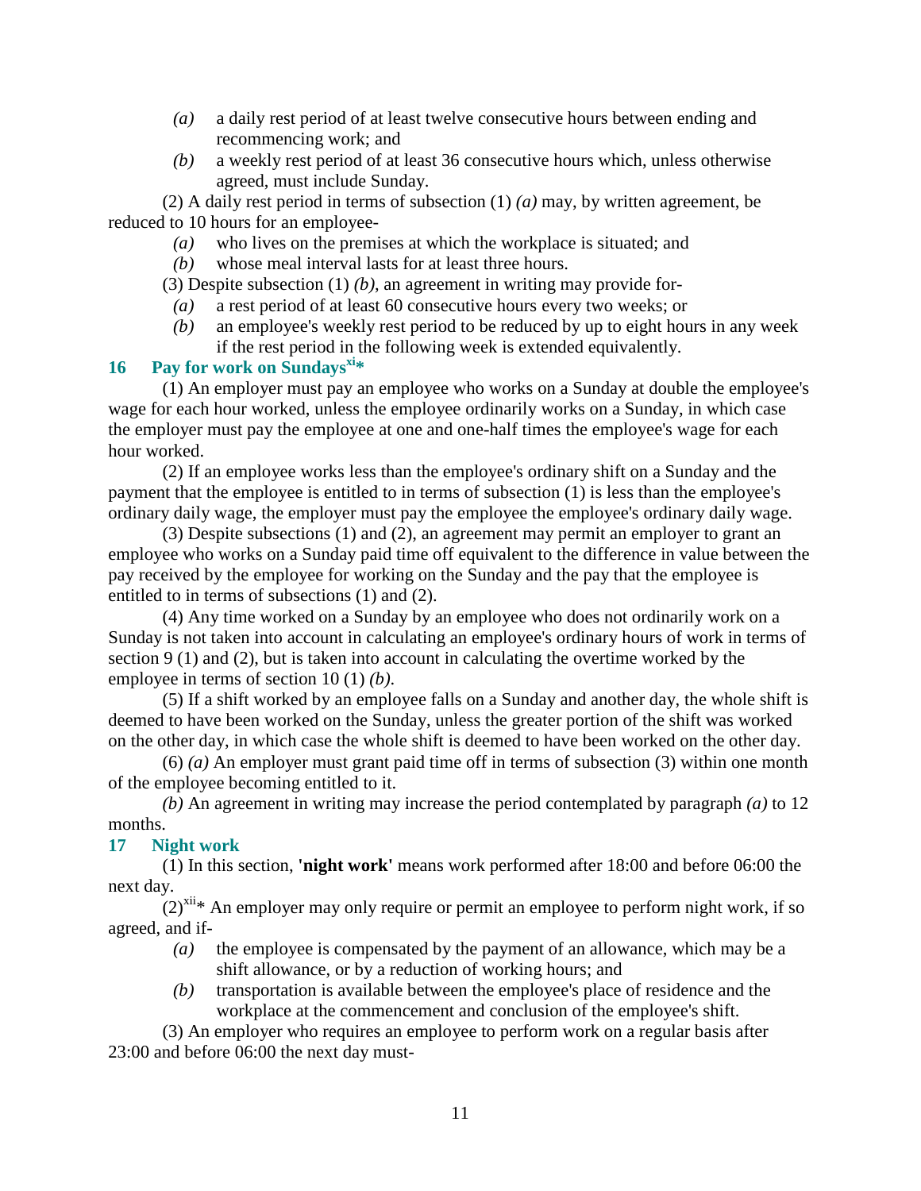*(a)* a daily rest period of at least twelve consecutive hours between ending and recommencing work; and

*(b)* a weekly rest period of at least 36 consecutive hours which, unless otherwise agreed, must include Sunday.

(2) A daily rest period in terms of subsection (1) *(a)* may, by written agreement, be reduced to 10 hours for an employee-

*(a)* who lives on the premises at which the workplace is situated; and

*(b)* whose meal interval lasts for at least three hours.

(3) Despite subsection (1) *(b)*, an agreement in writing may provide for-

*(a)* a rest period of at least 60 consecutive hours every two weeks; or

*(b)* an employee's weekly rest period to be reduced by up to eight hours in any week if the rest period in the following week is extended equivalently.

### 16 Pay for work on Sundays[xi]*

(1) An employer must pay an employee who works on a Sunday at double the employee's wage for each hour worked, unless the employee ordinarily works on a Sunday, in which case the employer must pay the employee at one and one-half times the employee's wage for each hour worked.

(2) If an employee works less than the employee's ordinary shift on a Sunday and the payment that the employee is entitled to in terms of subsection (1) is less than the employee's ordinary daily wage, the employer must pay the employee the employee's ordinary daily wage.

(3) Despite subsections (1) and (2), an agreement may permit an employer to grant an employee who works on a Sunday paid time off equivalent to the difference in value between the pay received by the employee for working on the Sunday and the pay that the employee is entitled to in terms of subsections (1) and (2).

(4) Any time worked on a Sunday by an employee who does not ordinarily work on a Sunday is not taken into account in calculating an employee's ordinary hours of work in terms of section 9 (1) and (2), but is taken into account in calculating the overtime worked by the employee in terms of section 10 (1) *(b)*.

(5) If a shift worked by an employee falls on a Sunday and another day, the whole shift is deemed to have been worked on the Sunday, unless the greater portion of the shift was worked on the other day, in which case the whole shift is deemed to have been worked on the other day.

(6) *(a)* An employer must grant paid time off in terms of subsection (3) within one month of the employee becoming entitled to it.

*(b)* An agreement in writing may increase the period contemplated by paragraph *(a)* to 12 months.

### 17 Night work

(1) In this section, **'night work'** means work performed after 18:00 and before 06:00 the next day.

(2)[xii]* An employer may only require or permit an employee to perform night work, if so agreed, and if-

*(a)* the employee is compensated by the payment of an allowance, which may be a shift allowance, or by a reduction of working hours; and

*(b)* transportation is available between the employee's place of residence and the workplace at the commencement and conclusion of the employee's shift.

(3) An employer who requires an employee to perform work on a regular basis after 23:00 and before 06:00 the next day must-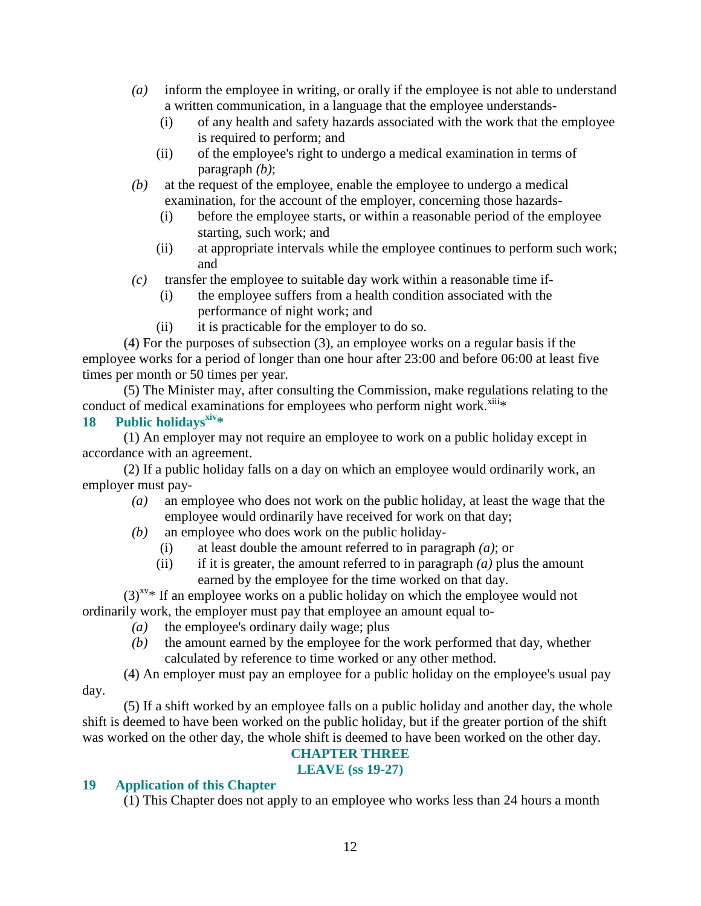- *(a)* inform the employee in writing, or orally if the employee is not able to understand a written communication, in a language that the employee understands-
  - (i) of any health and safety hazards associated with the work that the employee is required to perform; and
  - (ii) of the employee's right to undergo a medical examination in terms of paragraph *(b)*;
- *(b)* at the request of the employee, enable the employee to undergo a medical examination, for the account of the employer, concerning those hazards-
  - (i) before the employee starts, or within a reasonable period of the employee starting, such work; and
  - (ii) at appropriate intervals while the employee continues to perform such work; and
- *(c)* transfer the employee to suitable day work within a reasonable time if-
  - (i) the employee suffers from a health condition associated with the performance of night work; and
  - (ii) it is practicable for the employer to do so.

(4) For the purposes of subsection (3), an employee works on a regular basis if the employee works for a period of longer than one hour after 23:00 and before 06:00 at least five times per month or 50 times per year.

(5) The Minister may, after consulting the Commission, make regulations relating to the conduct of medical examinations for employees who perform night work.[xiii]*

## 18 Public holidays[xiv]*

(1) An employer may not require an employee to work on a public holiday except in accordance with an agreement.

(2) If a public holiday falls on a day on which an employee would ordinarily work, an employer must pay-

- *(a)* an employee who does not work on the public holiday, at least the wage that the employee would ordinarily have received for work on that day;
- *(b)* an employee who does work on the public holiday-
  - (i) at least double the amount referred to in paragraph *(a)*; or
  - (ii) if it is greater, the amount referred to in paragraph *(a)* plus the amount earned by the employee for the time worked on that day.

(3)[xv]* If an employee works on a public holiday on which the employee would not ordinarily work, the employer must pay that employee an amount equal to-

- *(a)* the employee's ordinary daily wage; plus
- *(b)* the amount earned by the employee for the work performed that day, whether calculated by reference to time worked or any other method.

(4) An employer must pay an employee for a public holiday on the employee's usual pay day.

(5) If a shift worked by an employee falls on a public holiday and another day, the whole shift is deemed to have been worked on the public holiday, but if the greater portion of the shift was worked on the other day, the whole shift is deemed to have been worked on the other day.

# CHAPTER THREE
# LEAVE (ss 19-27)

## 19 Application of this Chapter

(1) This Chapter does not apply to an employee who works less than 24 hours a month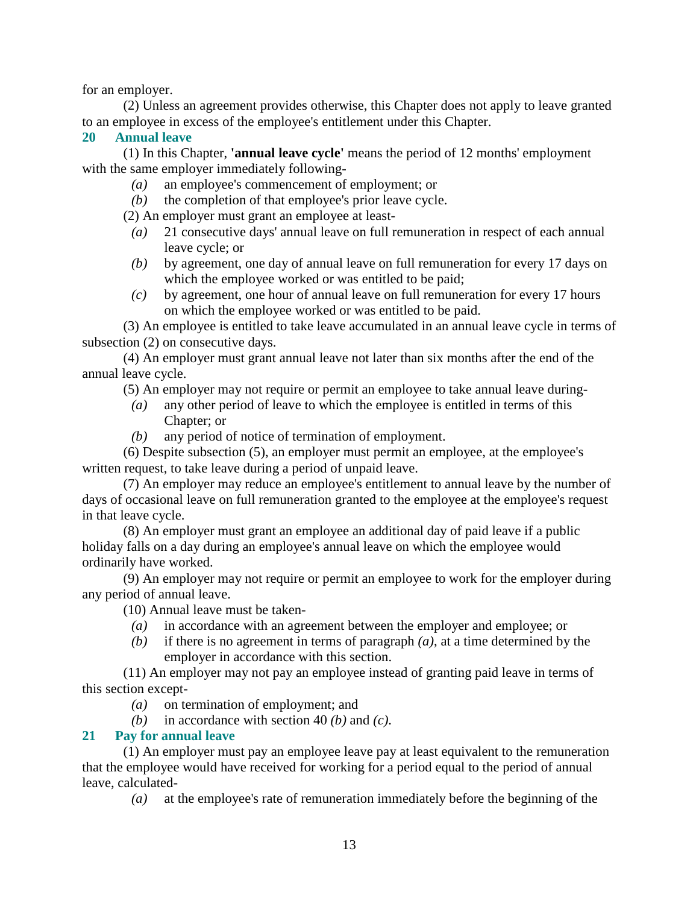for an employer.

(2) Unless an agreement provides otherwise, this Chapter does not apply to leave granted to an employee in excess of the employee's entitlement under this Chapter.

## 20 Annual leave

(1) In this Chapter, **'annual leave cycle'** means the period of 12 months' employment with the same employer immediately following-

*(a)* an employee's commencement of employment; or

*(b)* the completion of that employee's prior leave cycle.

(2) An employer must grant an employee at least-

*(a)* 21 consecutive days' annual leave on full remuneration in respect of each annual leave cycle; or

*(b)* by agreement, one day of annual leave on full remuneration for every 17 days on which the employee worked or was entitled to be paid;

*(c)* by agreement, one hour of annual leave on full remuneration for every 17 hours on which the employee worked or was entitled to be paid.

(3) An employee is entitled to take leave accumulated in an annual leave cycle in terms of subsection (2) on consecutive days.

(4) An employer must grant annual leave not later than six months after the end of the annual leave cycle.

(5) An employer may not require or permit an employee to take annual leave during-

*(a)* any other period of leave to which the employee is entitled in terms of this Chapter; or

*(b)* any period of notice of termination of employment.

(6) Despite subsection (5), an employer must permit an employee, at the employee's written request, to take leave during a period of unpaid leave.

(7) An employer may reduce an employee's entitlement to annual leave by the number of days of occasional leave on full remuneration granted to the employee at the employee's request in that leave cycle.

(8) An employer must grant an employee an additional day of paid leave if a public holiday falls on a day during an employee's annual leave on which the employee would ordinarily have worked.

(9) An employer may not require or permit an employee to work for the employer during any period of annual leave.

(10) Annual leave must be taken-

*(a)* in accordance with an agreement between the employer and employee; or

*(b)* if there is no agreement in terms of paragraph *(a)*, at a time determined by the employer in accordance with this section.

(11) An employer may not pay an employee instead of granting paid leave in terms of this section except-

*(a)* on termination of employment; and

*(b)* in accordance with section 40 *(b)* and *(c)*.

## 21 Pay for annual leave

(1) An employer must pay an employee leave pay at least equivalent to the remuneration that the employee would have received for working for a period equal to the period of annual leave, calculated-

*(a)* at the employee's rate of remuneration immediately before the beginning of the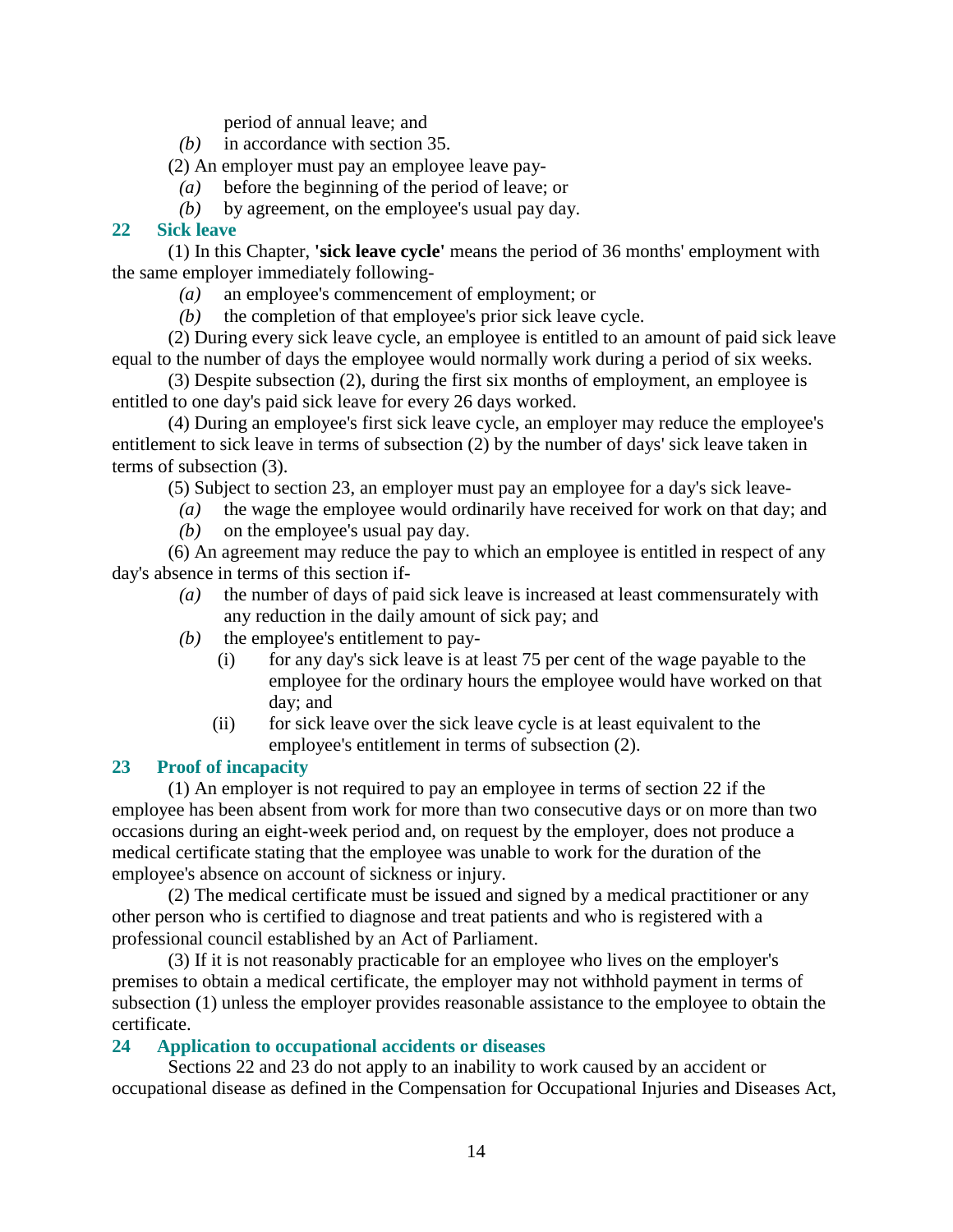period of annual leave; and

*(b)* in accordance with section 35.

(2) An employer must pay an employee leave pay-

*(a)* before the beginning of the period of leave; or

*(b)* by agreement, on the employee's usual pay day.

### 22 Sick leave

(1) In this Chapter, **'sick leave cycle'** means the period of 36 months' employment with the same employer immediately following-

*(a)* an employee's commencement of employment; or

*(b)* the completion of that employee's prior sick leave cycle.

(2) During every sick leave cycle, an employee is entitled to an amount of paid sick leave equal to the number of days the employee would normally work during a period of six weeks.

(3) Despite subsection (2), during the first six months of employment, an employee is entitled to one day's paid sick leave for every 26 days worked.

(4) During an employee's first sick leave cycle, an employer may reduce the employee's entitlement to sick leave in terms of subsection (2) by the number of days' sick leave taken in terms of subsection (3).

(5) Subject to section 23, an employer must pay an employee for a day's sick leave-

*(a)* the wage the employee would ordinarily have received for work on that day; and

*(b)* on the employee's usual pay day.

(6) An agreement may reduce the pay to which an employee is entitled in respect of any day's absence in terms of this section if-

*(a)* the number of days of paid sick leave is increased at least commensurately with any reduction in the daily amount of sick pay; and

*(b)* the employee's entitlement to pay-

(i) for any day's sick leave is at least 75 per cent of the wage payable to the employee for the ordinary hours the employee would have worked on that day; and

(ii) for sick leave over the sick leave cycle is at least equivalent to the employee's entitlement in terms of subsection (2).

### 23 Proof of incapacity

(1) An employer is not required to pay an employee in terms of section 22 if the employee has been absent from work for more than two consecutive days or on more than two occasions during an eight-week period and, on request by the employer, does not produce a medical certificate stating that the employee was unable to work for the duration of the employee's absence on account of sickness or injury.

(2) The medical certificate must be issued and signed by a medical practitioner or any other person who is certified to diagnose and treat patients and who is registered with a professional council established by an Act of Parliament.

(3) If it is not reasonably practicable for an employee who lives on the employer's premises to obtain a medical certificate, the employer may not withhold payment in terms of subsection (1) unless the employer provides reasonable assistance to the employee to obtain the certificate.

### 24 Application to occupational accidents or diseases

Sections 22 and 23 do not apply to an inability to work caused by an accident or occupational disease as defined in the Compensation for Occupational Injuries and Diseases Act,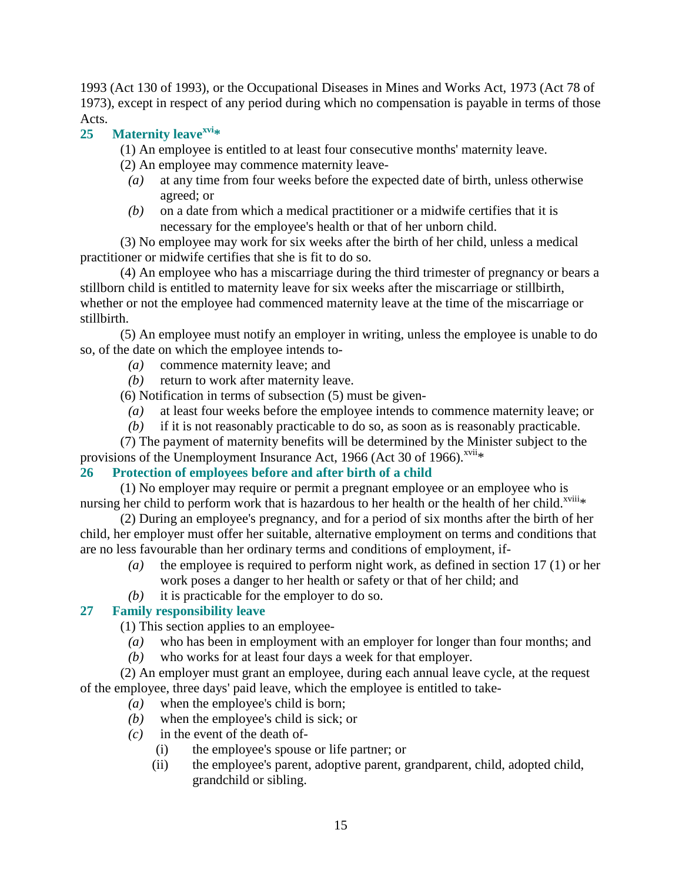1993 (Act 130 of 1993), or the Occupational Diseases in Mines and Works Act, 1973 (Act 78 of 1973), except in respect of any period during which no compensation is payable in terms of those Acts.

## 25 Maternity leave[xvi]*

(1) An employee is entitled to at least four consecutive months' maternity leave.

(2) An employee may commence maternity leave-

*(a)* at any time from four weeks before the expected date of birth, unless otherwise agreed; or

*(b)* on a date from which a medical practitioner or a midwife certifies that it is necessary for the employee's health or that of her unborn child.

(3) No employee may work for six weeks after the birth of her child, unless a medical practitioner or midwife certifies that she is fit to do so.

(4) An employee who has a miscarriage during the third trimester of pregnancy or bears a stillborn child is entitled to maternity leave for six weeks after the miscarriage or stillbirth, whether or not the employee had commenced maternity leave at the time of the miscarriage or stillbirth.

(5) An employee must notify an employer in writing, unless the employee is unable to do so, of the date on which the employee intends to-

*(a)* commence maternity leave; and

*(b)* return to work after maternity leave.

(6) Notification in terms of subsection (5) must be given-

*(a)* at least four weeks before the employee intends to commence maternity leave; or

*(b)* if it is not reasonably practicable to do so, as soon as is reasonably practicable.

(7) The payment of maternity benefits will be determined by the Minister subject to the provisions of the Unemployment Insurance Act, 1966 (Act 30 of 1966).[xvii]*

## 26 Protection of employees before and after birth of a child

(1) No employer may require or permit a pregnant employee or an employee who is nursing her child to perform work that is hazardous to her health or the health of her child.[xviii]*

(2) During an employee's pregnancy, and for a period of six months after the birth of her child, her employer must offer her suitable, alternative employment on terms and conditions that are no less favourable than her ordinary terms and conditions of employment, if-

*(a)* the employee is required to perform night work, as defined in section 17 (1) or her work poses a danger to her health or safety or that of her child; and

*(b)* it is practicable for the employer to do so.

## 27 Family responsibility leave

(1) This section applies to an employee-

*(a)* who has been in employment with an employer for longer than four months; and

*(b)* who works for at least four days a week for that employer.

(2) An employer must grant an employee, during each annual leave cycle, at the request of the employee, three days' paid leave, which the employee is entitled to take-

*(a)* when the employee's child is born;

*(b)* when the employee's child is sick; or

*(c)* in the event of the death of-

(i) the employee's spouse or life partner; or

(ii) the employee's parent, adoptive parent, grandparent, child, adopted child, grandchild or sibling.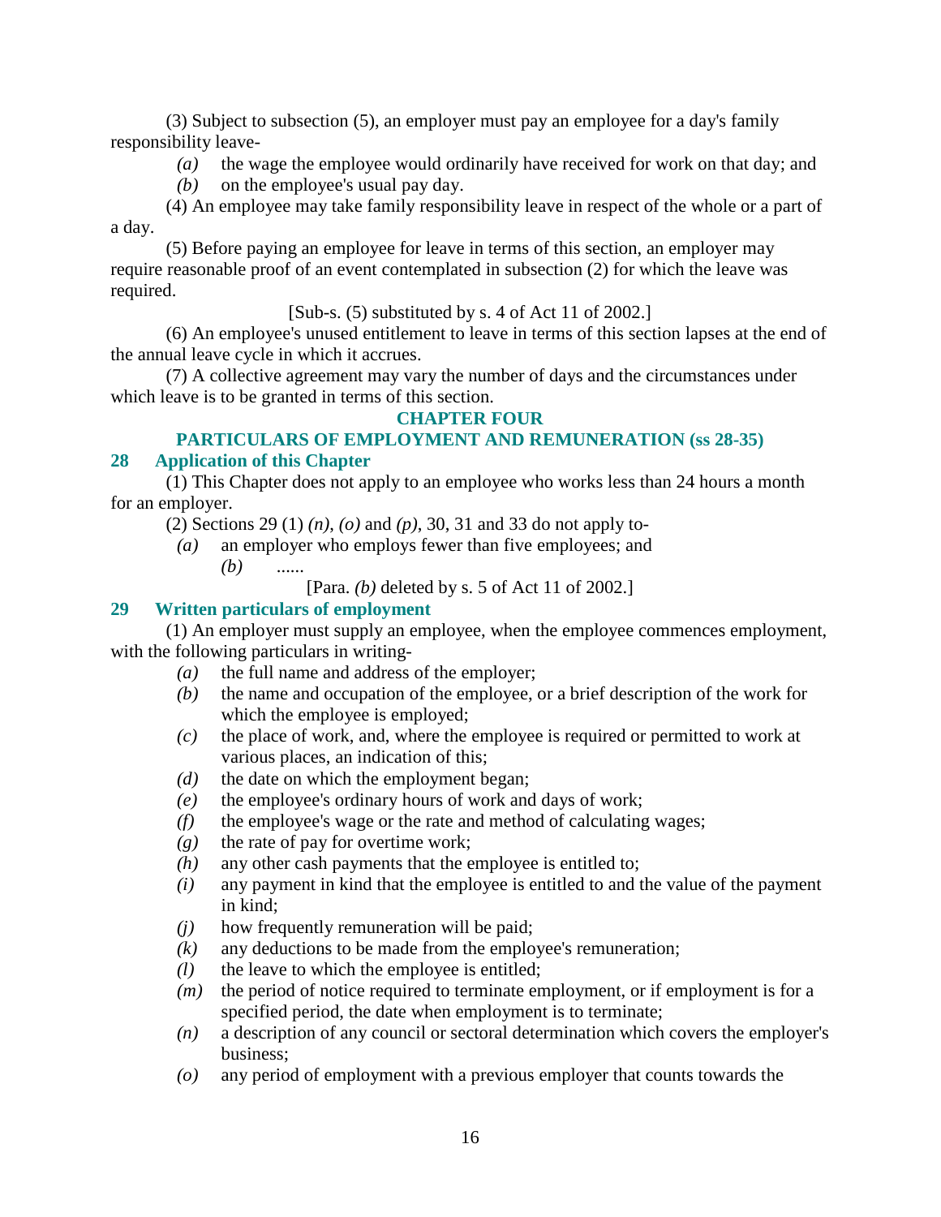(3) Subject to subsection (5), an employer must pay an employee for a day's family responsibility leave-

*(a)* the wage the employee would ordinarily have received for work on that day; and

*(b)* on the employee's usual pay day.

(4) An employee may take family responsibility leave in respect of the whole or a part of a day.

(5) Before paying an employee for leave in terms of this section, an employer may require reasonable proof of an event contemplated in subsection (2) for which the leave was required.

[Sub-s. (5) substituted by s. 4 of Act 11 of 2002.]

(6) An employee's unused entitlement to leave in terms of this section lapses at the end of the annual leave cycle in which it accrues.

(7) A collective agreement may vary the number of days and the circumstances under which leave is to be granted in terms of this section.

## CHAPTER FOUR

## PARTICULARS OF EMPLOYMENT AND REMUNERATION (ss 28-35)

### 28 Application of this Chapter

(1) This Chapter does not apply to an employee who works less than 24 hours a month for an employer.

(2) Sections 29 (1) *(n)*, *(o)* and *(p)*, 30, 31 and 33 do not apply to-

*(a)* an employer who employs fewer than five employees; and

*(b)* ......

[Para. *(b)* deleted by s. 5 of Act 11 of 2002.]

### 29 Written particulars of employment

(1) An employer must supply an employee, when the employee commences employment, with the following particulars in writing-

*(a)* the full name and address of the employer;

*(b)* the name and occupation of the employee, or a brief description of the work for which the employee is employed;

*(c)* the place of work, and, where the employee is required or permitted to work at various places, an indication of this;

*(d)* the date on which the employment began;

*(e)* the employee's ordinary hours of work and days of work;

*(f)* the employee's wage or the rate and method of calculating wages;

*(g)* the rate of pay for overtime work;

*(h)* any other cash payments that the employee is entitled to;

*(i)* any payment in kind that the employee is entitled to and the value of the payment in kind;

*(j)* how frequently remuneration will be paid;

*(k)* any deductions to be made from the employee's remuneration;

*(l)* the leave to which the employee is entitled;

*(m)* the period of notice required to terminate employment, or if employment is for a specified period, the date when employment is to terminate;

*(n)* a description of any council or sectoral determination which covers the employer's business;

*(o)* any period of employment with a previous employer that counts towards the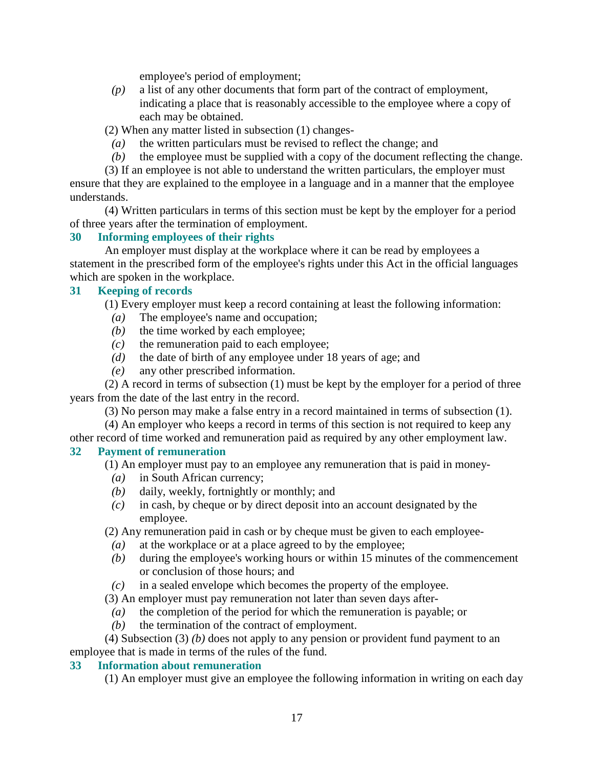employee's period of employment;

*(p)* a list of any other documents that form part of the contract of employment, indicating a place that is reasonably accessible to the employee where a copy of each may be obtained.

(2) When any matter listed in subsection (1) changes-

*(a)* the written particulars must be revised to reflect the change; and

*(b)* the employee must be supplied with a copy of the document reflecting the change.

(3) If an employee is not able to understand the written particulars, the employer must ensure that they are explained to the employee in a language and in a manner that the employee understands.

(4) Written particulars in terms of this section must be kept by the employer for a period of three years after the termination of employment.

### 30 Informing employees of their rights

An employer must display at the workplace where it can be read by employees a statement in the prescribed form of the employee's rights under this Act in the official languages which are spoken in the workplace.

### 31 Keeping of records

(1) Every employer must keep a record containing at least the following information:

*(a)* The employee's name and occupation;

*(b)* the time worked by each employee;

*(c)* the remuneration paid to each employee;

*(d)* the date of birth of any employee under 18 years of age; and

*(e)* any other prescribed information.

(2) A record in terms of subsection (1) must be kept by the employer for a period of three years from the date of the last entry in the record.

(3) No person may make a false entry in a record maintained in terms of subsection (1).

(4) An employer who keeps a record in terms of this section is not required to keep any other record of time worked and remuneration paid as required by any other employment law.

### 32 Payment of remuneration

(1) An employer must pay to an employee any remuneration that is paid in money-

*(a)* in South African currency;

*(b)* daily, weekly, fortnightly or monthly; and

*(c)* in cash, by cheque or by direct deposit into an account designated by the employee.

(2) Any remuneration paid in cash or by cheque must be given to each employee-

*(a)* at the workplace or at a place agreed to by the employee;

*(b)* during the employee's working hours or within 15 minutes of the commencement or conclusion of those hours; and

*(c)* in a sealed envelope which becomes the property of the employee.

(3) An employer must pay remuneration not later than seven days after-

*(a)* the completion of the period for which the remuneration is payable; or

*(b)* the termination of the contract of employment.

(4) Subsection (3) *(b)* does not apply to any pension or provident fund payment to an employee that is made in terms of the rules of the fund.

### 33 Information about remuneration

(1) An employer must give an employee the following information in writing on each day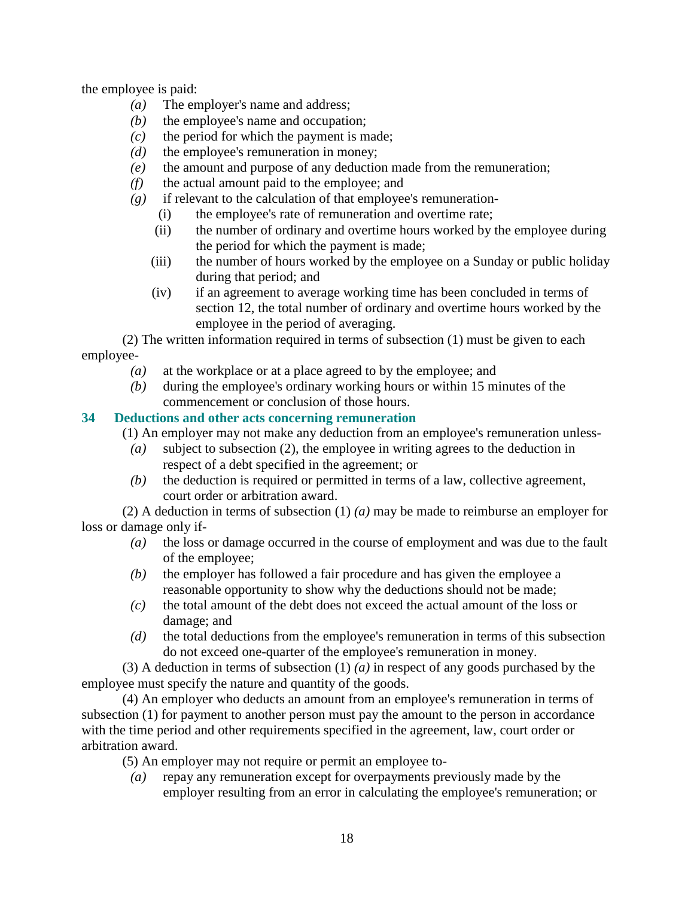the employee is paid:

*(a)* The employer's name and address;

*(b)* the employee's name and occupation;

*(c)* the period for which the payment is made;

*(d)* the employee's remuneration in money;

*(e)* the amount and purpose of any deduction made from the remuneration;

*(f)* the actual amount paid to the employee; and

*(g)* if relevant to the calculation of that employee's remuneration-

(i) the employee's rate of remuneration and overtime rate;

(ii) the number of ordinary and overtime hours worked by the employee during the period for which the payment is made;

(iii) the number of hours worked by the employee on a Sunday or public holiday during that period; and

(iv) if an agreement to average working time has been concluded in terms of section 12, the total number of ordinary and overtime hours worked by the employee in the period of averaging.

(2) The written information required in terms of subsection (1) must be given to each employee-

*(a)* at the workplace or at a place agreed to by the employee; and

*(b)* during the employee's ordinary working hours or within 15 minutes of the commencement or conclusion of those hours.

### 34 Deductions and other acts concerning remuneration

(1) An employer may not make any deduction from an employee's remuneration unless-

*(a)* subject to subsection (2), the employee in writing agrees to the deduction in respect of a debt specified in the agreement; or

*(b)* the deduction is required or permitted in terms of a law, collective agreement, court order or arbitration award.

(2) A deduction in terms of subsection (1) *(a)* may be made to reimburse an employer for loss or damage only if-

*(a)* the loss or damage occurred in the course of employment and was due to the fault of the employee;

*(b)* the employer has followed a fair procedure and has given the employee a reasonable opportunity to show why the deductions should not be made;

*(c)* the total amount of the debt does not exceed the actual amount of the loss or damage; and

*(d)* the total deductions from the employee's remuneration in terms of this subsection do not exceed one-quarter of the employee's remuneration in money.

(3) A deduction in terms of subsection (1) *(a)* in respect of any goods purchased by the employee must specify the nature and quantity of the goods.

(4) An employer who deducts an amount from an employee's remuneration in terms of subsection (1) for payment to another person must pay the amount to the person in accordance with the time period and other requirements specified in the agreement, law, court order or arbitration award.

(5) An employer may not require or permit an employee to-

*(a)* repay any remuneration except for overpayments previously made by the employer resulting from an error in calculating the employee's remuneration; or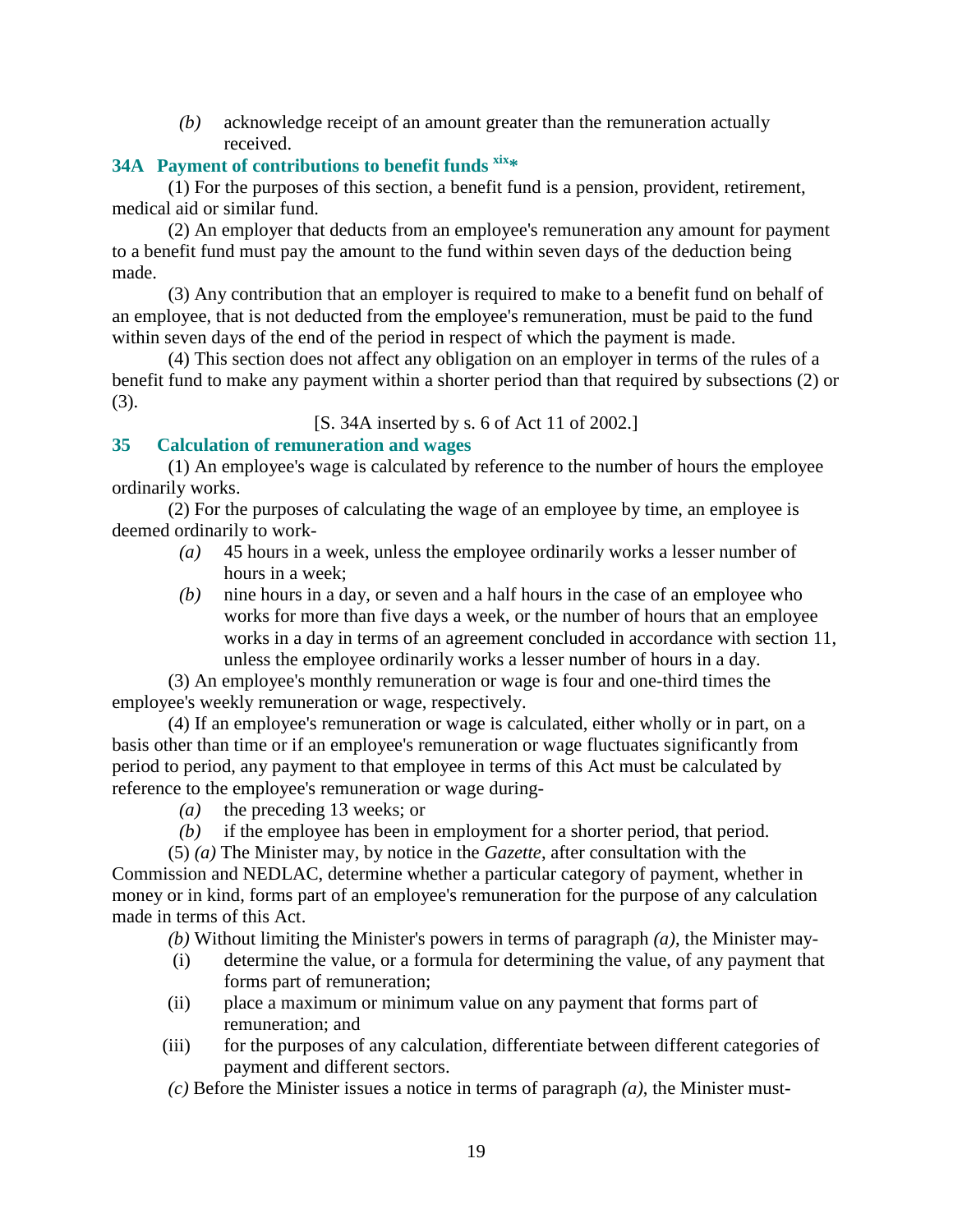*(b)* acknowledge receipt of an amount greater than the remuneration actually received.

### 34A Payment of contributions to benefit funds [xix]*

(1) For the purposes of this section, a benefit fund is a pension, provident, retirement, medical aid or similar fund.

(2) An employer that deducts from an employee's remuneration any amount for payment to a benefit fund must pay the amount to the fund within seven days of the deduction being made.

(3) Any contribution that an employer is required to make to a benefit fund on behalf of an employee, that is not deducted from the employee's remuneration, must be paid to the fund within seven days of the end of the period in respect of which the payment is made.

(4) This section does not affect any obligation on an employer in terms of the rules of a benefit fund to make any payment within a shorter period than that required by subsections (2) or (3).

[S. 34A inserted by s. 6 of Act 11 of 2002.]

### 35 Calculation of remuneration and wages

(1) An employee's wage is calculated by reference to the number of hours the employee ordinarily works.

(2) For the purposes of calculating the wage of an employee by time, an employee is deemed ordinarily to work-

*(a)* 45 hours in a week, unless the employee ordinarily works a lesser number of hours in a week;

*(b)* nine hours in a day, or seven and a half hours in the case of an employee who works for more than five days a week, or the number of hours that an employee works in a day in terms of an agreement concluded in accordance with section 11, unless the employee ordinarily works a lesser number of hours in a day.

(3) An employee's monthly remuneration or wage is four and one-third times the employee's weekly remuneration or wage, respectively.

(4) If an employee's remuneration or wage is calculated, either wholly or in part, on a basis other than time or if an employee's remuneration or wage fluctuates significantly from period to period, any payment to that employee in terms of this Act must be calculated by reference to the employee's remuneration or wage during-

*(a)* the preceding 13 weeks; or

*(b)* if the employee has been in employment for a shorter period, that period.

(5) *(a)* The Minister may, by notice in the *Gazette*, after consultation with the Commission and NEDLAC, determine whether a particular category of payment, whether in money or in kind, forms part of an employee's remuneration for the purpose of any calculation made in terms of this Act.

*(b)* Without limiting the Minister's powers in terms of paragraph *(a)*, the Minister may-

(i) determine the value, or a formula for determining the value, of any payment that forms part of remuneration;

(ii) place a maximum or minimum value on any payment that forms part of remuneration; and

(iii) for the purposes of any calculation, differentiate between different categories of payment and different sectors.

*(c)* Before the Minister issues a notice in terms of paragraph *(a)*, the Minister must-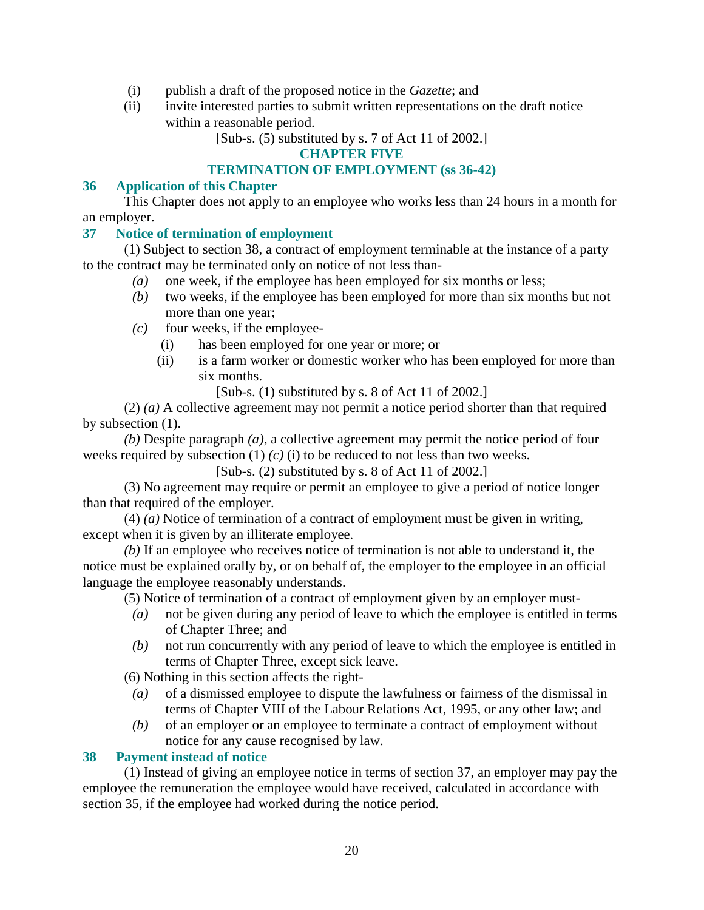(i) publish a draft of the proposed notice in the *Gazette*; and

(ii) invite interested parties to submit written representations on the draft notice within a reasonable period.

[Sub-s. (5) substituted by s. 7 of Act 11 of 2002.]

## CHAPTER FIVE
## TERMINATION OF EMPLOYMENT (ss 36-42)

### 36 Application of this Chapter

This Chapter does not apply to an employee who works less than 24 hours in a month for an employer.

### 37 Notice of termination of employment

(1) Subject to section 38, a contract of employment terminable at the instance of a party to the contract may be terminated only on notice of not less than-

*(a)* one week, if the employee has been employed for six months or less;

*(b)* two weeks, if the employee has been employed for more than six months but not more than one year;

*(c)* four weeks, if the employee-

(i) has been employed for one year or more; or

(ii) is a farm worker or domestic worker who has been employed for more than six months.

[Sub-s. (1) substituted by s. 8 of Act 11 of 2002.]

(2) *(a)* A collective agreement may not permit a notice period shorter than that required by subsection (1).

*(b)* Despite paragraph *(a)*, a collective agreement may permit the notice period of four weeks required by subsection (1) *(c)* (i) to be reduced to not less than two weeks.

[Sub-s. (2) substituted by s. 8 of Act 11 of 2002.]

(3) No agreement may require or permit an employee to give a period of notice longer than that required of the employer.

(4) *(a)* Notice of termination of a contract of employment must be given in writing, except when it is given by an illiterate employee.

*(b)* If an employee who receives notice of termination is not able to understand it, the notice must be explained orally by, or on behalf of, the employer to the employee in an official language the employee reasonably understands.

(5) Notice of termination of a contract of employment given by an employer must-

*(a)* not be given during any period of leave to which the employee is entitled in terms of Chapter Three; and

*(b)* not run concurrently with any period of leave to which the employee is entitled in terms of Chapter Three, except sick leave.

(6) Nothing in this section affects the right-

*(a)* of a dismissed employee to dispute the lawfulness or fairness of the dismissal in terms of Chapter VIII of the Labour Relations Act, 1995, or any other law; and

*(b)* of an employer or an employee to terminate a contract of employment without notice for any cause recognised by law.

### 38 Payment instead of notice

(1) Instead of giving an employee notice in terms of section 37, an employer may pay the employee the remuneration the employee would have received, calculated in accordance with section 35, if the employee had worked during the notice period.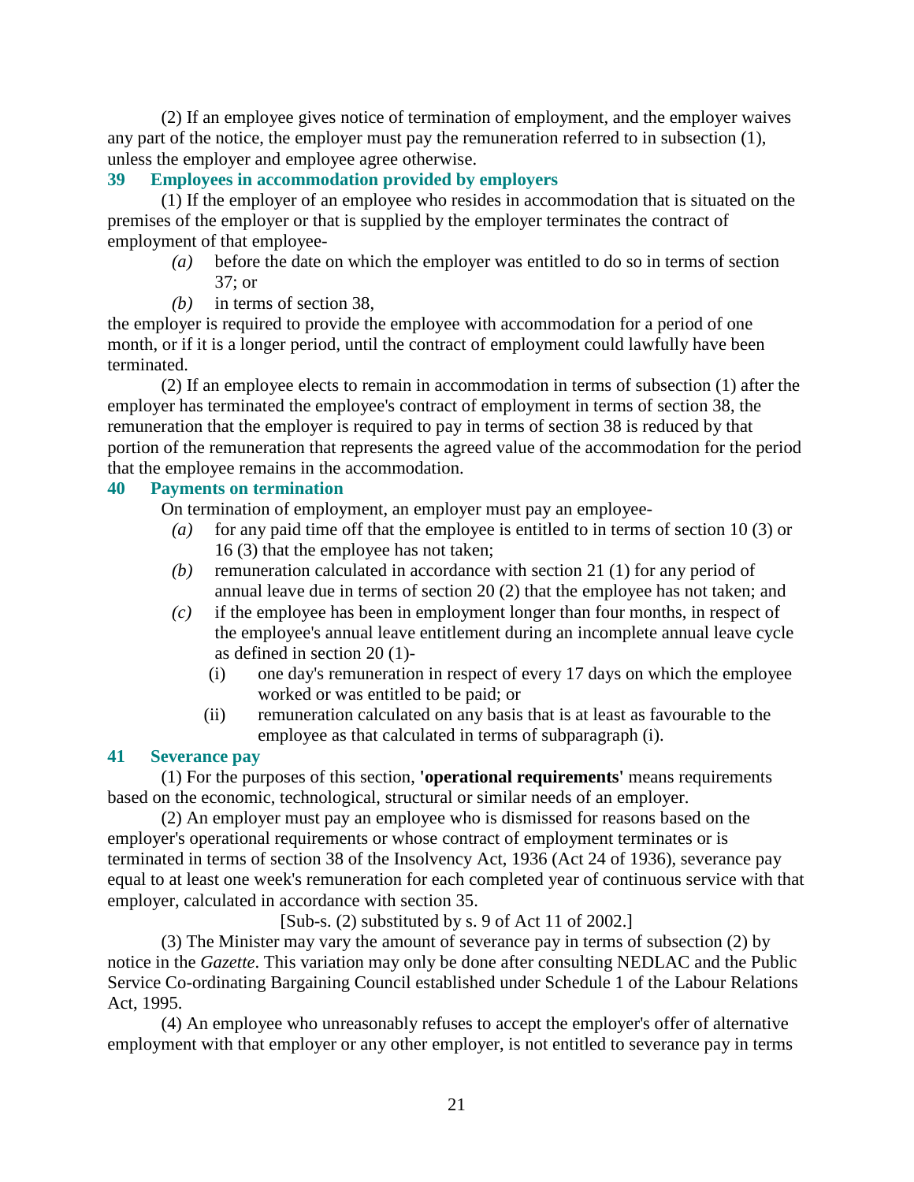(2) If an employee gives notice of termination of employment, and the employer waives any part of the notice, the employer must pay the remuneration referred to in subsection (1), unless the employer and employee agree otherwise.

### 39 Employees in accommodation provided by employers

(1) If the employer of an employee who resides in accommodation that is situated on the premises of the employer or that is supplied by the employer terminates the contract of employment of that employee-

*(a)* before the date on which the employer was entitled to do so in terms of section 37; or

*(b)* in terms of section 38,

the employer is required to provide the employee with accommodation for a period of one month, or if it is a longer period, until the contract of employment could lawfully have been terminated.

(2) If an employee elects to remain in accommodation in terms of subsection (1) after the employer has terminated the employee's contract of employment in terms of section 38, the remuneration that the employer is required to pay in terms of section 38 is reduced by that portion of the remuneration that represents the agreed value of the accommodation for the period that the employee remains in the accommodation.

### 40 Payments on termination

On termination of employment, an employer must pay an employee-

*(a)* for any paid time off that the employee is entitled to in terms of section 10 (3) or 16 (3) that the employee has not taken;

*(b)* remuneration calculated in accordance with section 21 (1) for any period of annual leave due in terms of section 20 (2) that the employee has not taken; and

*(c)* if the employee has been in employment longer than four months, in respect of the employee's annual leave entitlement during an incomplete annual leave cycle as defined in section 20 (1)-

(i) one day's remuneration in respect of every 17 days on which the employee worked or was entitled to be paid; or

(ii) remuneration calculated on any basis that is at least as favourable to the employee as that calculated in terms of subparagraph (i).

### 41 Severance pay

(1) For the purposes of this section, **'operational requirements'** means requirements based on the economic, technological, structural or similar needs of an employer.

(2) An employer must pay an employee who is dismissed for reasons based on the employer's operational requirements or whose contract of employment terminates or is terminated in terms of section 38 of the Insolvency Act, 1936 (Act 24 of 1936), severance pay equal to at least one week's remuneration for each completed year of continuous service with that employer, calculated in accordance with section 35.

[Sub-s. (2) substituted by s. 9 of Act 11 of 2002.]

(3) The Minister may vary the amount of severance pay in terms of subsection (2) by notice in the *Gazette*. This variation may only be done after consulting NEDLAC and the Public Service Co-ordinating Bargaining Council established under Schedule 1 of the Labour Relations Act, 1995.

(4) An employee who unreasonably refuses to accept the employer's offer of alternative employment with that employer or any other employer, is not entitled to severance pay in terms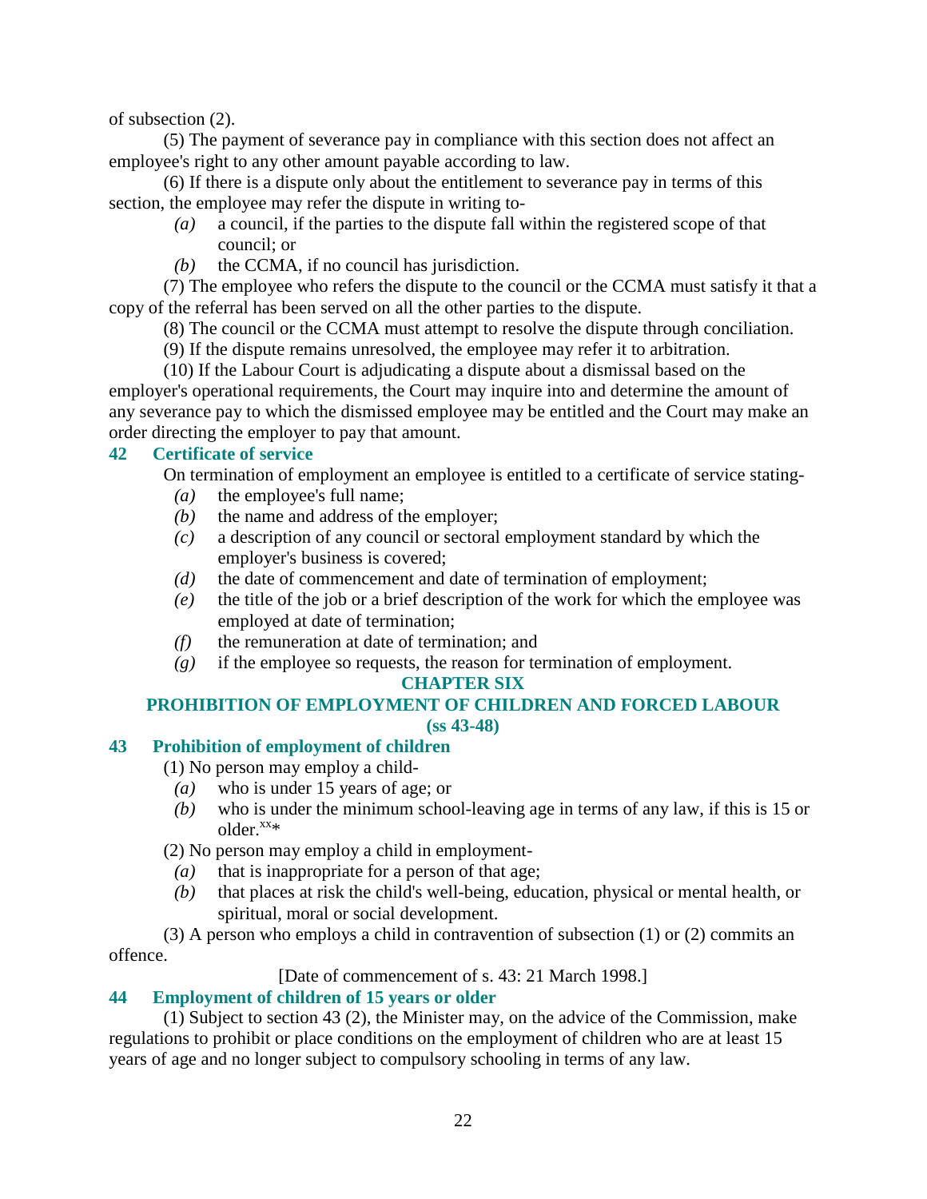of subsection (2).

(5) The payment of severance pay in compliance with this section does not affect an employee's right to any other amount payable according to law.

(6) If there is a dispute only about the entitlement to severance pay in terms of this section, the employee may refer the dispute in writing to-

*(a)* a council, if the parties to the dispute fall within the registered scope of that council; or

*(b)* the CCMA, if no council has jurisdiction.

(7) The employee who refers the dispute to the council or the CCMA must satisfy it that a copy of the referral has been served on all the other parties to the dispute.

(8) The council or the CCMA must attempt to resolve the dispute through conciliation.

(9) If the dispute remains unresolved, the employee may refer it to arbitration.

(10) If the Labour Court is adjudicating a dispute about a dismissal based on the employer's operational requirements, the Court may inquire into and determine the amount of any severance pay to which the dismissed employee may be entitled and the Court may make an order directing the employer to pay that amount.

### 42 Certificate of service

On termination of employment an employee is entitled to a certificate of service stating-

*(a)* the employee's full name;

*(b)* the name and address of the employer;

*(c)* a description of any council or sectoral employment standard by which the employer's business is covered;

*(d)* the date of commencement and date of termination of employment;

*(e)* the title of the job or a brief description of the work for which the employee was employed at date of termination;

*(f)* the remuneration at date of termination; and

*(g)* if the employee so requests, the reason for termination of employment.

## CHAPTER SIX
## PROHIBITION OF EMPLOYMENT OF CHILDREN AND FORCED LABOUR (ss 43-48)

### 43 Prohibition of employment of children

(1) No person may employ a child-

*(a)* who is under 15 years of age; or

*(b)* who is under the minimum school-leaving age in terms of any law, if this is 15 or older.[xx]*

(2) No person may employ a child in employment-

*(a)* that is inappropriate for a person of that age;

*(b)* that places at risk the child's well-being, education, physical or mental health, or spiritual, moral or social development.

(3) A person who employs a child in contravention of subsection (1) or (2) commits an offence.

[Date of commencement of s. 43: 21 March 1998.]

### 44 Employment of children of 15 years or older

(1) Subject to section 43 (2), the Minister may, on the advice of the Commission, make regulations to prohibit or place conditions on the employment of children who are at least 15 years of age and no longer subject to compulsory schooling in terms of any law.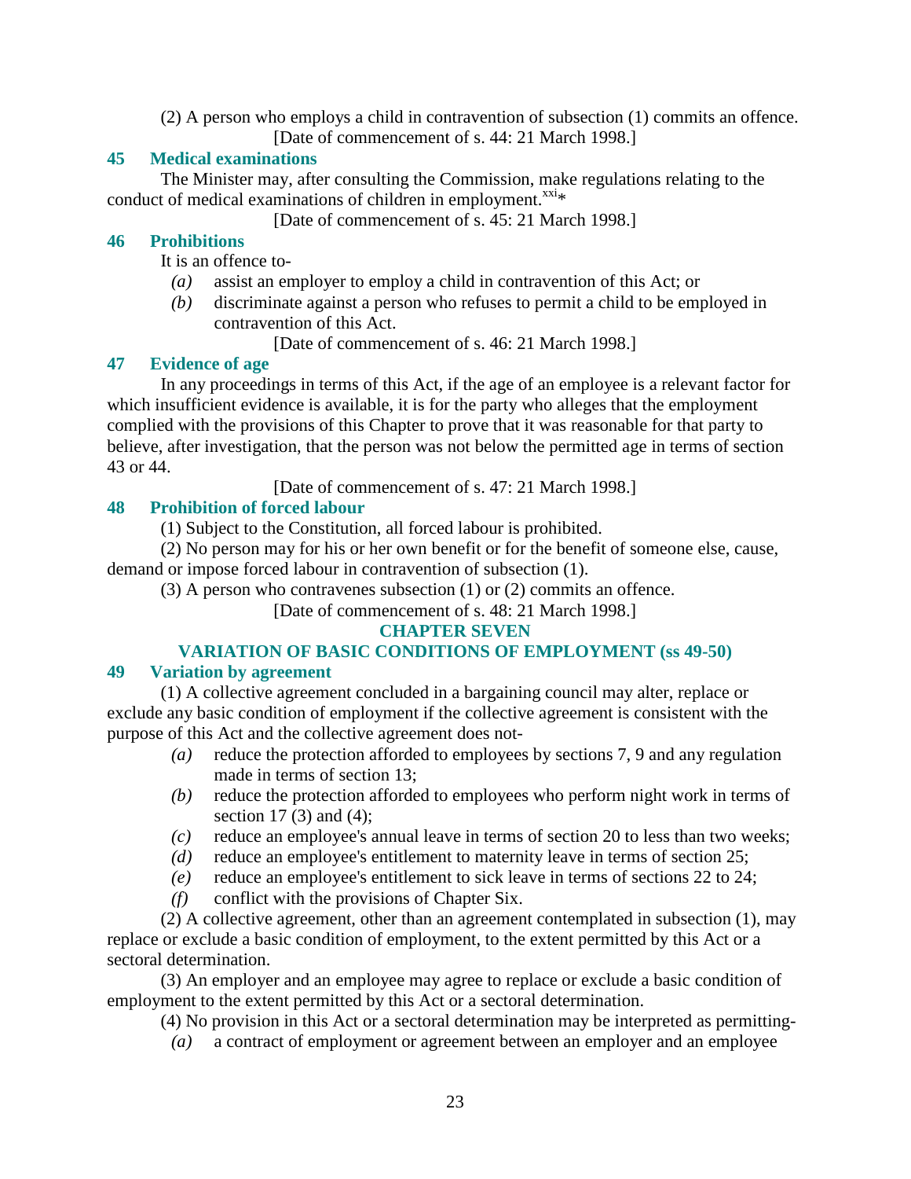(2) A person who employs a child in contravention of subsection (1) commits an offence.

[Date of commencement of s. 44: 21 March 1998.]

### 45 Medical examinations

The Minister may, after consulting the Commission, make regulations relating to the conduct of medical examinations of children in employment.[xxi]*

[Date of commencement of s. 45: 21 March 1998.]

### 46 Prohibitions

It is an offence to-

*(a)* assist an employer to employ a child in contravention of this Act; or

*(b)* discriminate against a person who refuses to permit a child to be employed in contravention of this Act.

[Date of commencement of s. 46: 21 March 1998.]

### 47 Evidence of age

In any proceedings in terms of this Act, if the age of an employee is a relevant factor for which insufficient evidence is available, it is for the party who alleges that the employment complied with the provisions of this Chapter to prove that it was reasonable for that party to believe, after investigation, that the person was not below the permitted age in terms of section 43 or 44.

[Date of commencement of s. 47: 21 March 1998.]

### 48 Prohibition of forced labour

(1) Subject to the Constitution, all forced labour is prohibited.

(2) No person may for his or her own benefit or for the benefit of someone else, cause, demand or impose forced labour in contravention of subsection (1).

(3) A person who contravenes subsection (1) or (2) commits an offence.

[Date of commencement of s. 48: 21 March 1998.]

## CHAPTER SEVEN

## VARIATION OF BASIC CONDITIONS OF EMPLOYMENT (ss 49-50)

### 49 Variation by agreement

(1) A collective agreement concluded in a bargaining council may alter, replace or exclude any basic condition of employment if the collective agreement is consistent with the purpose of this Act and the collective agreement does not-

*(a)* reduce the protection afforded to employees by sections 7, 9 and any regulation made in terms of section 13;

*(b)* reduce the protection afforded to employees who perform night work in terms of section 17 (3) and (4);

*(c)* reduce an employee's annual leave in terms of section 20 to less than two weeks;

*(d)* reduce an employee's entitlement to maternity leave in terms of section 25;

*(e)* reduce an employee's entitlement to sick leave in terms of sections 22 to 24;

*(f)* conflict with the provisions of Chapter Six.

(2) A collective agreement, other than an agreement contemplated in subsection (1), may replace or exclude a basic condition of employment, to the extent permitted by this Act or a sectoral determination.

(3) An employer and an employee may agree to replace or exclude a basic condition of employment to the extent permitted by this Act or a sectoral determination.

(4) No provision in this Act or a sectoral determination may be interpreted as permitting-

*(a)* a contract of employment or agreement between an employer and an employee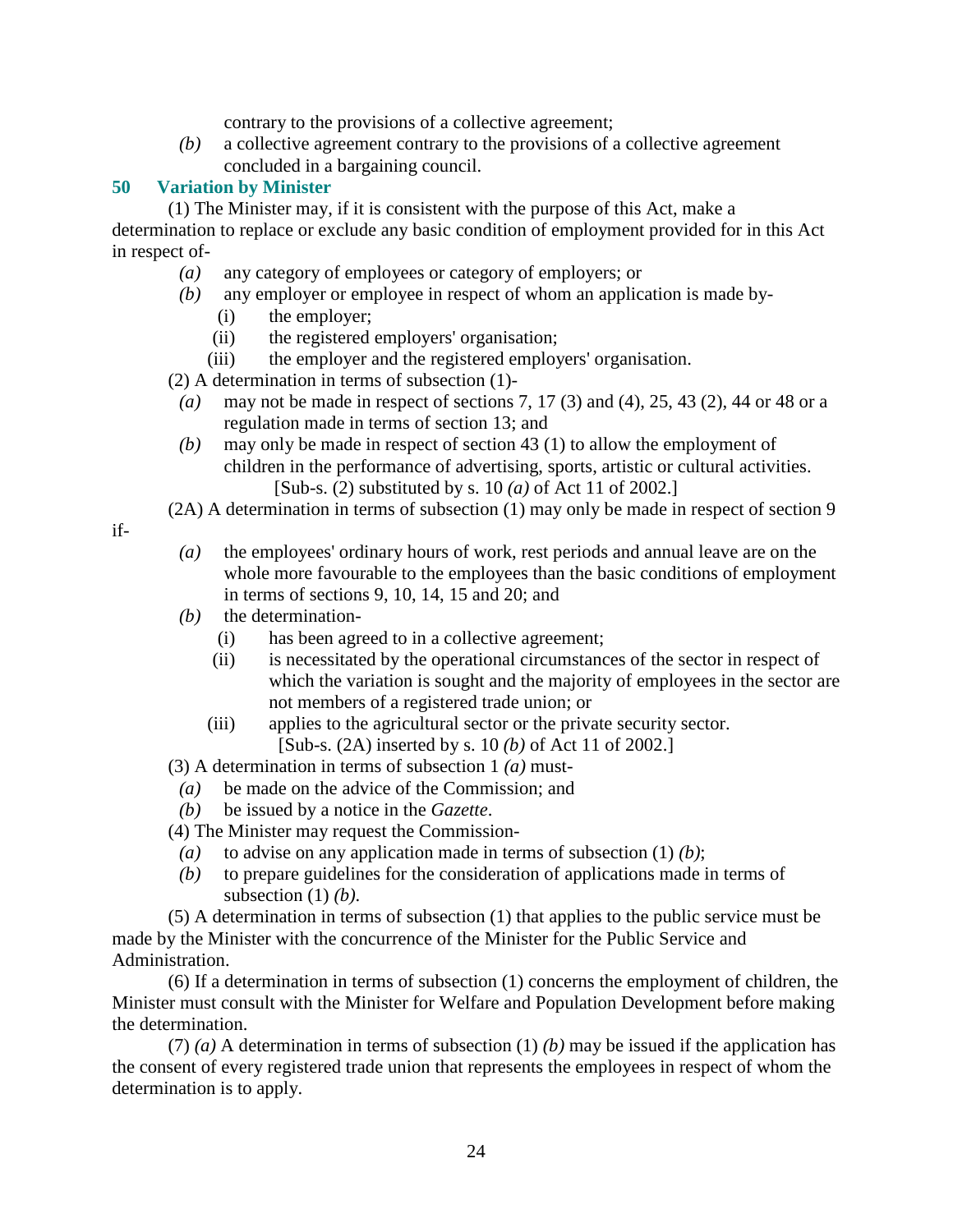contrary to the provisions of a collective agreement;

*(b)* a collective agreement contrary to the provisions of a collective agreement concluded in a bargaining council.

## 50 Variation by Minister

(1) The Minister may, if it is consistent with the purpose of this Act, make a determination to replace or exclude any basic condition of employment provided for in this Act in respect of-

*(a)* any category of employees or category of employers; or

*(b)* any employer or employee in respect of whom an application is made by-

(i) the employer;

(ii) the registered employers' organisation;

(iii) the employer and the registered employers' organisation.

(2) A determination in terms of subsection (1)-

*(a)* may not be made in respect of sections 7, 17 (3) and (4), 25, 43 (2), 44 or 48 or a regulation made in terms of section 13; and

*(b)* may only be made in respect of section 43 (1) to allow the employment of children in the performance of advertising, sports, artistic or cultural activities.

[Sub-s. (2) substituted by s. 10 *(a)* of Act 11 of 2002.]

(2A) A determination in terms of subsection (1) may only be made in respect of section 9 if-

*(a)* the employees' ordinary hours of work, rest periods and annual leave are on the whole more favourable to the employees than the basic conditions of employment in terms of sections 9, 10, 14, 15 and 20; and

*(b)* the determination-

(i) has been agreed to in a collective agreement;

(ii) is necessitated by the operational circumstances of the sector in respect of which the variation is sought and the majority of employees in the sector are not members of a registered trade union; or

(iii) applies to the agricultural sector or the private security sector.

[Sub-s. (2A) inserted by s. 10 *(b)* of Act 11 of 2002.]

(3) A determination in terms of subsection 1 *(a)* must-

*(a)* be made on the advice of the Commission; and

*(b)* be issued by a notice in the *Gazette*.

(4) The Minister may request the Commission-

*(a)* to advise on any application made in terms of subsection (1) *(b)*;

*(b)* to prepare guidelines for the consideration of applications made in terms of subsection (1) *(b)*.

(5) A determination in terms of subsection (1) that applies to the public service must be made by the Minister with the concurrence of the Minister for the Public Service and Administration.

(6) If a determination in terms of subsection (1) concerns the employment of children, the Minister must consult with the Minister for Welfare and Population Development before making the determination.

(7) *(a)* A determination in terms of subsection (1) *(b)* may be issued if the application has the consent of every registered trade union that represents the employees in respect of whom the determination is to apply.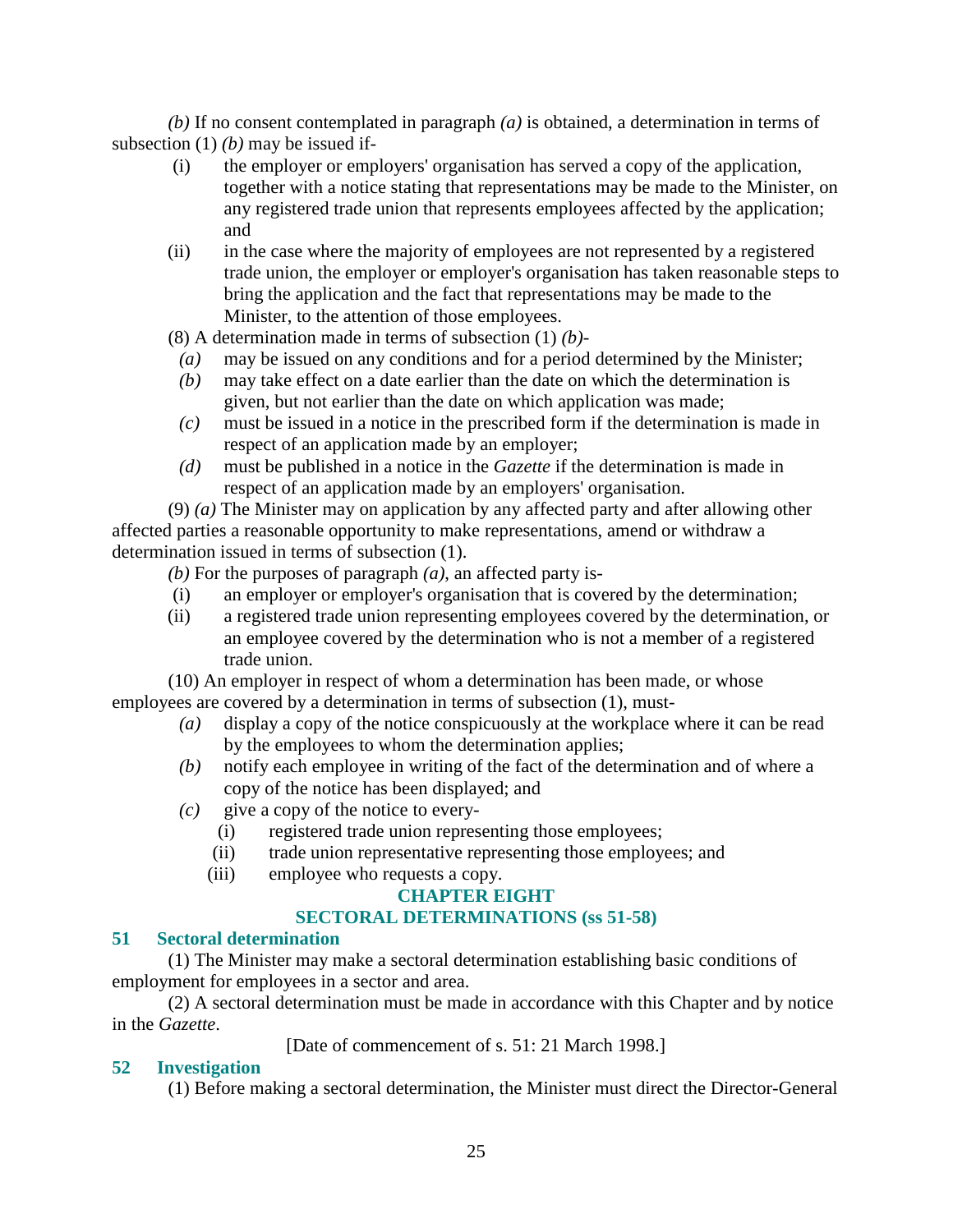*(b)* If no consent contemplated in paragraph *(a)* is obtained, a determination in terms of subsection (1) *(b)* may be issued if-

(i) the employer or employers' organisation has served a copy of the application, together with a notice stating that representations may be made to the Minister, on any registered trade union that represents employees affected by the application; and

(ii) in the case where the majority of employees are not represented by a registered trade union, the employer or employer's organisation has taken reasonable steps to bring the application and the fact that representations may be made to the Minister, to the attention of those employees.

(8) A determination made in terms of subsection (1) *(b)*-

*(a)* may be issued on any conditions and for a period determined by the Minister;

*(b)* may take effect on a date earlier than the date on which the determination is given, but not earlier than the date on which application was made;

*(c)* must be issued in a notice in the prescribed form if the determination is made in respect of an application made by an employer;

*(d)* must be published in a notice in the *Gazette* if the determination is made in respect of an application made by an employers' organisation.

(9) *(a)* The Minister may on application by any affected party and after allowing other affected parties a reasonable opportunity to make representations, amend or withdraw a determination issued in terms of subsection (1).

*(b)* For the purposes of paragraph *(a)*, an affected party is-

(i) an employer or employer's organisation that is covered by the determination;

(ii) a registered trade union representing employees covered by the determination, or an employee covered by the determination who is not a member of a registered trade union.

(10) An employer in respect of whom a determination has been made, or whose employees are covered by a determination in terms of subsection (1), must-

*(a)* display a copy of the notice conspicuously at the workplace where it can be read by the employees to whom the determination applies;

*(b)* notify each employee in writing of the fact of the determination and of where a copy of the notice has been displayed; and

*(c)* give a copy of the notice to every-

(i) registered trade union representing those employees;

(ii) trade union representative representing those employees; and

(iii) employee who requests a copy.

## CHAPTER EIGHT
## SECTORAL DETERMINATIONS (ss 51-58)

### 51 Sectoral determination

(1) The Minister may make a sectoral determination establishing basic conditions of employment for employees in a sector and area.

(2) A sectoral determination must be made in accordance with this Chapter and by notice in the *Gazette*.

[Date of commencement of s. 51: 21 March 1998.]

### 52 Investigation

(1) Before making a sectoral determination, the Minister must direct the Director-General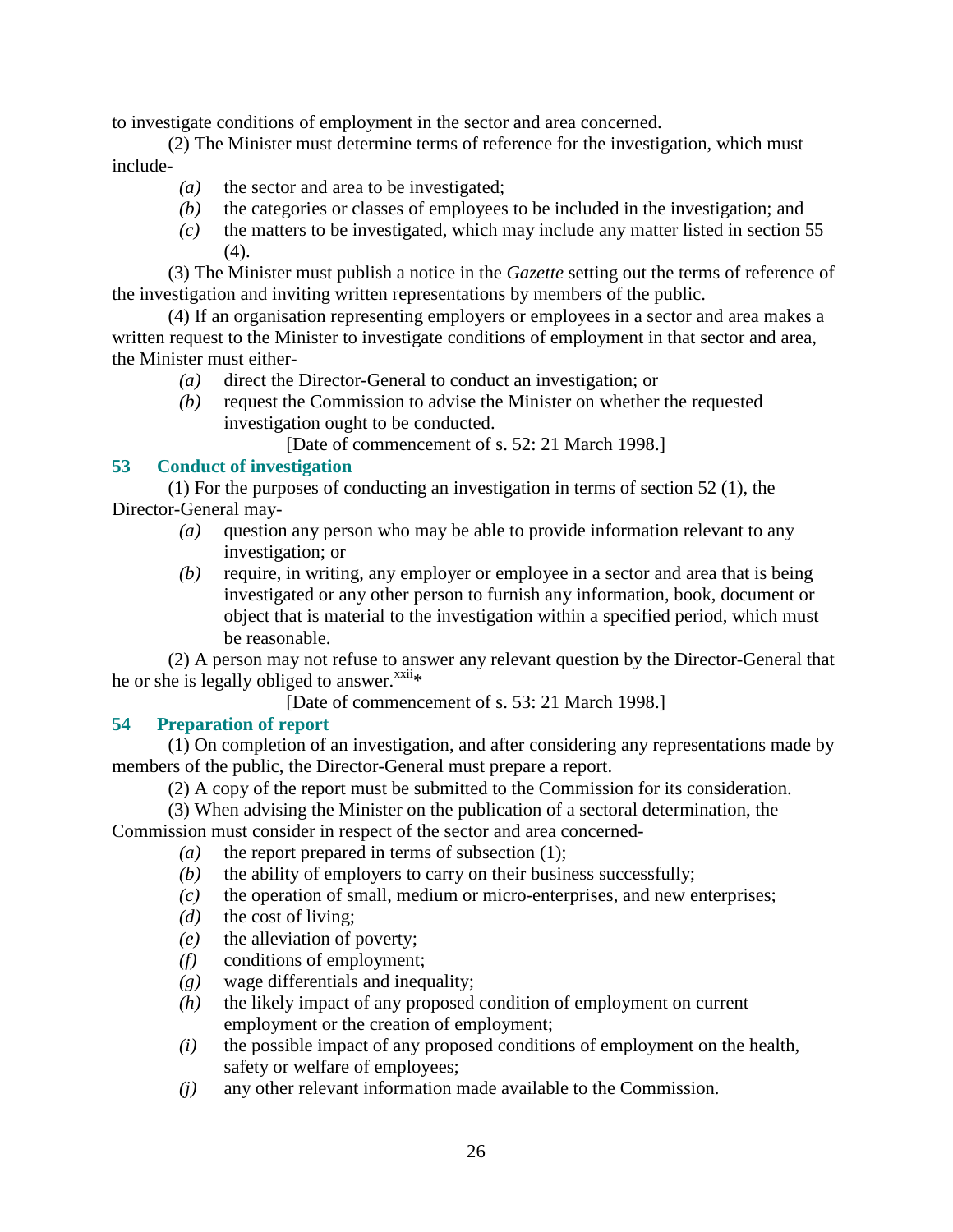to investigate conditions of employment in the sector and area concerned.

(2) The Minister must determine terms of reference for the investigation, which must include-

*(a)* the sector and area to be investigated;

*(b)* the categories or classes of employees to be included in the investigation; and

*(c)* the matters to be investigated, which may include any matter listed in section 55 (4).

(3) The Minister must publish a notice in the *Gazette* setting out the terms of reference of the investigation and inviting written representations by members of the public.

(4) If an organisation representing employers or employees in a sector and area makes a written request to the Minister to investigate conditions of employment in that sector and area, the Minister must either-

*(a)* direct the Director-General to conduct an investigation; or

*(b)* request the Commission to advise the Minister on whether the requested investigation ought to be conducted.

[Date of commencement of s. 52: 21 March 1998.]

### 53 Conduct of investigation

(1) For the purposes of conducting an investigation in terms of section 52 (1), the Director-General may-

*(a)* question any person who may be able to provide information relevant to any investigation; or

*(b)* require, in writing, any employer or employee in a sector and area that is being investigated or any other person to furnish any information, book, document or object that is material to the investigation within a specified period, which must be reasonable.

(2) A person may not refuse to answer any relevant question by the Director-General that he or she is legally obliged to answer.[xxii]*

[Date of commencement of s. 53: 21 March 1998.]

### 54 Preparation of report

(1) On completion of an investigation, and after considering any representations made by members of the public, the Director-General must prepare a report.

(2) A copy of the report must be submitted to the Commission for its consideration.

(3) When advising the Minister on the publication of a sectoral determination, the Commission must consider in respect of the sector and area concerned-

*(a)* the report prepared in terms of subsection (1);

*(b)* the ability of employers to carry on their business successfully;

*(c)* the operation of small, medium or micro-enterprises, and new enterprises;

*(d)* the cost of living;

*(e)* the alleviation of poverty;

*(f)* conditions of employment;

*(g)* wage differentials and inequality;

*(h)* the likely impact of any proposed condition of employment on current employment or the creation of employment;

*(i)* the possible impact of any proposed conditions of employment on the health, safety or welfare of employees;

*(j)* any other relevant information made available to the Commission.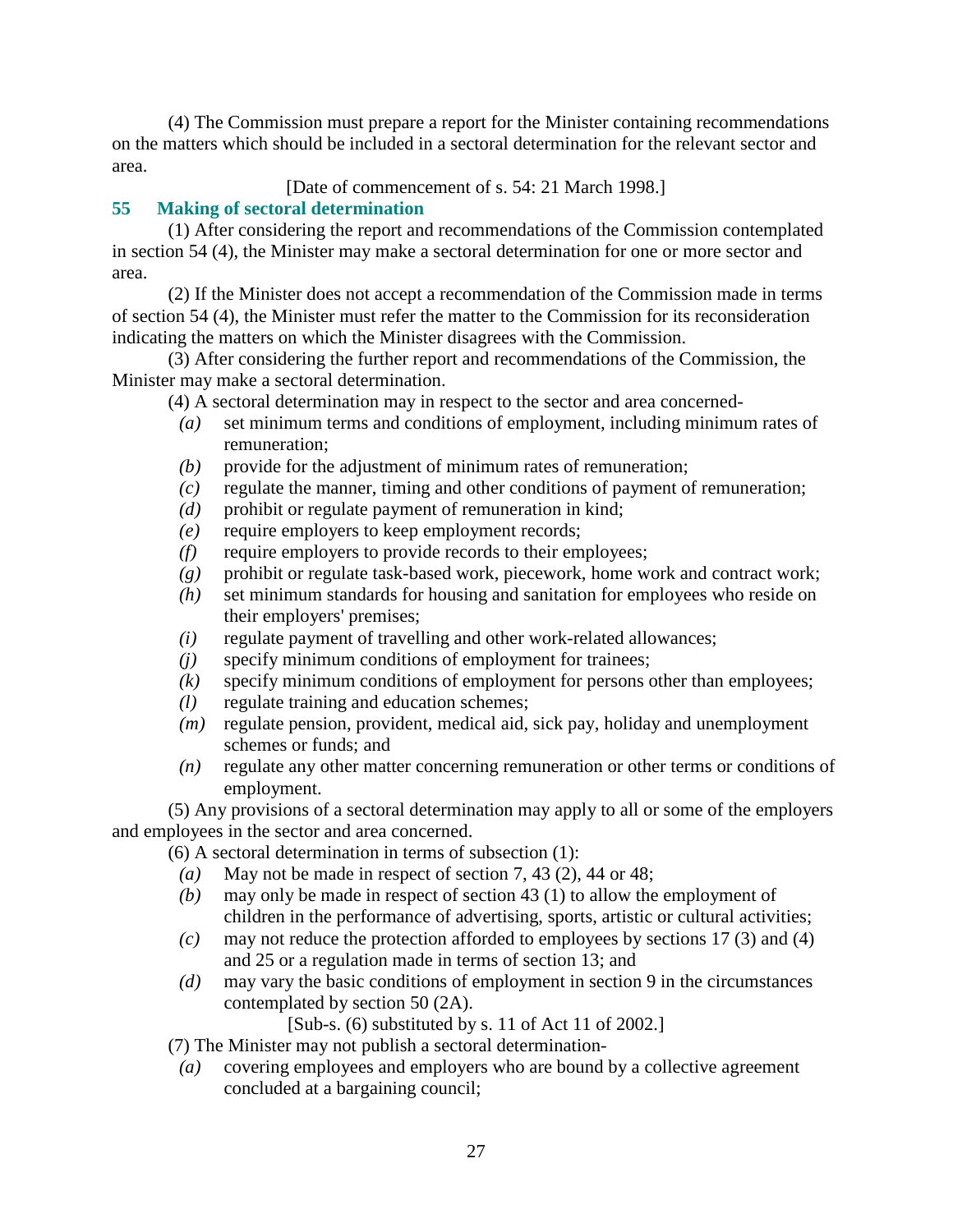(4) The Commission must prepare a report for the Minister containing recommendations on the matters which should be included in a sectoral determination for the relevant sector and area.

[Date of commencement of s. 54: 21 March 1998.]

## 55 Making of sectoral determination

(1) After considering the report and recommendations of the Commission contemplated in section 54 (4), the Minister may make a sectoral determination for one or more sector and area.

(2) If the Minister does not accept a recommendation of the Commission made in terms of section 54 (4), the Minister must refer the matter to the Commission for its reconsideration indicating the matters on which the Minister disagrees with the Commission.

(3) After considering the further report and recommendations of the Commission, the Minister may make a sectoral determination.

(4) A sectoral determination may in respect to the sector and area concerned-

- *(a)* set minimum terms and conditions of employment, including minimum rates of remuneration;
- *(b)* provide for the adjustment of minimum rates of remuneration;
- *(c)* regulate the manner, timing and other conditions of payment of remuneration;
- *(d)* prohibit or regulate payment of remuneration in kind;
- *(e)* require employers to keep employment records;
- *(f)* require employers to provide records to their employees;
- *(g)* prohibit or regulate task-based work, piecework, home work and contract work;
- *(h)* set minimum standards for housing and sanitation for employees who reside on their employers' premises;
- *(i)* regulate payment of travelling and other work-related allowances;
- *(j)* specify minimum conditions of employment for trainees;
- *(k)* specify minimum conditions of employment for persons other than employees;
- *(l)* regulate training and education schemes;
- *(m)* regulate pension, provident, medical aid, sick pay, holiday and unemployment schemes or funds; and
- *(n)* regulate any other matter concerning remuneration or other terms or conditions of employment.

(5) Any provisions of a sectoral determination may apply to all or some of the employers and employees in the sector and area concerned.

(6) A sectoral determination in terms of subsection (1):

- *(a)* May not be made in respect of section 7, 43 (2), 44 or 48;
- *(b)* may only be made in respect of section 43 (1) to allow the employment of children in the performance of advertising, sports, artistic or cultural activities;
- *(c)* may not reduce the protection afforded to employees by sections 17 (3) and (4) and 25 or a regulation made in terms of section 13; and
- *(d)* may vary the basic conditions of employment in section 9 in the circumstances contemplated by section 50 (2A).

[Sub-s. (6) substituted by s. 11 of Act 11 of 2002.]

(7) The Minister may not publish a sectoral determination-

- *(a)* covering employees and employers who are bound by a collective agreement concluded at a bargaining council;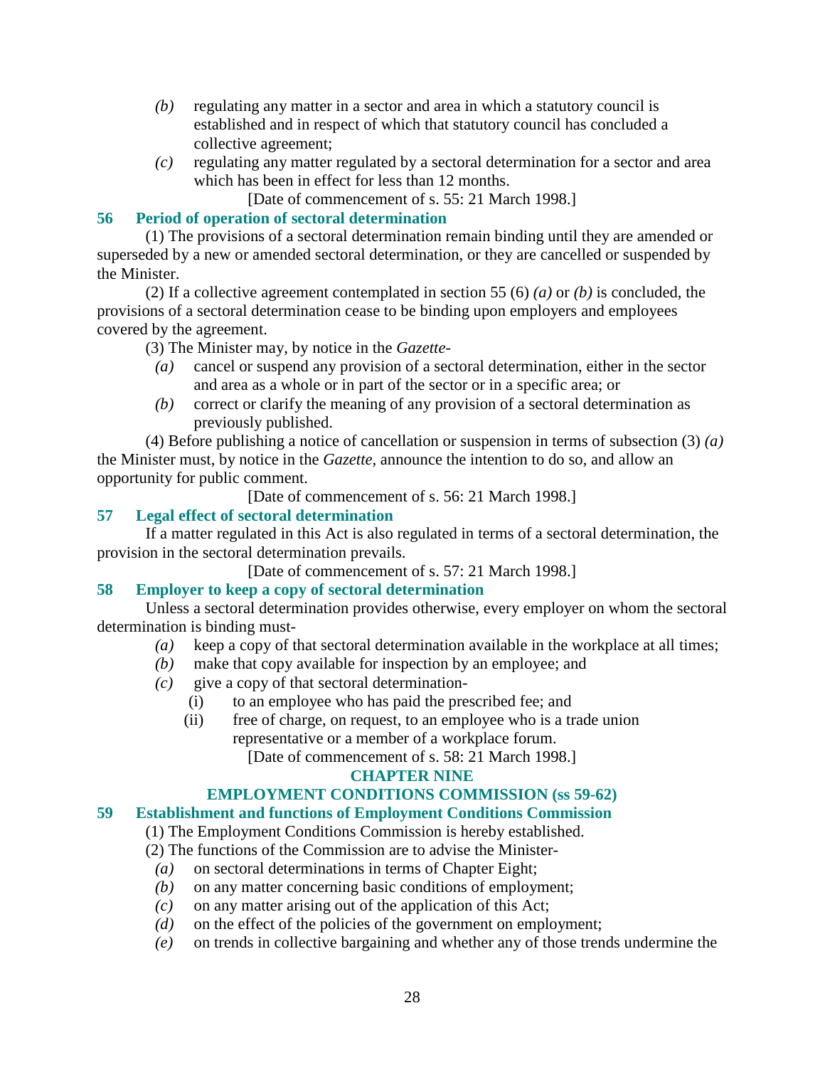*(b)* regulating any matter in a sector and area in which a statutory council is established and in respect of which that statutory council has concluded a collective agreement;

*(c)* regulating any matter regulated by a sectoral determination for a sector and area which has been in effect for less than 12 months.

[Date of commencement of s. 55: 21 March 1998.]

### 56 Period of operation of sectoral determination

(1) The provisions of a sectoral determination remain binding until they are amended or superseded by a new or amended sectoral determination, or they are cancelled or suspended by the Minister.

(2) If a collective agreement contemplated in section 55 (6) *(a)* or *(b)* is concluded, the provisions of a sectoral determination cease to be binding upon employers and employees covered by the agreement.

(3) The Minister may, by notice in the *Gazette*-

*(a)* cancel or suspend any provision of a sectoral determination, either in the sector and area as a whole or in part of the sector or in a specific area; or

*(b)* correct or clarify the meaning of any provision of a sectoral determination as previously published.

(4) Before publishing a notice of cancellation or suspension in terms of subsection (3) *(a)* the Minister must, by notice in the *Gazette*, announce the intention to do so, and allow an opportunity for public comment.

[Date of commencement of s. 56: 21 March 1998.]

### 57 Legal effect of sectoral determination

If a matter regulated in this Act is also regulated in terms of a sectoral determination, the provision in the sectoral determination prevails.

[Date of commencement of s. 57: 21 March 1998.]

### 58 Employer to keep a copy of sectoral determination

Unless a sectoral determination provides otherwise, every employer on whom the sectoral determination is binding must-

*(a)* keep a copy of that sectoral determination available in the workplace at all times;

*(b)* make that copy available for inspection by an employee; and

*(c)* give a copy of that sectoral determination-

(i) to an employee who has paid the prescribed fee; and

(ii) free of charge, on request, to an employee who is a trade union representative or a member of a workplace forum.

[Date of commencement of s. 58: 21 March 1998.]

## CHAPTER NINE

## EMPLOYMENT CONDITIONS COMMISSION (ss 59-62)

### 59 Establishment and functions of Employment Conditions Commission

(1) The Employment Conditions Commission is hereby established.

(2) The functions of the Commission are to advise the Minister-

*(a)* on sectoral determinations in terms of Chapter Eight;

*(b)* on any matter concerning basic conditions of employment;

*(c)* on any matter arising out of the application of this Act;

*(d)* on the effect of the policies of the government on employment;

*(e)* on trends in collective bargaining and whether any of those trends undermine the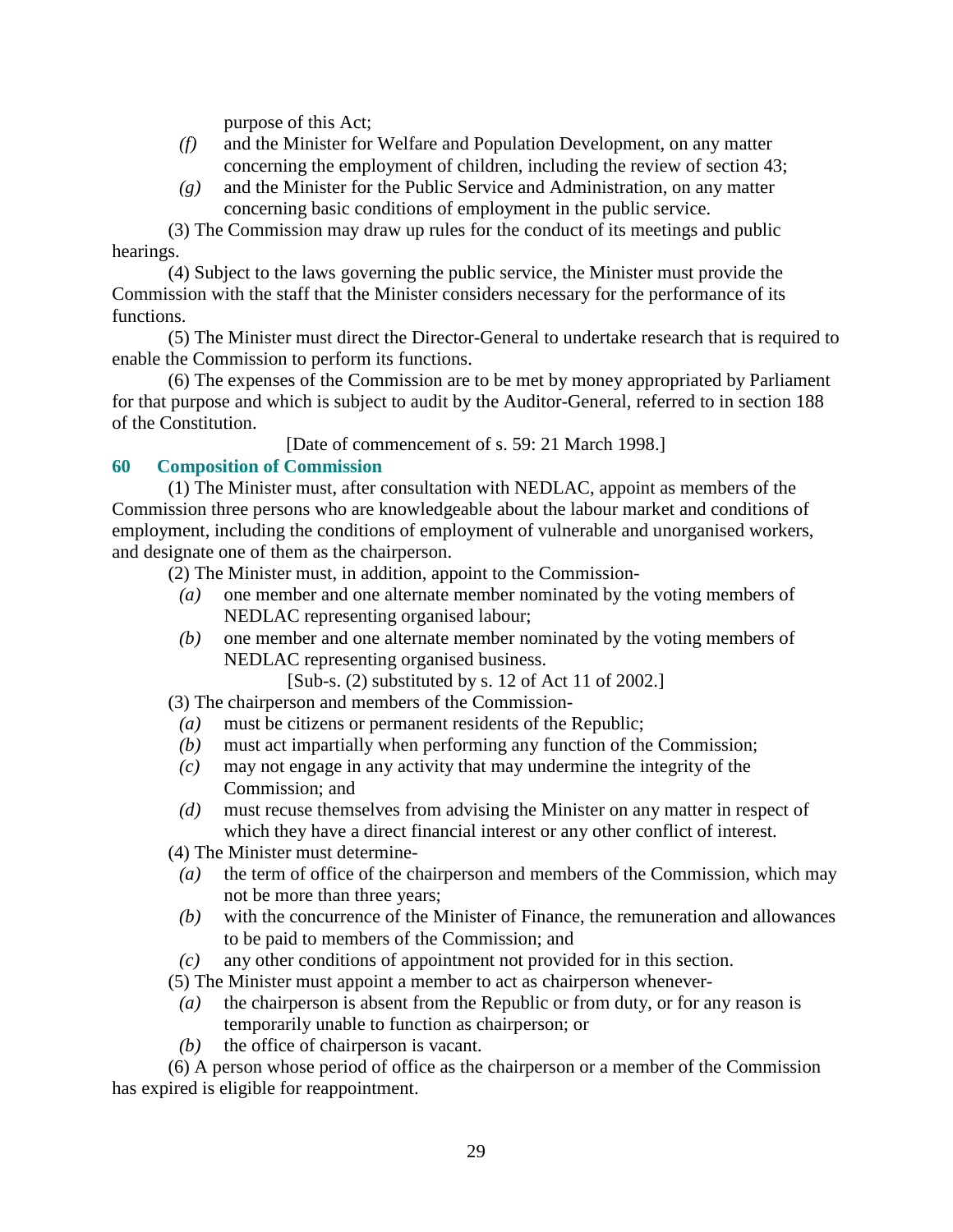purpose of this Act;

*(f)* and the Minister for Welfare and Population Development, on any matter concerning the employment of children, including the review of section 43;

*(g)* and the Minister for the Public Service and Administration, on any matter concerning basic conditions of employment in the public service.

(3) The Commission may draw up rules for the conduct of its meetings and public hearings.

(4) Subject to the laws governing the public service, the Minister must provide the Commission with the staff that the Minister considers necessary for the performance of its functions.

(5) The Minister must direct the Director-General to undertake research that is required to enable the Commission to perform its functions.

(6) The expenses of the Commission are to be met by money appropriated by Parliament for that purpose and which is subject to audit by the Auditor-General, referred to in section 188 of the Constitution.

[Date of commencement of s. 59: 21 March 1998.]

## 60 Composition of Commission

(1) The Minister must, after consultation with NEDLAC, appoint as members of the Commission three persons who are knowledgeable about the labour market and conditions of employment, including the conditions of employment of vulnerable and unorganised workers, and designate one of them as the chairperson.

(2) The Minister must, in addition, appoint to the Commission-

*(a)* one member and one alternate member nominated by the voting members of NEDLAC representing organised labour;

*(b)* one member and one alternate member nominated by the voting members of NEDLAC representing organised business.

[Sub-s. (2) substituted by s. 12 of Act 11 of 2002.]

(3) The chairperson and members of the Commission-

*(a)* must be citizens or permanent residents of the Republic;

*(b)* must act impartially when performing any function of the Commission;

*(c)* may not engage in any activity that may undermine the integrity of the Commission; and

*(d)* must recuse themselves from advising the Minister on any matter in respect of which they have a direct financial interest or any other conflict of interest.

(4) The Minister must determine-

*(a)* the term of office of the chairperson and members of the Commission, which may not be more than three years;

*(b)* with the concurrence of the Minister of Finance, the remuneration and allowances to be paid to members of the Commission; and

*(c)* any other conditions of appointment not provided for in this section.

(5) The Minister must appoint a member to act as chairperson whenever-

*(a)* the chairperson is absent from the Republic or from duty, or for any reason is temporarily unable to function as chairperson; or

*(b)* the office of chairperson is vacant.

(6) A person whose period of office as the chairperson or a member of the Commission has expired is eligible for reappointment.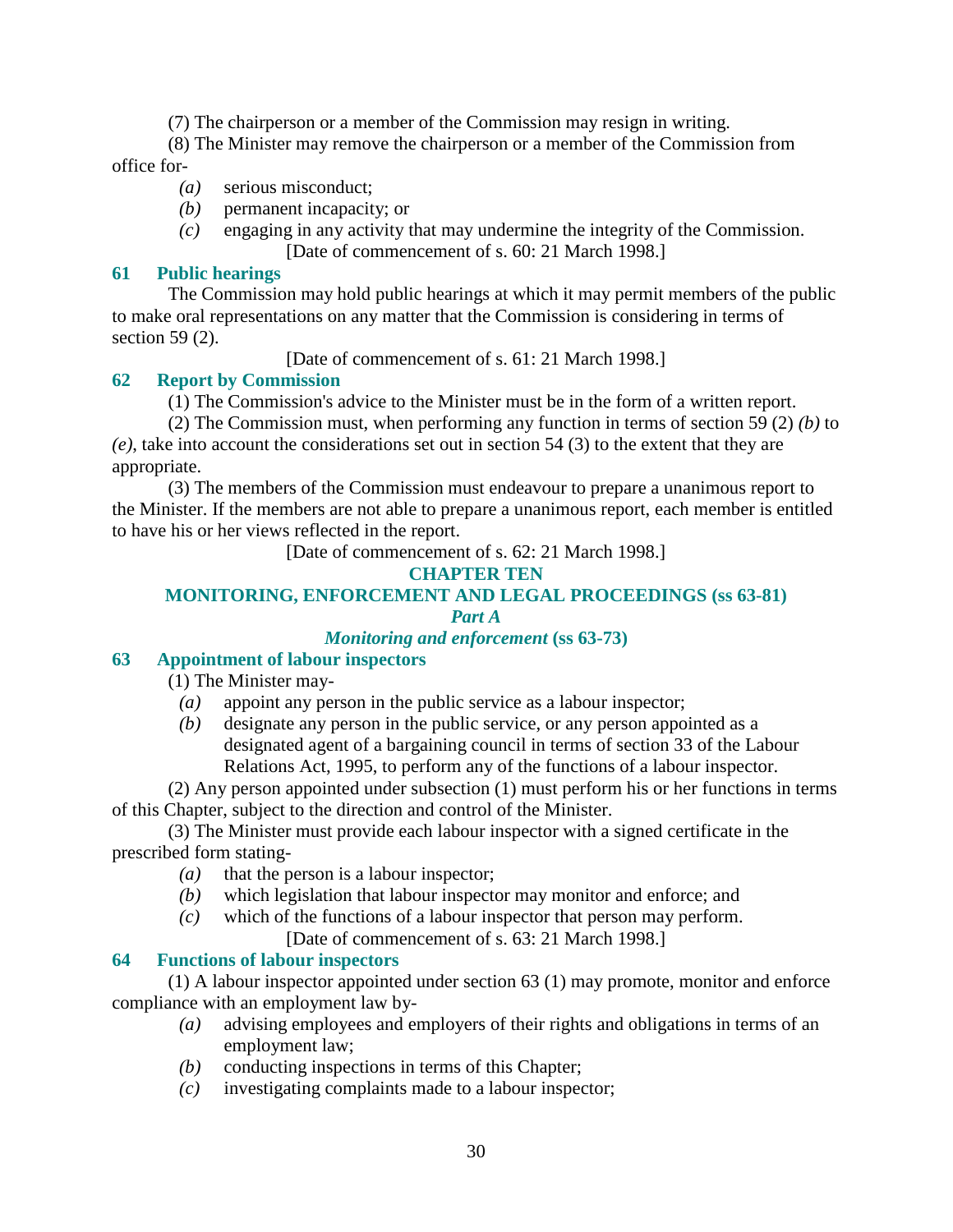(7) The chairperson or a member of the Commission may resign in writing.

(8) The Minister may remove the chairperson or a member of the Commission from office for-

- *(a)* serious misconduct;
- *(b)* permanent incapacity; or
- *(c)* engaging in any activity that may undermine the integrity of the Commission.

[Date of commencement of s. 60: 21 March 1998.]

### 61 Public hearings

The Commission may hold public hearings at which it may permit members of the public to make oral representations on any matter that the Commission is considering in terms of section 59 (2).

[Date of commencement of s. 61: 21 March 1998.]

### 62 Report by Commission

(1) The Commission's advice to the Minister must be in the form of a written report.

(2) The Commission must, when performing any function in terms of section 59 (2) *(b)* to *(e)*, take into account the considerations set out in section 54 (3) to the extent that they are appropriate.

(3) The members of the Commission must endeavour to prepare a unanimous report to the Minister. If the members are not able to prepare a unanimous report, each member is entitled to have his or her views reflected in the report.

[Date of commencement of s. 62: 21 March 1998.]

## CHAPTER TEN

## MONITORING, ENFORCEMENT AND LEGAL PROCEEDINGS (ss 63-81)

### *Part A*

### *Monitoring and enforcement* (ss 63-73)

### 63 Appointment of labour inspectors

(1) The Minister may-

- *(a)* appoint any person in the public service as a labour inspector;
- *(b)* designate any person in the public service, or any person appointed as a designated agent of a bargaining council in terms of section 33 of the Labour Relations Act, 1995, to perform any of the functions of a labour inspector.

(2) Any person appointed under subsection (1) must perform his or her functions in terms of this Chapter, subject to the direction and control of the Minister.

(3) The Minister must provide each labour inspector with a signed certificate in the prescribed form stating-

- *(a)* that the person is a labour inspector;
- *(b)* which legislation that labour inspector may monitor and enforce; and
- *(c)* which of the functions of a labour inspector that person may perform.

[Date of commencement of s. 63: 21 March 1998.]

### 64 Functions of labour inspectors

(1) A labour inspector appointed under section 63 (1) may promote, monitor and enforce compliance with an employment law by-

- *(a)* advising employees and employers of their rights and obligations in terms of an employment law;
- *(b)* conducting inspections in terms of this Chapter;
- *(c)* investigating complaints made to a labour inspector;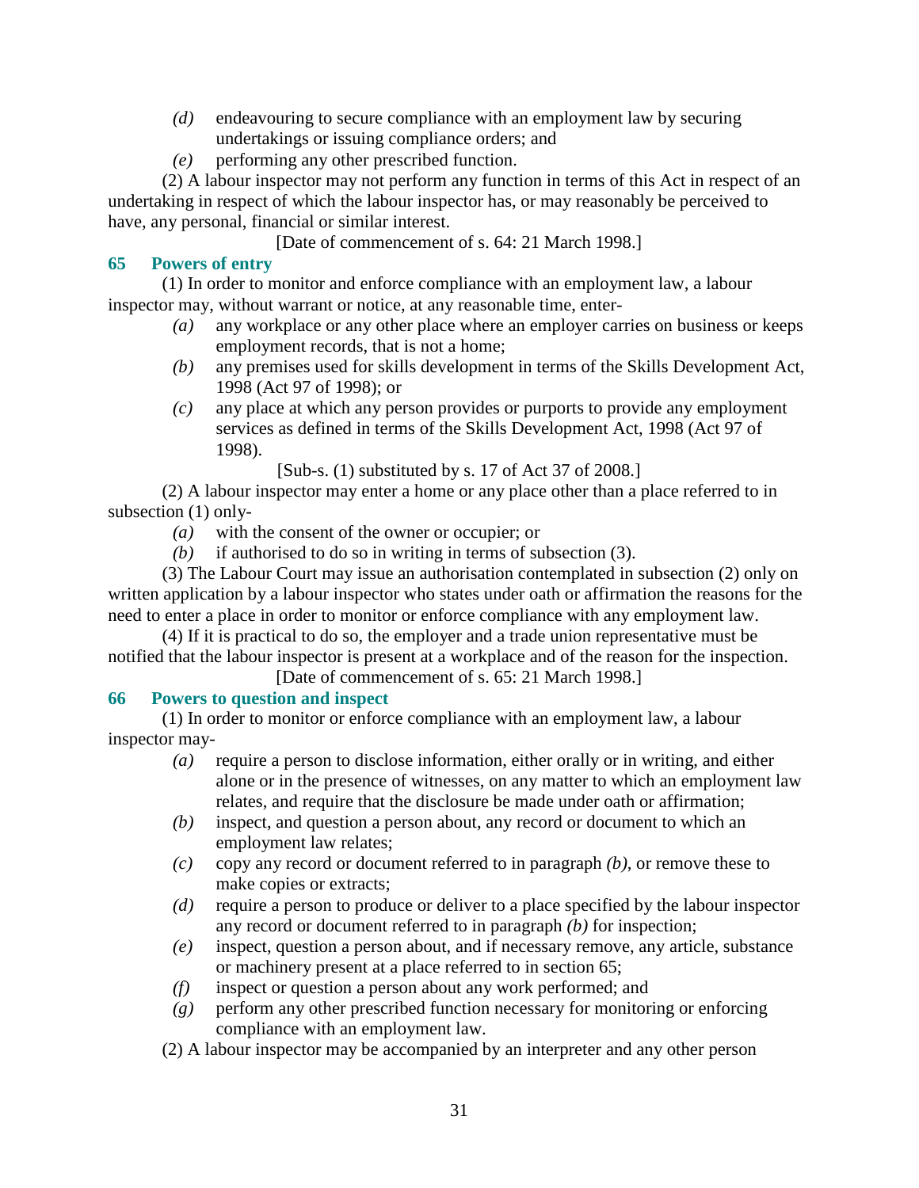*(d)* endeavouring to secure compliance with an employment law by securing undertakings or issuing compliance orders; and

*(e)* performing any other prescribed function.

(2) A labour inspector may not perform any function in terms of this Act in respect of an undertaking in respect of which the labour inspector has, or may reasonably be perceived to have, any personal, financial or similar interest.

[Date of commencement of s. 64: 21 March 1998.]

### 65 Powers of entry

(1) In order to monitor and enforce compliance with an employment law, a labour inspector may, without warrant or notice, at any reasonable time, enter-

*(a)* any workplace or any other place where an employer carries on business or keeps employment records, that is not a home;

*(b)* any premises used for skills development in terms of the Skills Development Act, 1998 (Act 97 of 1998); or

*(c)* any place at which any person provides or purports to provide any employment services as defined in terms of the Skills Development Act, 1998 (Act 97 of 1998).

[Sub-s. (1) substituted by s. 17 of Act 37 of 2008.]

(2) A labour inspector may enter a home or any place other than a place referred to in subsection (1) only-

*(a)* with the consent of the owner or occupier; or

*(b)* if authorised to do so in writing in terms of subsection (3).

(3) The Labour Court may issue an authorisation contemplated in subsection (2) only on written application by a labour inspector who states under oath or affirmation the reasons for the need to enter a place in order to monitor or enforce compliance with any employment law.

(4) If it is practical to do so, the employer and a trade union representative must be notified that the labour inspector is present at a workplace and of the reason for the inspection.

[Date of commencement of s. 65: 21 March 1998.]

### 66 Powers to question and inspect

(1) In order to monitor or enforce compliance with an employment law, a labour inspector may-

*(a)* require a person to disclose information, either orally or in writing, and either alone or in the presence of witnesses, on any matter to which an employment law relates, and require that the disclosure be made under oath or affirmation;

*(b)* inspect, and question a person about, any record or document to which an employment law relates;

*(c)* copy any record or document referred to in paragraph *(b)*, or remove these to make copies or extracts;

*(d)* require a person to produce or deliver to a place specified by the labour inspector any record or document referred to in paragraph *(b)* for inspection;

*(e)* inspect, question a person about, and if necessary remove, any article, substance or machinery present at a place referred to in section 65;

*(f)* inspect or question a person about any work performed; and

*(g)* perform any other prescribed function necessary for monitoring or enforcing compliance with an employment law.

(2) A labour inspector may be accompanied by an interpreter and any other person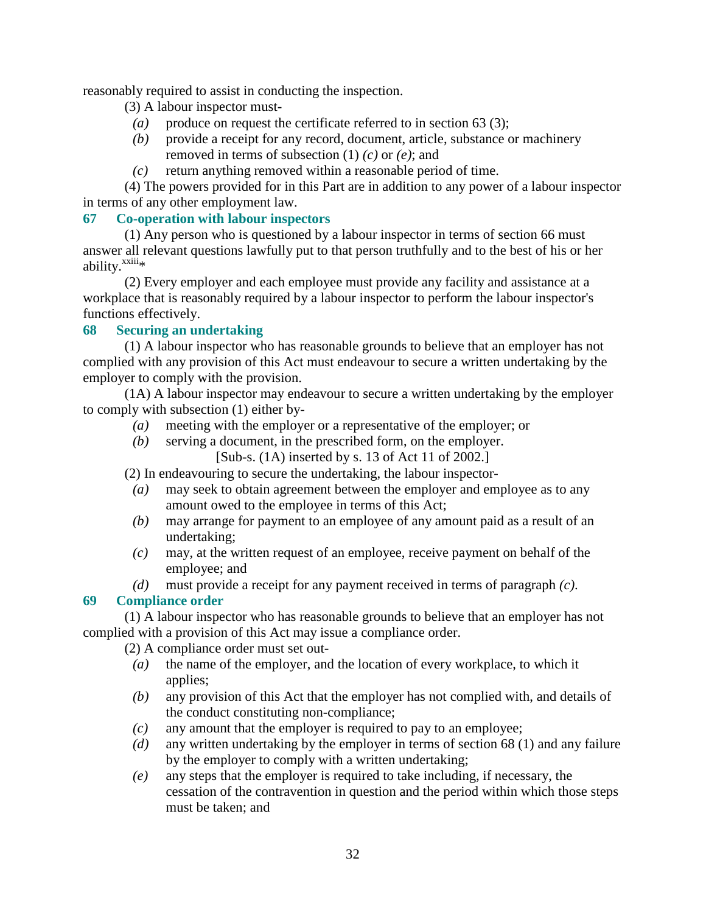reasonably required to assist in conducting the inspection.

(3) A labour inspector must-

*(a)* produce on request the certificate referred to in section 63 (3);

*(b)* provide a receipt for any record, document, article, substance or machinery removed in terms of subsection (1) *(c)* or *(e)*; and

*(c)* return anything removed within a reasonable period of time.

(4) The powers provided for in this Part are in addition to any power of a labour inspector in terms of any other employment law.

### 67 Co-operation with labour inspectors

(1) Any person who is questioned by a labour inspector in terms of section 66 must answer all relevant questions lawfully put to that person truthfully and to the best of his or her ability.[xxiii]*

(2) Every employer and each employee must provide any facility and assistance at a workplace that is reasonably required by a labour inspector to perform the labour inspector's functions effectively.

### 68 Securing an undertaking

(1) A labour inspector who has reasonable grounds to believe that an employer has not complied with any provision of this Act must endeavour to secure a written undertaking by the employer to comply with the provision.

(1A) A labour inspector may endeavour to secure a written undertaking by the employer to comply with subsection (1) either by-

*(a)* meeting with the employer or a representative of the employer; or

*(b)* serving a document, in the prescribed form, on the employer.

[Sub-s. (1A) inserted by s. 13 of Act 11 of 2002.]

(2) In endeavouring to secure the undertaking, the labour inspector-

*(a)* may seek to obtain agreement between the employer and employee as to any amount owed to the employee in terms of this Act;

*(b)* may arrange for payment to an employee of any amount paid as a result of an undertaking;

*(c)* may, at the written request of an employee, receive payment on behalf of the employee; and

*(d)* must provide a receipt for any payment received in terms of paragraph *(c)*.

### 69 Compliance order

(1) A labour inspector who has reasonable grounds to believe that an employer has not complied with a provision of this Act may issue a compliance order.

(2) A compliance order must set out-

*(a)* the name of the employer, and the location of every workplace, to which it applies;

*(b)* any provision of this Act that the employer has not complied with, and details of the conduct constituting non-compliance;

*(c)* any amount that the employer is required to pay to an employee;

*(d)* any written undertaking by the employer in terms of section 68 (1) and any failure by the employer to comply with a written undertaking;

*(e)* any steps that the employer is required to take including, if necessary, the cessation of the contravention in question and the period within which those steps must be taken; and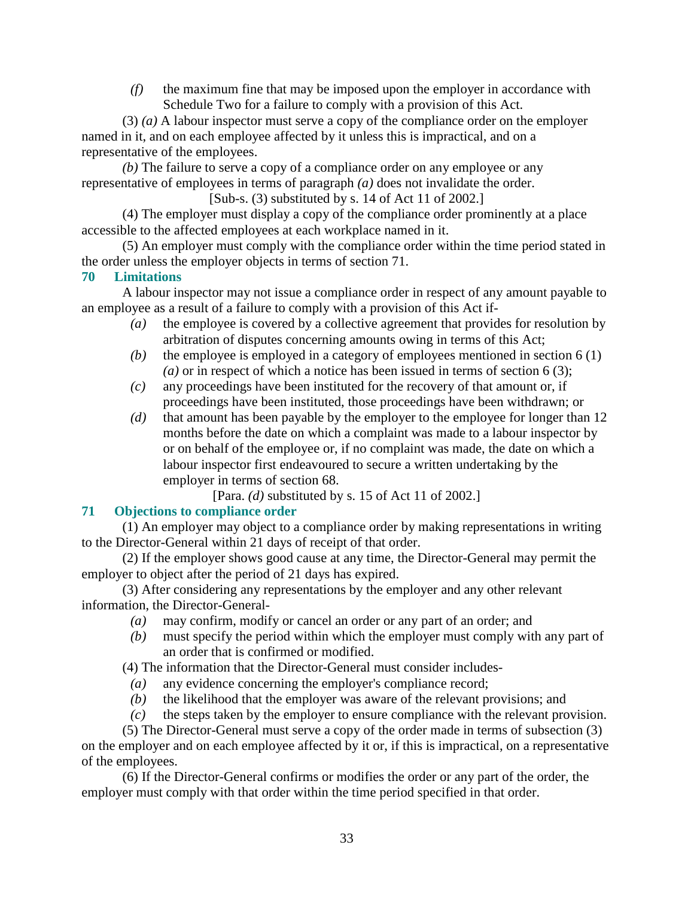*(f)* the maximum fine that may be imposed upon the employer in accordance with Schedule Two for a failure to comply with a provision of this Act.

(3) *(a)* A labour inspector must serve a copy of the compliance order on the employer named in it, and on each employee affected by it unless this is impractical, and on a representative of the employees.

*(b)* The failure to serve a copy of a compliance order on any employee or any representative of employees in terms of paragraph *(a)* does not invalidate the order.

[Sub-s. (3) substituted by s. 14 of Act 11 of 2002.]

(4) The employer must display a copy of the compliance order prominently at a place accessible to the affected employees at each workplace named in it.

(5) An employer must comply with the compliance order within the time period stated in the order unless the employer objects in terms of section 71.

## 70 Limitations

A labour inspector may not issue a compliance order in respect of any amount payable to an employee as a result of a failure to comply with a provision of this Act if-

*(a)* the employee is covered by a collective agreement that provides for resolution by arbitration of disputes concerning amounts owing in terms of this Act;

*(b)* the employee is employed in a category of employees mentioned in section 6 (1) *(a)* or in respect of which a notice has been issued in terms of section 6 (3);

*(c)* any proceedings have been instituted for the recovery of that amount or, if proceedings have been instituted, those proceedings have been withdrawn; or

*(d)* that amount has been payable by the employer to the employee for longer than 12 months before the date on which a complaint was made to a labour inspector by or on behalf of the employee or, if no complaint was made, the date on which a labour inspector first endeavoured to secure a written undertaking by the employer in terms of section 68.

[Para. *(d)* substituted by s. 15 of Act 11 of 2002.]

## 71 Objections to compliance order

(1) An employer may object to a compliance order by making representations in writing to the Director-General within 21 days of receipt of that order.

(2) If the employer shows good cause at any time, the Director-General may permit the employer to object after the period of 21 days has expired.

(3) After considering any representations by the employer and any other relevant information, the Director-General-

*(a)* may confirm, modify or cancel an order or any part of an order; and

*(b)* must specify the period within which the employer must comply with any part of an order that is confirmed or modified.

(4) The information that the Director-General must consider includes-

*(a)* any evidence concerning the employer's compliance record;

*(b)* the likelihood that the employer was aware of the relevant provisions; and

*(c)* the steps taken by the employer to ensure compliance with the relevant provision.

(5) The Director-General must serve a copy of the order made in terms of subsection (3) on the employer and on each employee affected by it or, if this is impractical, on a representative of the employees.

(6) If the Director-General confirms or modifies the order or any part of the order, the employer must comply with that order within the time period specified in that order.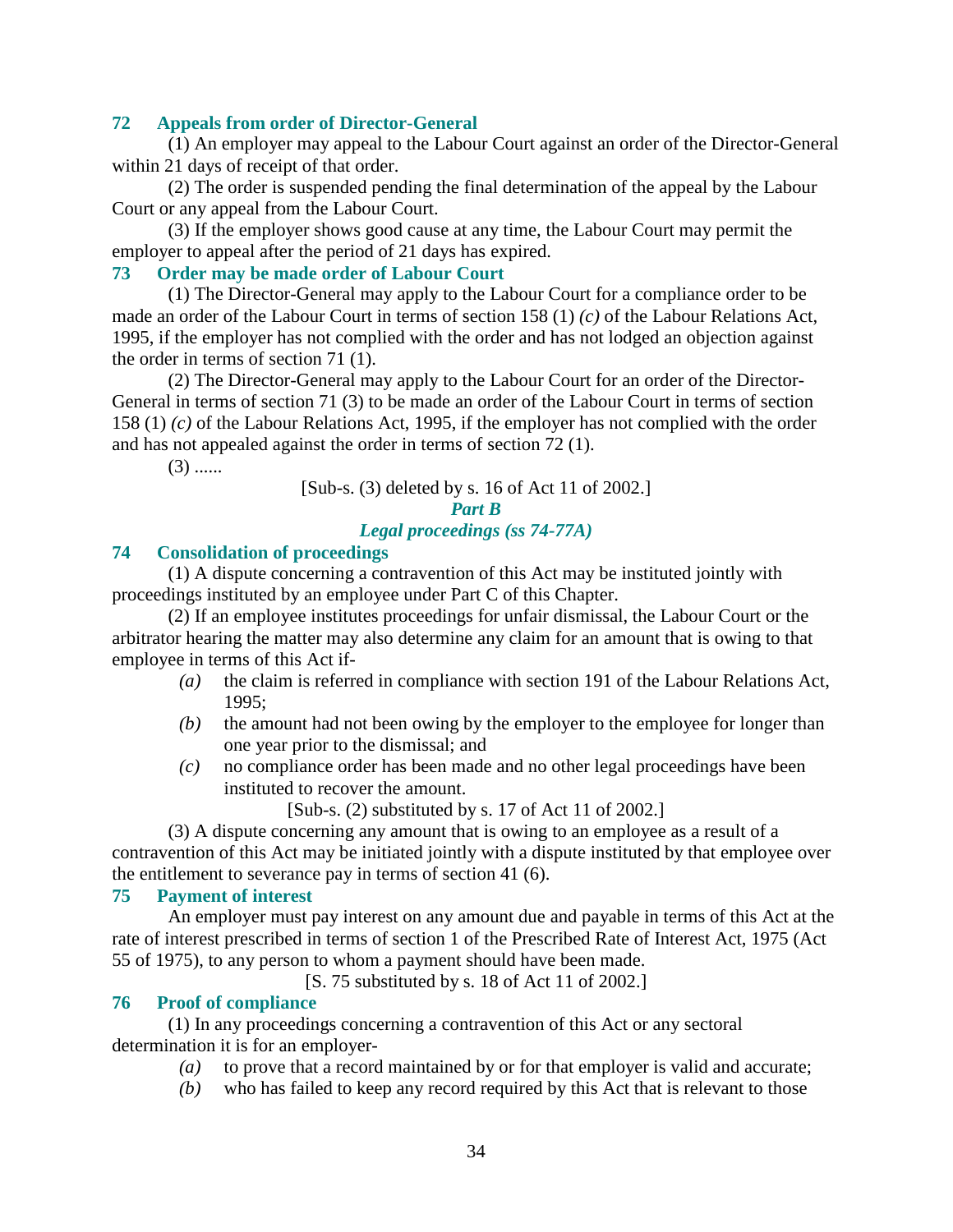### 72 Appeals from order of Director-General

(1) An employer may appeal to the Labour Court against an order of the Director-General within 21 days of receipt of that order.

(2) The order is suspended pending the final determination of the appeal by the Labour Court or any appeal from the Labour Court.

(3) If the employer shows good cause at any time, the Labour Court may permit the employer to appeal after the period of 21 days has expired.

### 73 Order may be made order of Labour Court

(1) The Director-General may apply to the Labour Court for a compliance order to be made an order of the Labour Court in terms of section 158 (1) *(c)* of the Labour Relations Act, 1995, if the employer has not complied with the order and has not lodged an objection against the order in terms of section 71 (1).

(2) The Director-General may apply to the Labour Court for an order of the Director-General in terms of section 71 (3) to be made an order of the Labour Court in terms of section 158 (1) *(c)* of the Labour Relations Act, 1995, if the employer has not complied with the order and has not appealed against the order in terms of section 72 (1).

(3) ......

[Sub-s. (3) deleted by s. 16 of Act 11 of 2002.]

## *Part B*

## *Legal proceedings (ss 74-77A)*

### 74 Consolidation of proceedings

(1) A dispute concerning a contravention of this Act may be instituted jointly with proceedings instituted by an employee under Part C of this Chapter.

(2) If an employee institutes proceedings for unfair dismissal, the Labour Court or the arbitrator hearing the matter may also determine any claim for an amount that is owing to that employee in terms of this Act if-

*(a)* the claim is referred in compliance with section 191 of the Labour Relations Act, 1995;

*(b)* the amount had not been owing by the employer to the employee for longer than one year prior to the dismissal; and

*(c)* no compliance order has been made and no other legal proceedings have been instituted to recover the amount.

[Sub-s. (2) substituted by s. 17 of Act 11 of 2002.]

(3) A dispute concerning any amount that is owing to an employee as a result of a contravention of this Act may be initiated jointly with a dispute instituted by that employee over the entitlement to severance pay in terms of section 41 (6).

### 75 Payment of interest

An employer must pay interest on any amount due and payable in terms of this Act at the rate of interest prescribed in terms of section 1 of the Prescribed Rate of Interest Act, 1975 (Act 55 of 1975), to any person to whom a payment should have been made.

[S. 75 substituted by s. 18 of Act 11 of 2002.]

### 76 Proof of compliance

(1) In any proceedings concerning a contravention of this Act or any sectoral determination it is for an employer-

*(a)* to prove that a record maintained by or for that employer is valid and accurate;

*(b)* who has failed to keep any record required by this Act that is relevant to those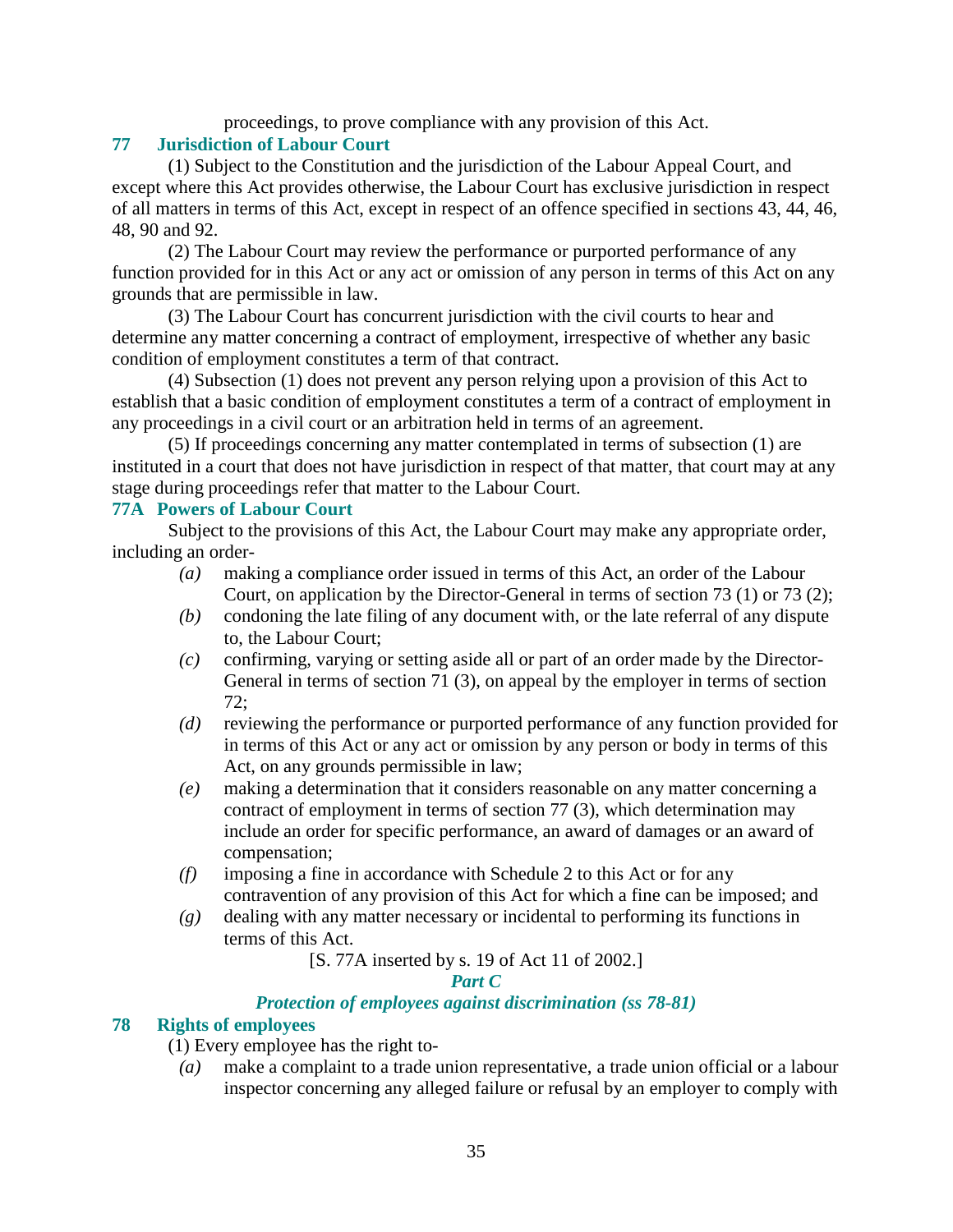proceedings, to prove compliance with any provision of this Act.

### 77 Jurisdiction of Labour Court

(1) Subject to the Constitution and the jurisdiction of the Labour Appeal Court, and except where this Act provides otherwise, the Labour Court has exclusive jurisdiction in respect of all matters in terms of this Act, except in respect of an offence specified in sections 43, 44, 46, 48, 90 and 92.

(2) The Labour Court may review the performance or purported performance of any function provided for in this Act or any act or omission of any person in terms of this Act on any grounds that are permissible in law.

(3) The Labour Court has concurrent jurisdiction with the civil courts to hear and determine any matter concerning a contract of employment, irrespective of whether any basic condition of employment constitutes a term of that contract.

(4) Subsection (1) does not prevent any person relying upon a provision of this Act to establish that a basic condition of employment constitutes a term of a contract of employment in any proceedings in a civil court or an arbitration held in terms of an agreement.

(5) If proceedings concerning any matter contemplated in terms of subsection (1) are instituted in a court that does not have jurisdiction in respect of that matter, that court may at any stage during proceedings refer that matter to the Labour Court.

### 77A Powers of Labour Court

Subject to the provisions of this Act, the Labour Court may make any appropriate order, including an order-

*(a)* making a compliance order issued in terms of this Act, an order of the Labour Court, on application by the Director-General in terms of section 73 (1) or 73 (2);

*(b)* condoning the late filing of any document with, or the late referral of any dispute to, the Labour Court;

*(c)* confirming, varying or setting aside all or part of an order made by the Director-General in terms of section 71 (3), on appeal by the employer in terms of section 72;

*(d)* reviewing the performance or purported performance of any function provided for in terms of this Act or any act or omission by any person or body in terms of this Act, on any grounds permissible in law;

*(e)* making a determination that it considers reasonable on any matter concerning a contract of employment in terms of section 77 (3), which determination may include an order for specific performance, an award of damages or an award of compensation;

*(f)* imposing a fine in accordance with Schedule 2 to this Act or for any contravention of any provision of this Act for which a fine can be imposed; and

*(g)* dealing with any matter necessary or incidental to performing its functions in terms of this Act.

[S. 77A inserted by s. 19 of Act 11 of 2002.]

## *Part C*

## *Protection of employees against discrimination (ss 78-81)*

### 78 Rights of employees

(1) Every employee has the right to-

*(a)* make a complaint to a trade union representative, a trade union official or a labour inspector concerning any alleged failure or refusal by an employer to comply with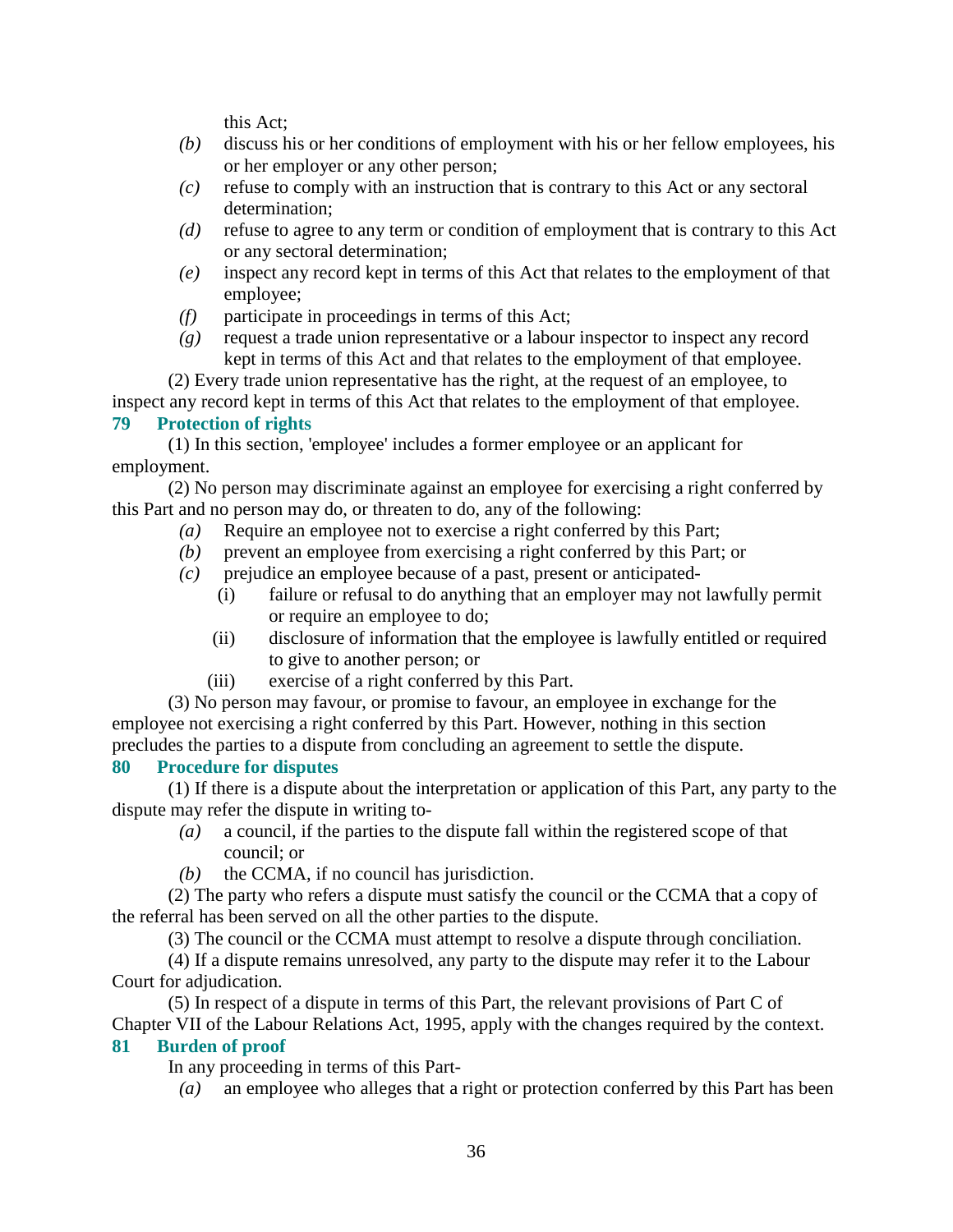this Act;

*(b)* discuss his or her conditions of employment with his or her fellow employees, his or her employer or any other person;

*(c)* refuse to comply with an instruction that is contrary to this Act or any sectoral determination;

*(d)* refuse to agree to any term or condition of employment that is contrary to this Act or any sectoral determination;

*(e)* inspect any record kept in terms of this Act that relates to the employment of that employee;

*(f)* participate in proceedings in terms of this Act;

*(g)* request a trade union representative or a labour inspector to inspect any record kept in terms of this Act and that relates to the employment of that employee.

(2) Every trade union representative has the right, at the request of an employee, to inspect any record kept in terms of this Act that relates to the employment of that employee.

**79 Protection of rights**

(1) In this section, 'employee' includes a former employee or an applicant for employment.

(2) No person may discriminate against an employee for exercising a right conferred by this Part and no person may do, or threaten to do, any of the following:

*(a)* Require an employee not to exercise a right conferred by this Part;

*(b)* prevent an employee from exercising a right conferred by this Part; or

*(c)* prejudice an employee because of a past, present or anticipated-

(i) failure or refusal to do anything that an employer may not lawfully permit or require an employee to do;

(ii) disclosure of information that the employee is lawfully entitled or required to give to another person; or

(iii) exercise of a right conferred by this Part.

(3) No person may favour, or promise to favour, an employee in exchange for the employee not exercising a right conferred by this Part. However, nothing in this section precludes the parties to a dispute from concluding an agreement to settle the dispute.

**80 Procedure for disputes**

(1) If there is a dispute about the interpretation or application of this Part, any party to the dispute may refer the dispute in writing to-

*(a)* a council, if the parties to the dispute fall within the registered scope of that council; or

*(b)* the CCMA, if no council has jurisdiction.

(2) The party who refers a dispute must satisfy the council or the CCMA that a copy of the referral has been served on all the other parties to the dispute.

(3) The council or the CCMA must attempt to resolve a dispute through conciliation.

(4) If a dispute remains unresolved, any party to the dispute may refer it to the Labour Court for adjudication.

(5) In respect of a dispute in terms of this Part, the relevant provisions of Part C of Chapter VII of the Labour Relations Act, 1995, apply with the changes required by the context.

**81 Burden of proof**

In any proceeding in terms of this Part-

*(a)* an employee who alleges that a right or protection conferred by this Part has been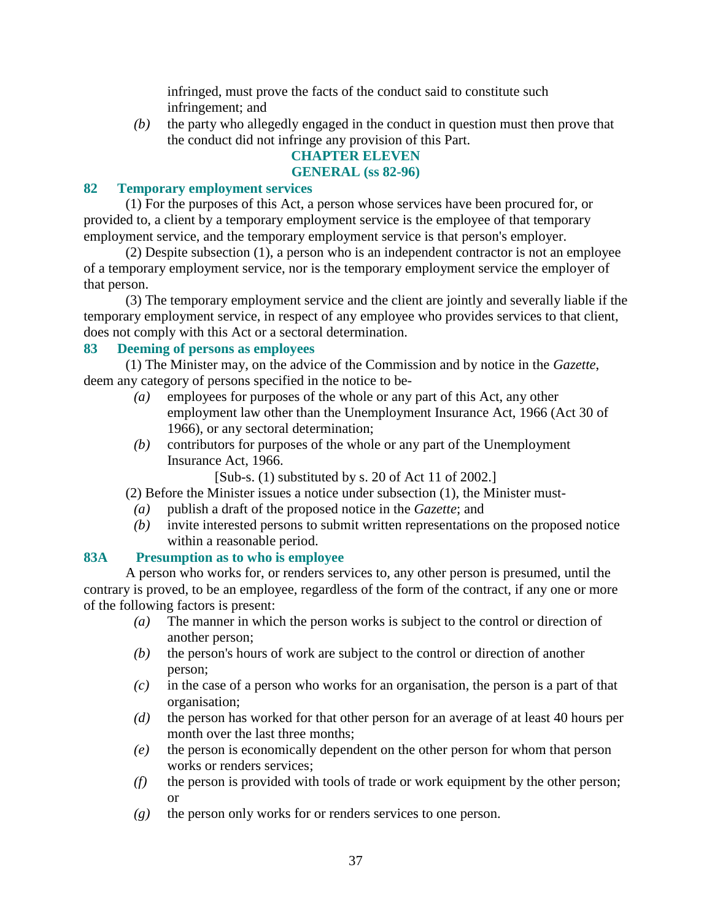infringed, must prove the facts of the conduct said to constitute such infringement; and

*(b)* the party who allegedly engaged in the conduct in question must then prove that the conduct did not infringe any provision of this Part.

## CHAPTER ELEVEN
## GENERAL (ss 82-96)

### 82 Temporary employment services

(1) For the purposes of this Act, a person whose services have been procured for, or provided to, a client by a temporary employment service is the employee of that temporary employment service, and the temporary employment service is that person's employer.

(2) Despite subsection (1), a person who is an independent contractor is not an employee of a temporary employment service, nor is the temporary employment service the employer of that person.

(3) The temporary employment service and the client are jointly and severally liable if the temporary employment service, in respect of any employee who provides services to that client, does not comply with this Act or a sectoral determination.

### 83 Deeming of persons as employees

(1) The Minister may, on the advice of the Commission and by notice in the *Gazette*, deem any category of persons specified in the notice to be-

*(a)* employees for purposes of the whole or any part of this Act, any other employment law other than the Unemployment Insurance Act, 1966 (Act 30 of 1966), or any sectoral determination;

*(b)* contributors for purposes of the whole or any part of the Unemployment Insurance Act, 1966.

[Sub-s. (1) substituted by s. 20 of Act 11 of 2002.]

(2) Before the Minister issues a notice under subsection (1), the Minister must-

*(a)* publish a draft of the proposed notice in the *Gazette*; and

*(b)* invite interested persons to submit written representations on the proposed notice within a reasonable period.

### 83A Presumption as to who is employee

A person who works for, or renders services to, any other person is presumed, until the contrary is proved, to be an employee, regardless of the form of the contract, if any one or more of the following factors is present:

*(a)* The manner in which the person works is subject to the control or direction of another person;

*(b)* the person's hours of work are subject to the control or direction of another person;

*(c)* in the case of a person who works for an organisation, the person is a part of that organisation;

*(d)* the person has worked for that other person for an average of at least 40 hours per month over the last three months;

*(e)* the person is economically dependent on the other person for whom that person works or renders services;

*(f)* the person is provided with tools of trade or work equipment by the other person; or

*(g)* the person only works for or renders services to one person.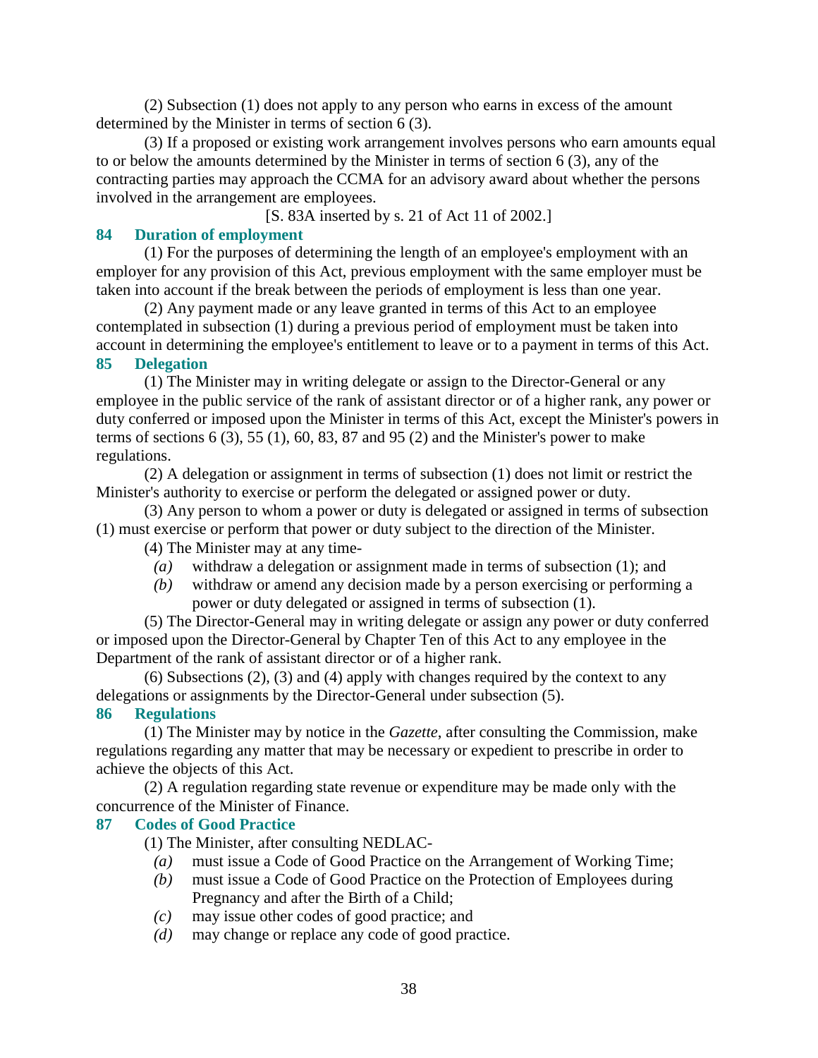(2) Subsection (1) does not apply to any person who earns in excess of the amount determined by the Minister in terms of section 6 (3).

(3) If a proposed or existing work arrangement involves persons who earn amounts equal to or below the amounts determined by the Minister in terms of section 6 (3), any of the contracting parties may approach the CCMA for an advisory award about whether the persons involved in the arrangement are employees.

[S. 83A inserted by s. 21 of Act 11 of 2002.]

### 84 Duration of employment

(1) For the purposes of determining the length of an employee's employment with an employer for any provision of this Act, previous employment with the same employer must be taken into account if the break between the periods of employment is less than one year.

(2) Any payment made or any leave granted in terms of this Act to an employee contemplated in subsection (1) during a previous period of employment must be taken into account in determining the employee's entitlement to leave or to a payment in terms of this Act.

### 85 Delegation

(1) The Minister may in writing delegate or assign to the Director-General or any employee in the public service of the rank of assistant director or of a higher rank, any power or duty conferred or imposed upon the Minister in terms of this Act, except the Minister's powers in terms of sections 6 (3), 55 (1), 60, 83, 87 and 95 (2) and the Minister's power to make regulations.

(2) A delegation or assignment in terms of subsection (1) does not limit or restrict the Minister's authority to exercise or perform the delegated or assigned power or duty.

(3) Any person to whom a power or duty is delegated or assigned in terms of subsection (1) must exercise or perform that power or duty subject to the direction of the Minister.

(4) The Minister may at any time-

*(a)* withdraw a delegation or assignment made in terms of subsection (1); and

*(b)* withdraw or amend any decision made by a person exercising or performing a power or duty delegated or assigned in terms of subsection (1).

(5) The Director-General may in writing delegate or assign any power or duty conferred or imposed upon the Director-General by Chapter Ten of this Act to any employee in the Department of the rank of assistant director or of a higher rank.

(6) Subsections (2), (3) and (4) apply with changes required by the context to any delegations or assignments by the Director-General under subsection (5).

### 86 Regulations

(1) The Minister may by notice in the *Gazette*, after consulting the Commission, make regulations regarding any matter that may be necessary or expedient to prescribe in order to achieve the objects of this Act.

(2) A regulation regarding state revenue or expenditure may be made only with the concurrence of the Minister of Finance.

### 87 Codes of Good Practice

(1) The Minister, after consulting NEDLAC-

*(a)* must issue a Code of Good Practice on the Arrangement of Working Time;

*(b)* must issue a Code of Good Practice on the Protection of Employees during Pregnancy and after the Birth of a Child;

*(c)* may issue other codes of good practice; and

*(d)* may change or replace any code of good practice.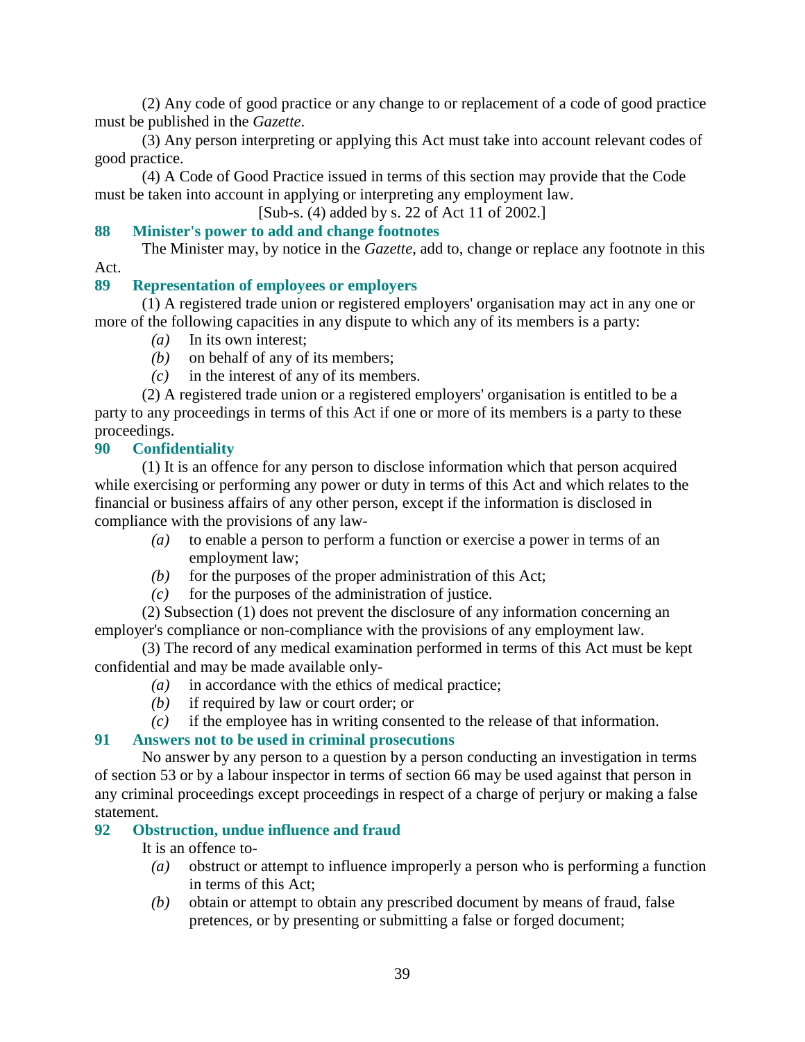(2) Any code of good practice or any change to or replacement of a code of good practice must be published in the *Gazette*.

(3) Any person interpreting or applying this Act must take into account relevant codes of good practice.

(4) A Code of Good Practice issued in terms of this section may provide that the Code must be taken into account in applying or interpreting any employment law.

[Sub-s. (4) added by s. 22 of Act 11 of 2002.]

### 88 Minister's power to add and change footnotes

The Minister may, by notice in the *Gazette*, add to, change or replace any footnote in this Act.

### 89 Representation of employees or employers

(1) A registered trade union or registered employers' organisation may act in any one or more of the following capacities in any dispute to which any of its members is a party:

*(a)* In its own interest;

*(b)* on behalf of any of its members;

*(c)* in the interest of any of its members.

(2) A registered trade union or a registered employers' organisation is entitled to be a party to any proceedings in terms of this Act if one or more of its members is a party to these proceedings.

### 90 Confidentiality

(1) It is an offence for any person to disclose information which that person acquired while exercising or performing any power or duty in terms of this Act and which relates to the financial or business affairs of any other person, except if the information is disclosed in compliance with the provisions of any law-

*(a)* to enable a person to perform a function or exercise a power in terms of an employment law;

*(b)* for the purposes of the proper administration of this Act;

*(c)* for the purposes of the administration of justice.

(2) Subsection (1) does not prevent the disclosure of any information concerning an employer's compliance or non-compliance with the provisions of any employment law.

(3) The record of any medical examination performed in terms of this Act must be kept confidential and may be made available only-

*(a)* in accordance with the ethics of medical practice;

*(b)* if required by law or court order; or

*(c)* if the employee has in writing consented to the release of that information.

### 91 Answers not to be used in criminal prosecutions

No answer by any person to a question by a person conducting an investigation in terms of section 53 or by a labour inspector in terms of section 66 may be used against that person in any criminal proceedings except proceedings in respect of a charge of perjury or making a false statement.

### 92 Obstruction, undue influence and fraud

It is an offence to-

*(a)* obstruct or attempt to influence improperly a person who is performing a function in terms of this Act;

*(b)* obtain or attempt to obtain any prescribed document by means of fraud, false pretences, or by presenting or submitting a false or forged document;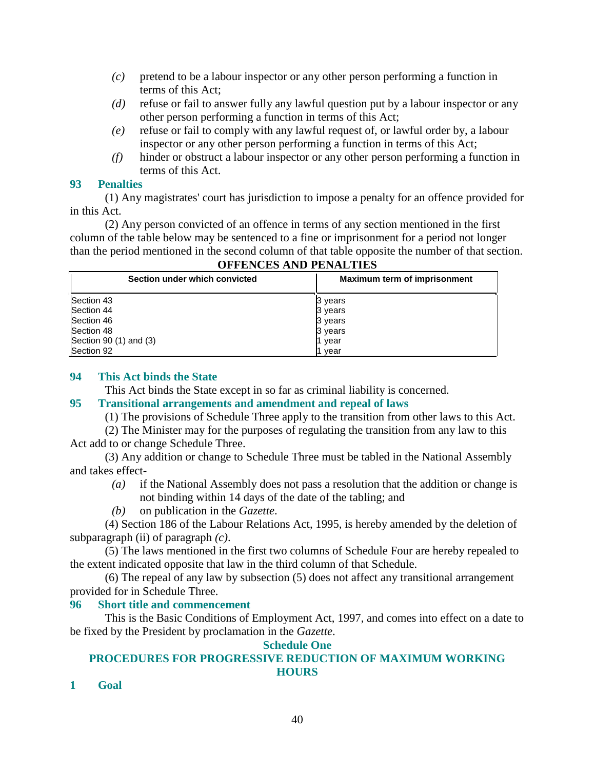*(c)* pretend to be a labour inspector or any other person performing a function in terms of this Act;

*(d)* refuse or fail to answer fully any lawful question put by a labour inspector or any other person performing a function in terms of this Act;

*(e)* refuse or fail to comply with any lawful request of, or lawful order by, a labour inspector or any other person performing a function in terms of this Act;

*(f)* hinder or obstruct a labour inspector or any other person performing a function in terms of this Act.

### 93 Penalties

(1) Any magistrates' court has jurisdiction to impose a penalty for an offence provided for in this Act.

(2) Any person convicted of an offence in terms of any section mentioned in the first column of the table below may be sentenced to a fine or imprisonment for a period not longer than the period mentioned in the second column of that table opposite the number of that section.

**OFFENCES AND PENALTIES**

| Section under which convicted | Maximum term of imprisonment |
|---|---|
| Section 43 | 3 years |
| Section 44 | 3 years |
| Section 46 | 3 years |
| Section 48 | 3 years |
| Section 90 (1) and (3) | 1 year |
| Section 92 | 1 year |

### 94 This Act binds the State

This Act binds the State except in so far as criminal liability is concerned.

### 95 Transitional arrangements and amendment and repeal of laws

(1) The provisions of Schedule Three apply to the transition from other laws to this Act.

(2) The Minister may for the purposes of regulating the transition from any law to this Act add to or change Schedule Three.

(3) Any addition or change to Schedule Three must be tabled in the National Assembly and takes effect-

*(a)* if the National Assembly does not pass a resolution that the addition or change is not binding within 14 days of the date of the tabling; and

*(b)* on publication in the *Gazette*.

(4) Section 186 of the Labour Relations Act, 1995, is hereby amended by the deletion of subparagraph (ii) of paragraph *(c)*.

(5) The laws mentioned in the first two columns of Schedule Four are hereby repealed to the extent indicated opposite that law in the third column of that Schedule.

(6) The repeal of any law by subsection (5) does not affect any transitional arrangement provided for in Schedule Three.

### 96 Short title and commencement

This is the Basic Conditions of Employment Act, 1997, and comes into effect on a date to be fixed by the President by proclamation in the *Gazette*.

## Schedule One

## PROCEDURES FOR PROGRESSIVE REDUCTION OF MAXIMUM WORKING HOURS

### 1 Goal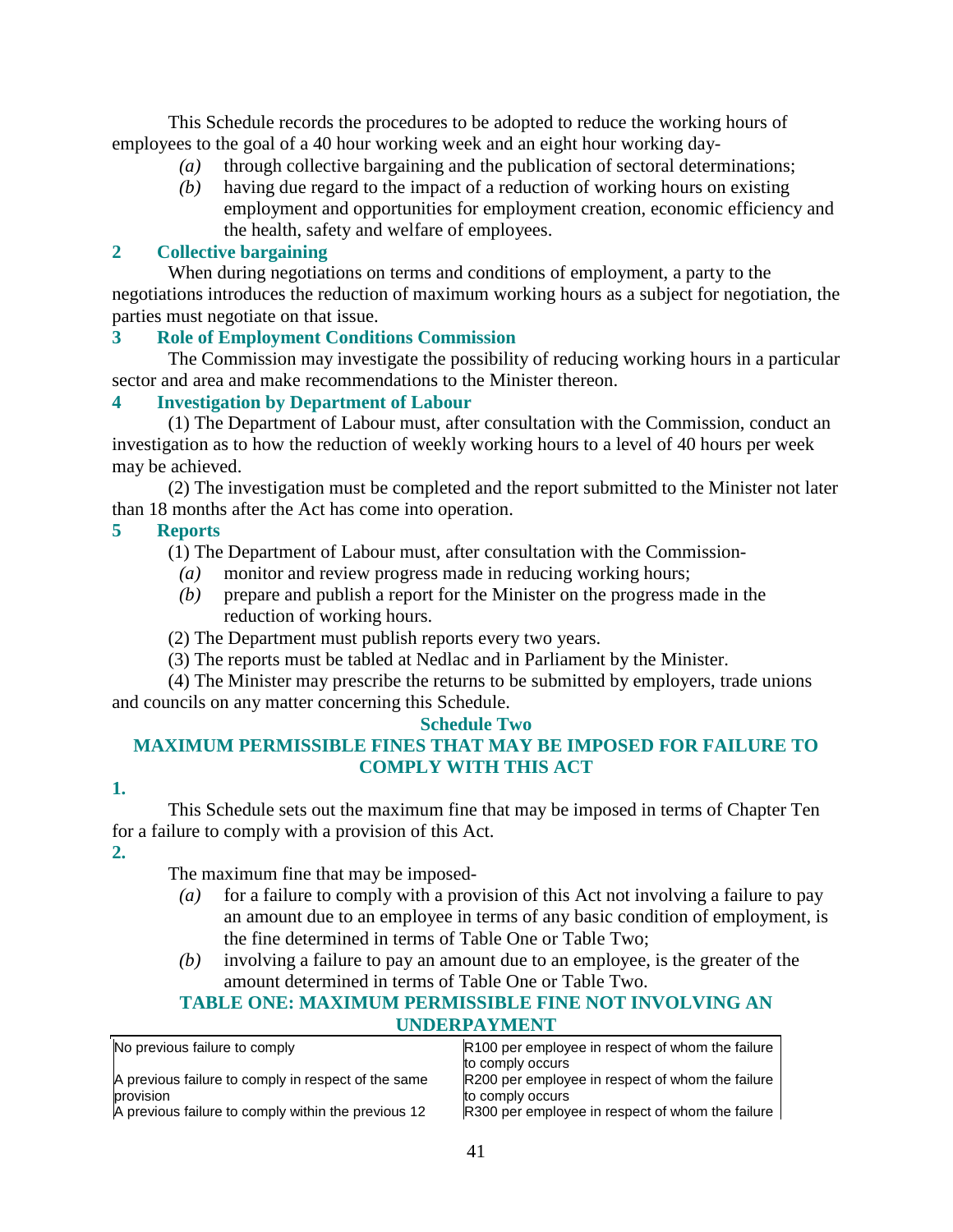This Schedule records the procedures to be adopted to reduce the working hours of employees to the goal of a 40 hour working week and an eight hour working day-

*(a)* through collective bargaining and the publication of sectoral determinations;

*(b)* having due regard to the impact of a reduction of working hours on existing employment and opportunities for employment creation, economic efficiency and the health, safety and welfare of employees.

### 2 Collective bargaining

When during negotiations on terms and conditions of employment, a party to the negotiations introduces the reduction of maximum working hours as a subject for negotiation, the parties must negotiate on that issue.

### 3 Role of Employment Conditions Commission

The Commission may investigate the possibility of reducing working hours in a particular sector and area and make recommendations to the Minister thereon.

### 4 Investigation by Department of Labour

(1) The Department of Labour must, after consultation with the Commission, conduct an investigation as to how the reduction of weekly working hours to a level of 40 hours per week may be achieved.

(2) The investigation must be completed and the report submitted to the Minister not later than 18 months after the Act has come into operation.

### 5 Reports

(1) The Department of Labour must, after consultation with the Commission-

*(a)* monitor and review progress made in reducing working hours;

*(b)* prepare and publish a report for the Minister on the progress made in the reduction of working hours.

(2) The Department must publish reports every two years.

(3) The reports must be tabled at Nedlac and in Parliament by the Minister.

(4) The Minister may prescribe the returns to be submitted by employers, trade unions and councils on any matter concerning this Schedule.

## Schedule Two

## MAXIMUM PERMISSIBLE FINES THAT MAY BE IMPOSED FOR FAILURE TO COMPLY WITH THIS ACT

**1.**

This Schedule sets out the maximum fine that may be imposed in terms of Chapter Ten for a failure to comply with a provision of this Act.

**2.**

The maximum fine that may be imposed-

*(a)* for a failure to comply with a provision of this Act not involving a failure to pay an amount due to an employee in terms of any basic condition of employment, is the fine determined in terms of Table One or Table Two;

*(b)* involving a failure to pay an amount due to an employee, is the greater of the amount determined in terms of Table One or Table Two.

### TABLE ONE: MAXIMUM PERMISSIBLE FINE NOT INVOLVING AN UNDERPAYMENT

| | |
|---|---|
| No previous failure to comply | R100 per employee in respect of whom the failure to comply occurs |
| A previous failure to comply in respect of the same provision | R200 per employee in respect of whom the failure to comply occurs |
| A previous failure to comply within the previous 12 | R300 per employee in respect of whom the failure |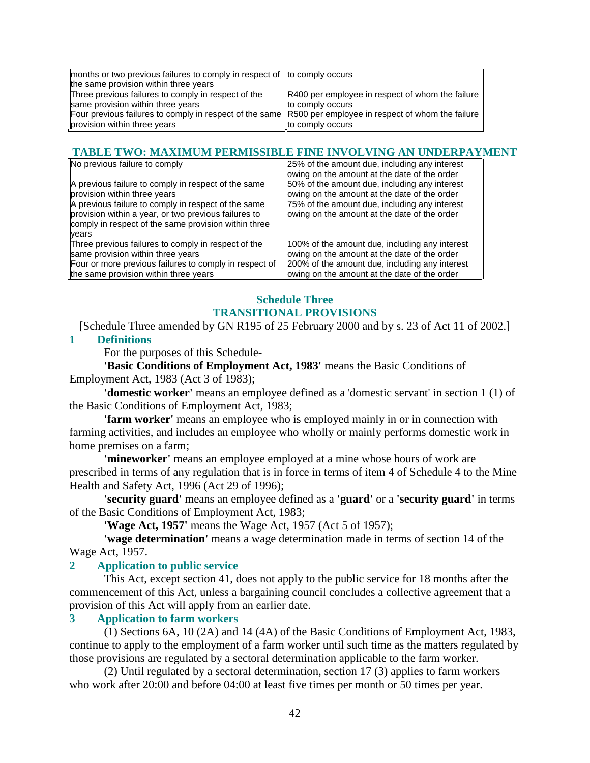| | |
|---|---|
| months or two previous failures to comply in respect of the same provision within three years | to comply occurs |
| Three previous failures to comply in respect of the same provision within three years | R400 per employee in respect of whom the failure to comply occurs |
| Four previous failures to comply in respect of the same provision within three years | R500 per employee in respect of whom the failure to comply occurs |

### TABLE TWO: MAXIMUM PERMISSIBLE FINE INVOLVING AN UNDERPAYMENT

| | |
|---|---|
| No previous failure to comply | 25% of the amount due, including any interest owing on the amount at the date of the order |
| A previous failure to comply in respect of the same provision within three years | 50% of the amount due, including any interest owing on the amount at the date of the order |
| A previous failure to comply in respect of the same provision within a year, or two previous failures to comply in respect of the same provision within three years | 75% of the amount due, including any interest owing on the amount at the date of the order |
| Three previous failures to comply in respect of the same provision within three years | 100% of the amount due, including any interest owing on the amount at the date of the order |
| Four or more previous failures to comply in respect of the same provision within three years | 200% of the amount due, including any interest owing on the amount at the date of the order |

## Schedule Three
## TRANSITIONAL PROVISIONS

[Schedule Three amended by GN R195 of 25 February 2000 and by s. 23 of Act 11 of 2002.]

### 1 Definitions

For the purposes of this Schedule-

**'Basic Conditions of Employment Act, 1983'** means the Basic Conditions of Employment Act, 1983 (Act 3 of 1983);

**'domestic worker'** means an employee defined as a 'domestic servant' in section 1 (1) of the Basic Conditions of Employment Act, 1983;

**'farm worker'** means an employee who is employed mainly in or in connection with farming activities, and includes an employee who wholly or mainly performs domestic work in home premises on a farm;

**'mineworker'** means an employee employed at a mine whose hours of work are prescribed in terms of any regulation that is in force in terms of item 4 of Schedule 4 to the Mine Health and Safety Act, 1996 (Act 29 of 1996);

**'security guard'** means an employee defined as a **'guard'** or a **'security guard'** in terms of the Basic Conditions of Employment Act, 1983;

**'Wage Act, 1957'** means the Wage Act, 1957 (Act 5 of 1957);

**'wage determination'** means a wage determination made in terms of section 14 of the Wage Act, 1957.

### 2 Application to public service

This Act, except section 41, does not apply to the public service for 18 months after the commencement of this Act, unless a bargaining council concludes a collective agreement that a provision of this Act will apply from an earlier date.

### 3 Application to farm workers

(1) Sections 6A, 10 (2A) and 14 (4A) of the Basic Conditions of Employment Act, 1983, continue to apply to the employment of a farm worker until such time as the matters regulated by those provisions are regulated by a sectoral determination applicable to the farm worker.

(2) Until regulated by a sectoral determination, section 17 (3) applies to farm workers who work after 20:00 and before 04:00 at least five times per month or 50 times per year.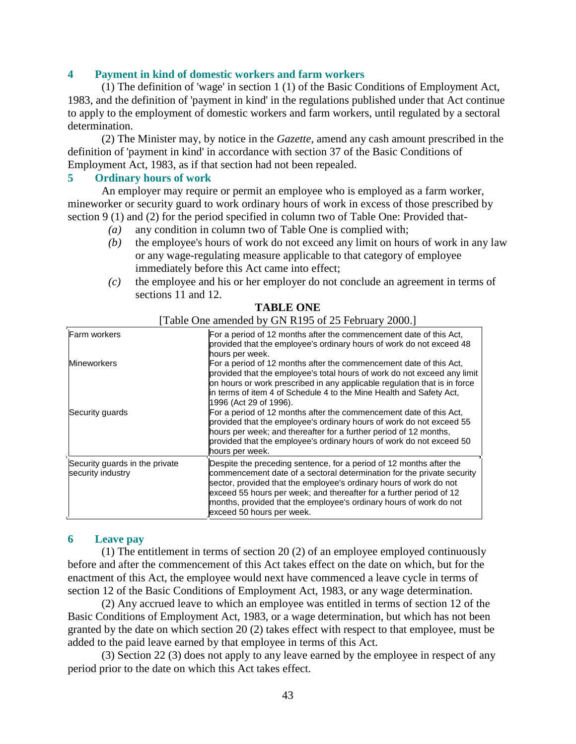## 4 Payment in kind of domestic workers and farm workers

(1) The definition of 'wage' in section 1 (1) of the Basic Conditions of Employment Act, 1983, and the definition of 'payment in kind' in the regulations published under that Act continue to apply to the employment of domestic workers and farm workers, until regulated by a sectoral determination.

(2) The Minister may, by notice in the *Gazette*, amend any cash amount prescribed in the definition of 'payment in kind' in accordance with section 37 of the Basic Conditions of Employment Act, 1983, as if that section had not been repealed.

## 5 Ordinary hours of work

An employer may require or permit an employee who is employed as a farm worker, mineworker or security guard to work ordinary hours of work in excess of those prescribed by section 9 (1) and (2) for the period specified in column two of Table One: Provided that-

*(a)* any condition in column two of Table One is complied with;

*(b)* the employee's hours of work do not exceed any limit on hours of work in any law or any wage-regulating measure applicable to that category of employee immediately before this Act came into effect;

*(c)* the employee and his or her employer do not conclude an agreement in terms of sections 11 and 12.

**TABLE ONE**

[Table One amended by GN R195 of 25 February 2000.]

| | |
|---|---|
| Farm workers | For a period of 12 months after the commencement date of this Act, provided that the employee's ordinary hours of work do not exceed 48 hours per week. |
| Mineworkers | For a period of 12 months after the commencement date of this Act, provided that the employee's total hours of work do not exceed any limit on hours or work prescribed in any applicable regulation that is in force in terms of item 4 of Schedule 4 to the Mine Health and Safety Act, 1996 (Act 29 of 1996). |
| Security guards | For a period of 12 months after the commencement date of this Act, provided that the employee's ordinary hours of work do not exceed 55 hours per week; and thereafter for a further period of 12 months, provided that the employee's ordinary hours of work do not exceed 50 hours per week. |
| Security guards in the private security industry | Despite the preceding sentence, for a period of 12 months after the commencement date of a sectoral determination for the private security sector, provided that the employee's ordinary hours of work do not exceed 55 hours per week; and thereafter for a further period of 12 months, provided that the employee's ordinary hours of work do not exceed 50 hours per week. |

## 6 Leave pay

(1) The entitlement in terms of section 20 (2) of an employee employed continuously before and after the commencement of this Act takes effect on the date on which, but for the enactment of this Act, the employee would next have commenced a leave cycle in terms of section 12 of the Basic Conditions of Employment Act, 1983, or any wage determination.

(2) Any accrued leave to which an employee was entitled in terms of section 12 of the Basic Conditions of Employment Act, 1983, or a wage determination, but which has not been granted by the date on which section 20 (2) takes effect with respect to that employee, must be added to the paid leave earned by that employee in terms of this Act.

(3) Section 22 (3) does not apply to any leave earned by the employee in respect of any period prior to the date on which this Act takes effect.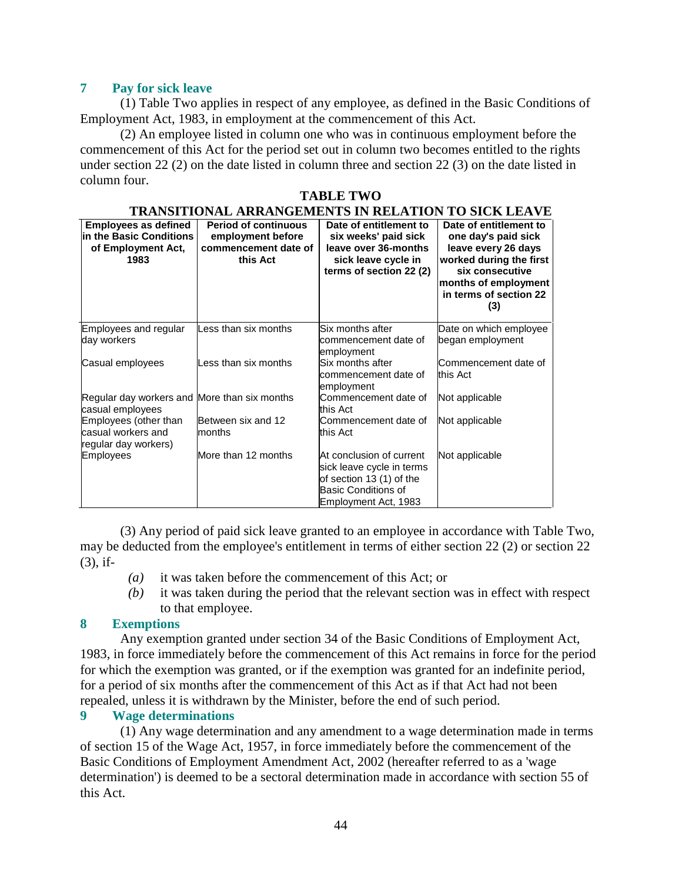## 7 Pay for sick leave

(1) Table Two applies in respect of any employee, as defined in the Basic Conditions of Employment Act, 1983, in employment at the commencement of this Act.

(2) An employee listed in column one who was in continuous employment before the commencement of this Act for the period set out in column two becomes entitled to the rights under section 22 (2) on the date listed in column three and section 22 (3) on the date listed in column four.

**TABLE TWO**

**TRANSITIONAL ARRANGEMENTS IN RELATION TO SICK LEAVE**

| Employees as defined in the Basic Conditions of Employment Act, 1983 | Period of continuous employment before commencement date of this Act | Date of entitlement to six weeks' paid sick leave over 36-months sick leave cycle in terms of section 22 (2) | Date of entitlement to one day's paid sick leave every 26 days worked during the first six consecutive months of employment in terms of section 22 (3) |
|---|---|---|---|
| Employees and regular day workers | Less than six months | Six months after commencement date of employment | Date on which employee began employment |
| Casual employees | Less than six months | Six months after commencement date of employment | Commencement date of this Act |
| Regular day workers and casual employees | More than six months | Commencement date of this Act | Not applicable |
| Employees (other than casual workers and regular day workers) | Between six and 12 months | Commencement date of this Act | Not applicable |
| Employees | More than 12 months | At conclusion of current sick leave cycle in terms of section 13 (1) of the Basic Conditions of Employment Act, 1983 | Not applicable |

(3) Any period of paid sick leave granted to an employee in accordance with Table Two, may be deducted from the employee's entitlement in terms of either section 22 (2) or section 22 (3), if-

*(a)* it was taken before the commencement of this Act; or

*(b)* it was taken during the period that the relevant section was in effect with respect to that employee.

## 8 Exemptions

Any exemption granted under section 34 of the Basic Conditions of Employment Act, 1983, in force immediately before the commencement of this Act remains in force for the period for which the exemption was granted, or if the exemption was granted for an indefinite period, for a period of six months after the commencement of this Act as if that Act had not been repealed, unless it is withdrawn by the Minister, before the end of such period.

## 9 Wage determinations

(1) Any wage determination and any amendment to a wage determination made in terms of section 15 of the Wage Act, 1957, in force immediately before the commencement of the Basic Conditions of Employment Amendment Act, 2002 (hereafter referred to as a 'wage determination') is deemed to be a sectoral determination made in accordance with section 55 of this Act.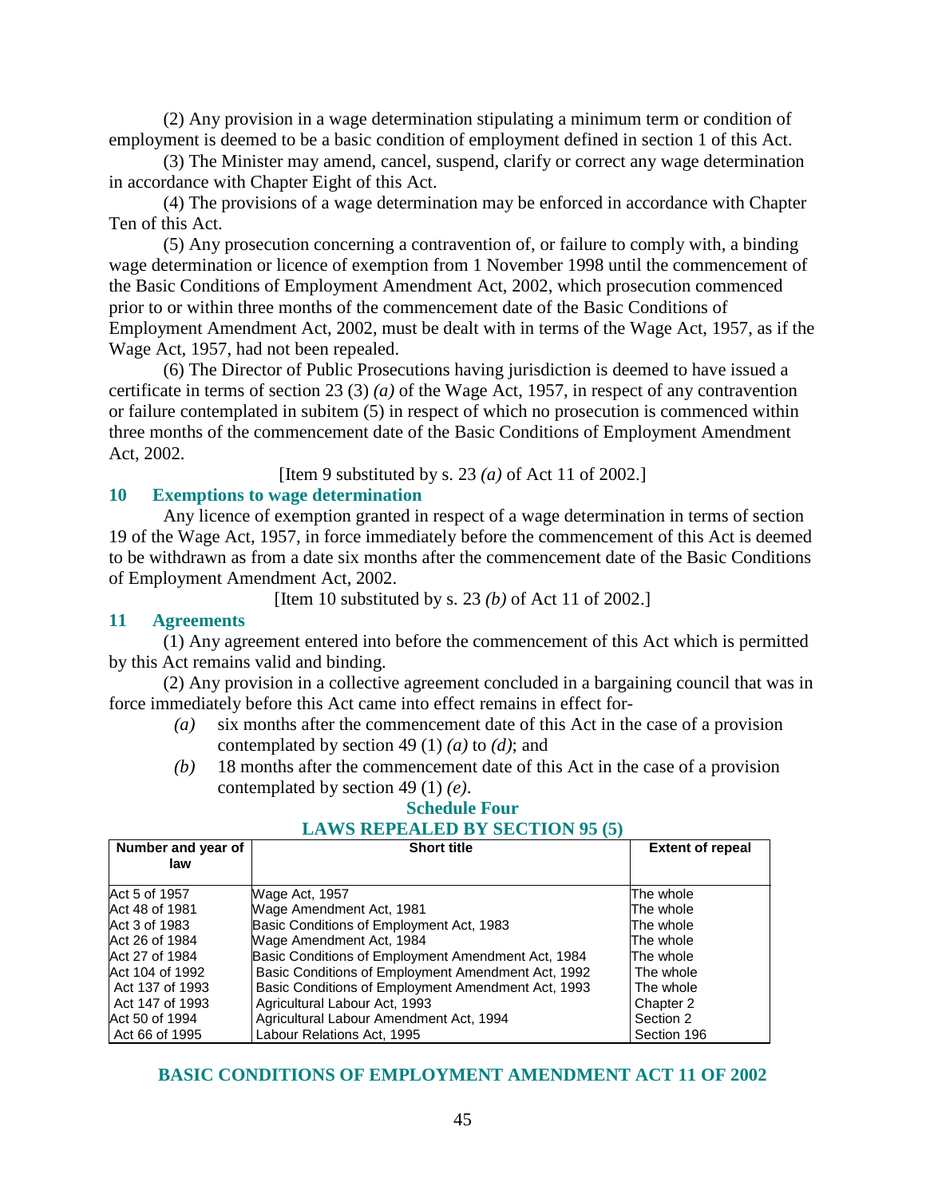(2) Any provision in a wage determination stipulating a minimum term or condition of employment is deemed to be a basic condition of employment defined in section 1 of this Act.

(3) The Minister may amend, cancel, suspend, clarify or correct any wage determination in accordance with Chapter Eight of this Act.

(4) The provisions of a wage determination may be enforced in accordance with Chapter Ten of this Act.

(5) Any prosecution concerning a contravention of, or failure to comply with, a binding wage determination or licence of exemption from 1 November 1998 until the commencement of the Basic Conditions of Employment Amendment Act, 2002, which prosecution commenced prior to or within three months of the commencement date of the Basic Conditions of Employment Amendment Act, 2002, must be dealt with in terms of the Wage Act, 1957, as if the Wage Act, 1957, had not been repealed.

(6) The Director of Public Prosecutions having jurisdiction is deemed to have issued a certificate in terms of section 23 (3) *(a)* of the Wage Act, 1957, in respect of any contravention or failure contemplated in subitem (5) in respect of which no prosecution is commenced within three months of the commencement date of the Basic Conditions of Employment Amendment Act, 2002.

[Item 9 substituted by s. 23 *(a)* of Act 11 of 2002.]

### 10 Exemptions to wage determination

Any licence of exemption granted in respect of a wage determination in terms of section 19 of the Wage Act, 1957, in force immediately before the commencement of this Act is deemed to be withdrawn as from a date six months after the commencement date of the Basic Conditions of Employment Amendment Act, 2002.

[Item 10 substituted by s. 23 *(b)* of Act 11 of 2002.]

### 11 Agreements

(1) Any agreement entered into before the commencement of this Act which is permitted by this Act remains valid and binding.

(2) Any provision in a collective agreement concluded in a bargaining council that was in force immediately before this Act came into effect remains in effect for-

- *(a)* six months after the commencement date of this Act in the case of a provision contemplated by section 49 (1) *(a)* to *(d)*; and
- *(b)* 18 months after the commencement date of this Act in the case of a provision contemplated by section 49 (1) *(e)*.

## Schedule Four

## LAWS REPEALED BY SECTION 95 (5)

| Number and year of law | Short title | Extent of repeal |
|---|---|---|
| Act 5 of 1957 | Wage Act, 1957 | The whole |
| Act 48 of 1981 | Wage Amendment Act, 1981 | The whole |
| Act 3 of 1983 | Basic Conditions of Employment Act, 1983 | The whole |
| Act 26 of 1984 | Wage Amendment Act, 1984 | The whole |
| Act 27 of 1984 | Basic Conditions of Employment Amendment Act, 1984 | The whole |
| Act 104 of 1992 | Basic Conditions of Employment Amendment Act, 1992 | The whole |
| Act 137 of 1993 | Basic Conditions of Employment Amendment Act, 1993 | The whole |
| Act 147 of 1993 | Agricultural Labour Act, 1993 | Chapter 2 |
| Act 50 of 1994 | Agricultural Labour Amendment Act, 1994 | Section 2 |
| Act 66 of 1995 | Labour Relations Act, 1995 | Section 196 |

## BASIC CONDITIONS OF EMPLOYMENT AMENDMENT ACT 11 OF 2002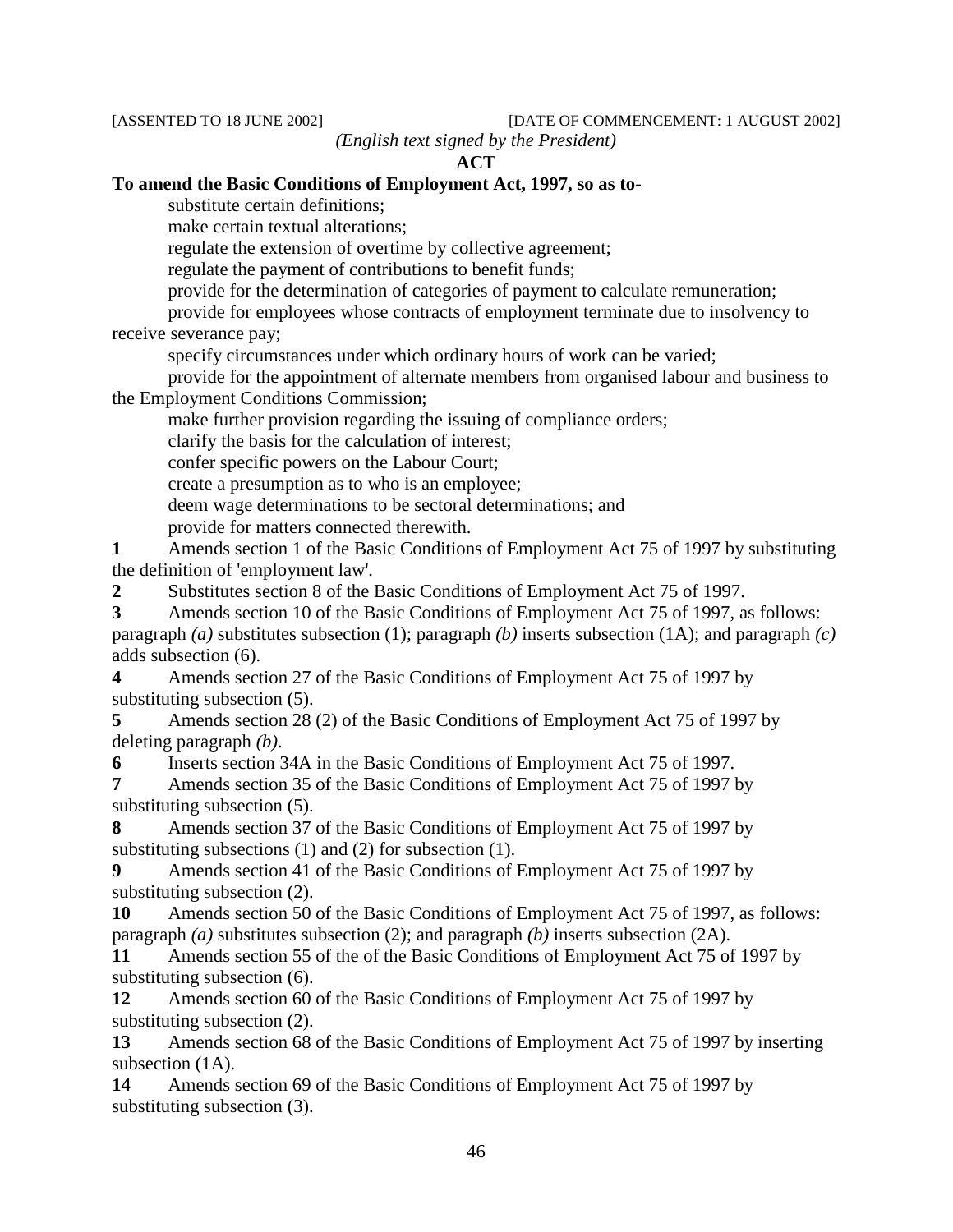[ASSENTED TO 18 JUNE 2002] [DATE OF COMMENCEMENT: 1 AUGUST 2002]

*(English text signed by the President)*

**ACT**

**To amend the Basic Conditions of Employment Act, 1997, so as to-**

substitute certain definitions;

make certain textual alterations;

regulate the extension of overtime by collective agreement;

regulate the payment of contributions to benefit funds;

provide for the determination of categories of payment to calculate remuneration;

provide for employees whose contracts of employment terminate due to insolvency to receive severance pay;

specify circumstances under which ordinary hours of work can be varied;

provide for the appointment of alternate members from organised labour and business to the Employment Conditions Commission;

make further provision regarding the issuing of compliance orders;

clarify the basis for the calculation of interest;

confer specific powers on the Labour Court;

create a presumption as to who is an employee;

deem wage determinations to be sectoral determinations; and

provide for matters connected therewith.

**1** Amends section 1 of the Basic Conditions of Employment Act 75 of 1997 by substituting the definition of 'employment law'.

**2** Substitutes section 8 of the Basic Conditions of Employment Act 75 of 1997.

**3** Amends section 10 of the Basic Conditions of Employment Act 75 of 1997, as follows: paragraph *(a)* substitutes subsection (1); paragraph *(b)* inserts subsection (1A); and paragraph *(c)* adds subsection (6).

**4** Amends section 27 of the Basic Conditions of Employment Act 75 of 1997 by substituting subsection (5).

**5** Amends section 28 (2) of the Basic Conditions of Employment Act 75 of 1997 by deleting paragraph *(b)*.

**6** Inserts section 34A in the Basic Conditions of Employment Act 75 of 1997.

**7** Amends section 35 of the Basic Conditions of Employment Act 75 of 1997 by substituting subsection (5).

**8** Amends section 37 of the Basic Conditions of Employment Act 75 of 1997 by substituting subsections (1) and (2) for subsection (1).

**9** Amends section 41 of the Basic Conditions of Employment Act 75 of 1997 by substituting subsection (2).

**10** Amends section 50 of the Basic Conditions of Employment Act 75 of 1997, as follows: paragraph *(a)* substitutes subsection (2); and paragraph *(b)* inserts subsection (2A).

**11** Amends section 55 of the of the Basic Conditions of Employment Act 75 of 1997 by substituting subsection (6).

**12** Amends section 60 of the Basic Conditions of Employment Act 75 of 1997 by substituting subsection (2).

**13** Amends section 68 of the Basic Conditions of Employment Act 75 of 1997 by inserting subsection (1A).

**14** Amends section 69 of the Basic Conditions of Employment Act 75 of 1997 by substituting subsection (3).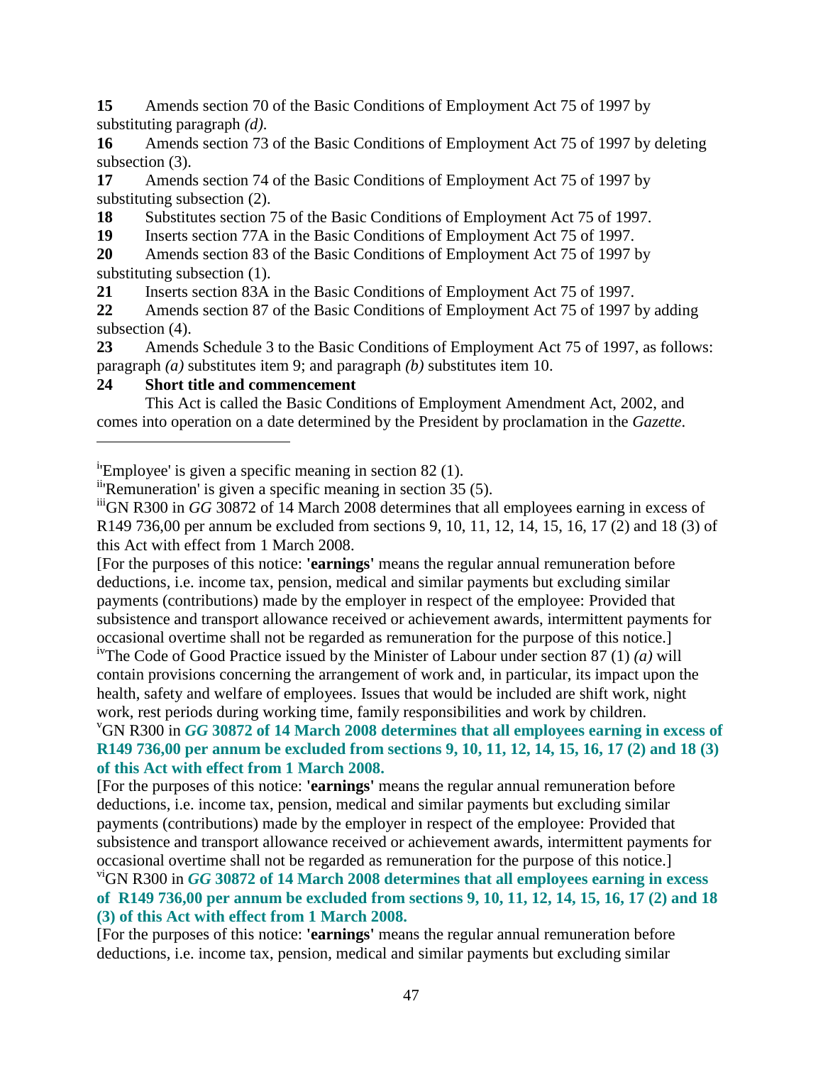**15** Amends section 70 of the Basic Conditions of Employment Act 75 of 1997 by substituting paragraph *(d)*.

**16** Amends section 73 of the Basic Conditions of Employment Act 75 of 1997 by deleting subsection (3).

**17** Amends section 74 of the Basic Conditions of Employment Act 75 of 1997 by substituting subsection (2).

**18** Substitutes section 75 of the Basic Conditions of Employment Act 75 of 1997.

**19** Inserts section 77A in the Basic Conditions of Employment Act 75 of 1997.

**20** Amends section 83 of the Basic Conditions of Employment Act 75 of 1997 by substituting subsection (1).

**21** Inserts section 83A in the Basic Conditions of Employment Act 75 of 1997.

**22** Amends section 87 of the Basic Conditions of Employment Act 75 of 1997 by adding subsection (4).

**23** Amends Schedule 3 to the Basic Conditions of Employment Act 75 of 1997, as follows: paragraph *(a)* substitutes item 9; and paragraph *(b)* substitutes item 10.

**24 Short title and commencement**

This Act is called the Basic Conditions of Employment Amendment Act, 2002, and comes into operation on a date determined by the President by proclamation in the *Gazette*.

---

[i]'Employee' is given a specific meaning in section 82 (1).

[ii]'Remuneration' is given a specific meaning in section 35 (5).

[iii]GN R300 in *GG* 30872 of 14 March 2008 determines that all employees earning in excess of R149 736,00 per annum be excluded from sections 9, 10, 11, 12, 14, 15, 16, 17 (2) and 18 (3) of this Act with effect from 1 March 2008.

[For the purposes of this notice: **'earnings'** means the regular annual remuneration before deductions, i.e. income tax, pension, medical and similar payments but excluding similar payments (contributions) made by the employer in respect of the employee: Provided that subsistence and transport allowance received or achievement awards, intermittent payments for occasional overtime shall not be regarded as remuneration for the purpose of this notice.]

[iv]The Code of Good Practice issued by the Minister of Labour under section 87 (1) *(a)* will contain provisions concerning the arrangement of work and, in particular, its impact upon the health, safety and welfare of employees. Issues that would be included are shift work, night work, rest periods during working time, family responsibilities and work by children.

[v]GN R300 in ***GG* 30872 of 14 March 2008 determines that all employees earning in excess of R149 736,00 per annum be excluded from sections 9, 10, 11, 12, 14, 15, 16, 17 (2) and 18 (3) of this Act with effect from 1 March 2008.**

[For the purposes of this notice: **'earnings'** means the regular annual remuneration before deductions, i.e. income tax, pension, medical and similar payments but excluding similar payments (contributions) made by the employer in respect of the employee: Provided that subsistence and transport allowance received or achievement awards, intermittent payments for occasional overtime shall not be regarded as remuneration for the purpose of this notice.]

[vi]GN R300 in ***GG* 30872 of 14 March 2008 determines that all employees earning in excess of R149 736,00 per annum be excluded from sections 9, 10, 11, 12, 14, 15, 16, 17 (2) and 18 (3) of this Act with effect from 1 March 2008.**

[For the purposes of this notice: **'earnings'** means the regular annual remuneration before deductions, i.e. income tax, pension, medical and similar payments but excluding similar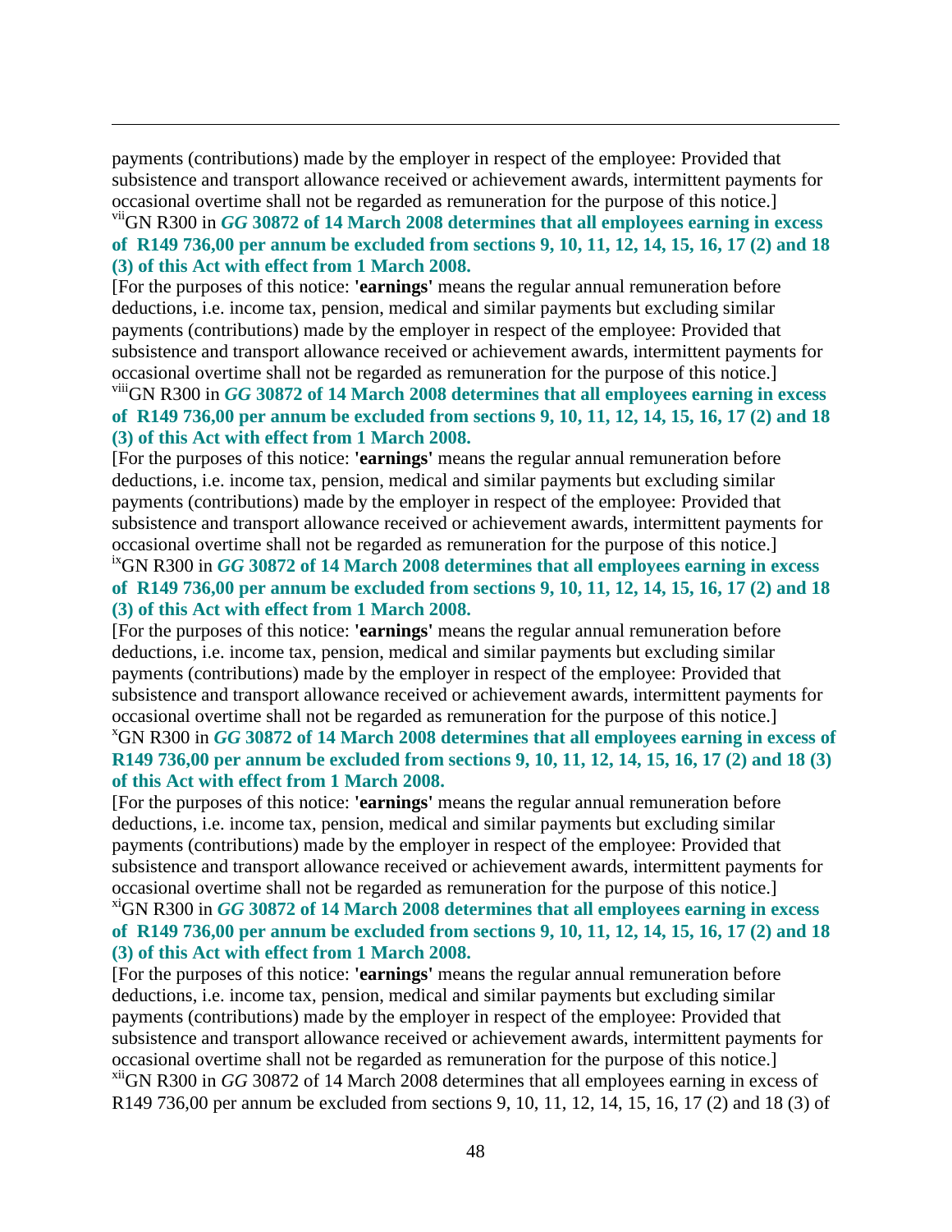payments (contributions) made by the employer in respect of the employee: Provided that subsistence and transport allowance received or achievement awards, intermittent payments for occasional overtime shall not be regarded as remuneration for the purpose of this notice.]

[vii]GN R300 in ***GG* 30872 of 14 March 2008 determines that all employees earning in excess of R149 736,00 per annum be excluded from sections 9, 10, 11, 12, 14, 15, 16, 17 (2) and 18 (3) of this Act with effect from 1 March 2008.**

[For the purposes of this notice: **'earnings'** means the regular annual remuneration before deductions, i.e. income tax, pension, medical and similar payments but excluding similar payments (contributions) made by the employer in respect of the employee: Provided that subsistence and transport allowance received or achievement awards, intermittent payments for occasional overtime shall not be regarded as remuneration for the purpose of this notice.]

[viii]GN R300 in ***GG* 30872 of 14 March 2008 determines that all employees earning in excess of R149 736,00 per annum be excluded from sections 9, 10, 11, 12, 14, 15, 16, 17 (2) and 18 (3) of this Act with effect from 1 March 2008.**

[For the purposes of this notice: **'earnings'** means the regular annual remuneration before deductions, i.e. income tax, pension, medical and similar payments but excluding similar payments (contributions) made by the employer in respect of the employee: Provided that subsistence and transport allowance received or achievement awards, intermittent payments for occasional overtime shall not be regarded as remuneration for the purpose of this notice.]

[ix]GN R300 in ***GG* 30872 of 14 March 2008 determines that all employees earning in excess of R149 736,00 per annum be excluded from sections 9, 10, 11, 12, 14, 15, 16, 17 (2) and 18 (3) of this Act with effect from 1 March 2008.**

[For the purposes of this notice: **'earnings'** means the regular annual remuneration before deductions, i.e. income tax, pension, medical and similar payments but excluding similar payments (contributions) made by the employer in respect of the employee: Provided that subsistence and transport allowance received or achievement awards, intermittent payments for occasional overtime shall not be regarded as remuneration for the purpose of this notice.]

[x]GN R300 in ***GG* 30872 of 14 March 2008 determines that all employees earning in excess of R149 736,00 per annum be excluded from sections 9, 10, 11, 12, 14, 15, 16, 17 (2) and 18 (3) of this Act with effect from 1 March 2008.**

[For the purposes of this notice: **'earnings'** means the regular annual remuneration before deductions, i.e. income tax, pension, medical and similar payments but excluding similar payments (contributions) made by the employer in respect of the employee: Provided that subsistence and transport allowance received or achievement awards, intermittent payments for occasional overtime shall not be regarded as remuneration for the purpose of this notice.]

[xi]GN R300 in ***GG* 30872 of 14 March 2008 determines that all employees earning in excess of R149 736,00 per annum be excluded from sections 9, 10, 11, 12, 14, 15, 16, 17 (2) and 18 (3) of this Act with effect from 1 March 2008.**

[For the purposes of this notice: **'earnings'** means the regular annual remuneration before deductions, i.e. income tax, pension, medical and similar payments but excluding similar payments (contributions) made by the employer in respect of the employee: Provided that subsistence and transport allowance received or achievement awards, intermittent payments for occasional overtime shall not be regarded as remuneration for the purpose of this notice.]

[xii]GN R300 in *GG* 30872 of 14 March 2008 determines that all employees earning in excess of R149 736,00 per annum be excluded from sections 9, 10, 11, 12, 14, 15, 16, 17 (2) and 18 (3) of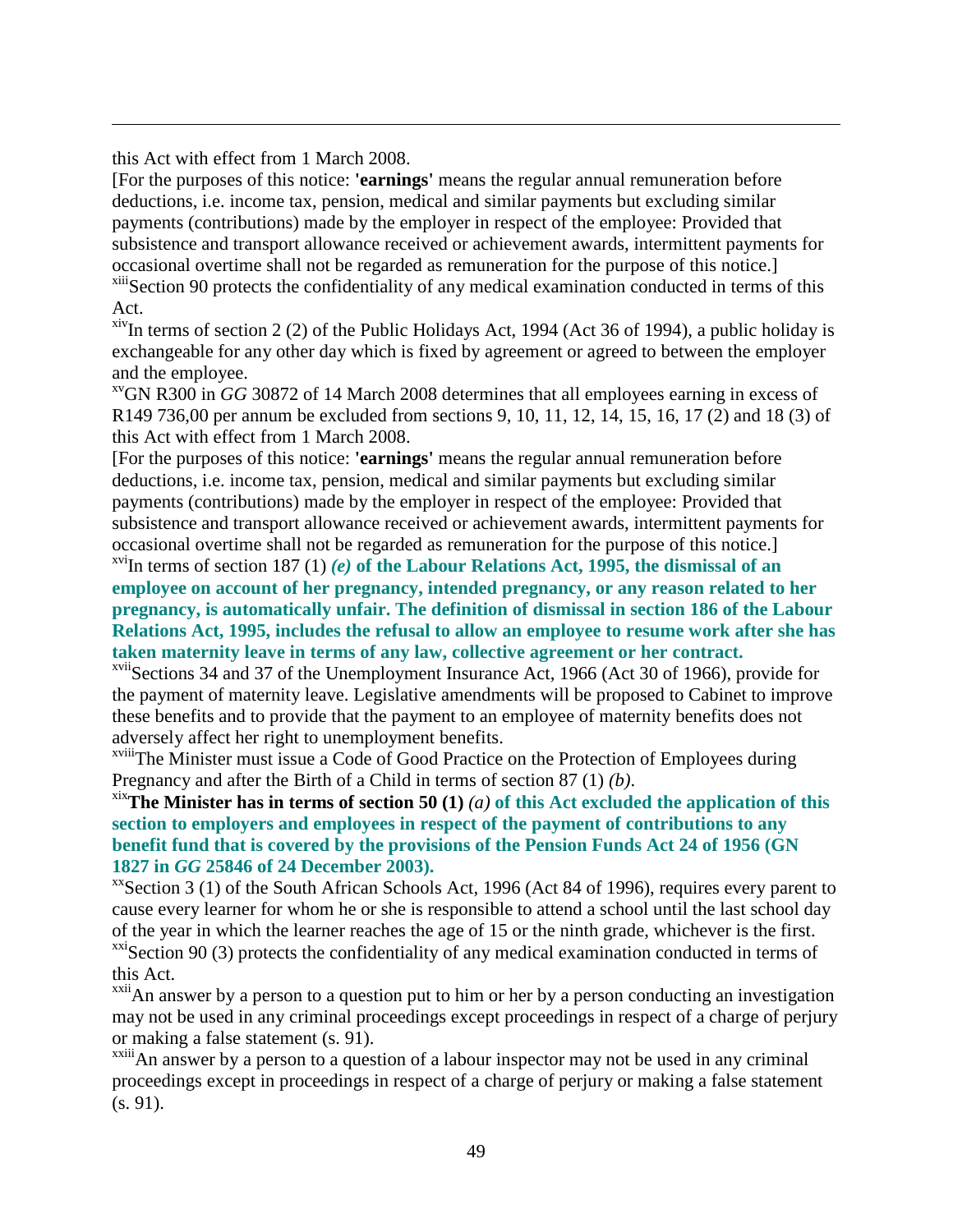this Act with effect from 1 March 2008.

[For the purposes of this notice: **'earnings'** means the regular annual remuneration before deductions, i.e. income tax, pension, medical and similar payments but excluding similar payments (contributions) made by the employer in respect of the employee: Provided that subsistence and transport allowance received or achievement awards, intermittent payments for occasional overtime shall not be regarded as remuneration for the purpose of this notice.]

[xiii] Section 90 protects the confidentiality of any medical examination conducted in terms of this Act.

[xiv] In terms of section 2 (2) of the Public Holidays Act, 1994 (Act 36 of 1994), a public holiday is exchangeable for any other day which is fixed by agreement or agreed to between the employer and the employee.

[xv] GN R300 in *GG* 30872 of 14 March 2008 determines that all employees earning in excess of R149 736,00 per annum be excluded from sections 9, 10, 11, 12, 14, 15, 16, 17 (2) and 18 (3) of this Act with effect from 1 March 2008.

[For the purposes of this notice: **'earnings'** means the regular annual remuneration before deductions, i.e. income tax, pension, medical and similar payments but excluding similar payments (contributions) made by the employer in respect of the employee: Provided that subsistence and transport allowance received or achievement awards, intermittent payments for occasional overtime shall not be regarded as remuneration for the purpose of this notice.]

[xvi] In terms of section 187 (1) ***(e)* of the Labour Relations Act, 1995, the dismissal of an employee on account of her pregnancy, intended pregnancy, or any reason related to her pregnancy, is automatically unfair. The definition of dismissal in section 186 of the Labour Relations Act, 1995, includes the refusal to allow an employee to resume work after she has taken maternity leave in terms of any law, collective agreement or her contract.**

[xvii] Sections 34 and 37 of the Unemployment Insurance Act, 1966 (Act 30 of 1966), provide for the payment of maternity leave. Legislative amendments will be proposed to Cabinet to improve these benefits and to provide that the payment to an employee of maternity benefits does not adversely affect her right to unemployment benefits.

[xviii] The Minister must issue a Code of Good Practice on the Protection of Employees during Pregnancy and after the Birth of a Child in terms of section 87 (1) *(b)*.

[xix] **The Minister has in terms of section 50 (1)** *(a)* **of this Act excluded the application of this section to employers and employees in respect of the payment of contributions to any benefit fund that is covered by the provisions of the Pension Funds Act 24 of 1956 (GN 1827 in *GG* 25846 of 24 December 2003).**

[xx] Section 3 (1) of the South African Schools Act, 1996 (Act 84 of 1996), requires every parent to cause every learner for whom he or she is responsible to attend a school until the last school day of the year in which the learner reaches the age of 15 or the ninth grade, whichever is the first.

[xxi] Section 90 (3) protects the confidentiality of any medical examination conducted in terms of this Act.

[xxii] An answer by a person to a question put to him or her by a person conducting an investigation may not be used in any criminal proceedings except proceedings in respect of a charge of perjury or making a false statement (s. 91).

[xxiii] An answer by a person to a question of a labour inspector may not be used in any criminal proceedings except in proceedings in respect of a charge of perjury or making a false statement (s. 91).